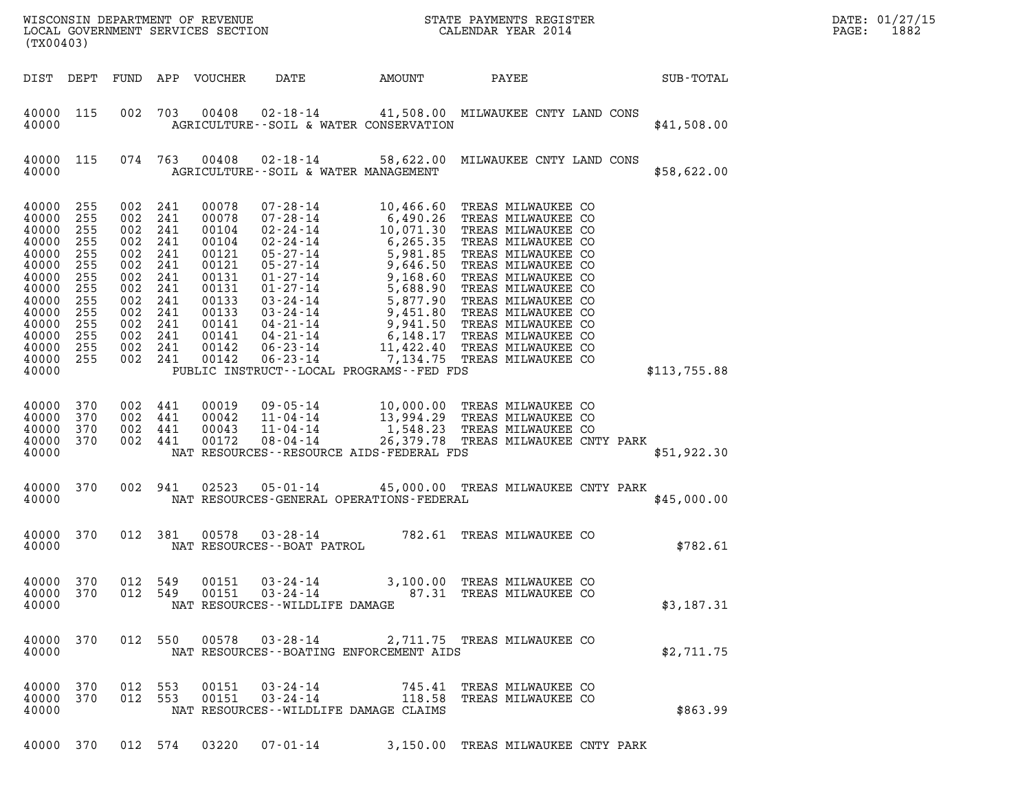WISCONSIN DEPARTMENT OF REVENUE
LOCAL GOVERNMENT SERVICES SECTION
(TX00403)

STATE PAYMENTS REGISTER
CALENDAR YEAR 2014

DATE: 01/27/15
PAGE: 1882

| DIST | DEPT | FUND | APP | VOUCHER | DATE | AMOUNT | PAYEE | SUB-TOTAL |
|---|---|---|---|---|---|---|---|---|
| 40000 | 115 | 002 | 703 | 00408 | 02-18-14 | 41,508.00 | MILWAUKEE CNTY LAND CONS | |
| 40000 | | | | | AGRICULTURE--SOIL & WATER CONSERVATION | | | $41,508.00 |
| 40000 | 115 | 074 | 763 | 00408 | 02-18-14 | 58,622.00 | MILWAUKEE CNTY LAND CONS | |
| 40000 | | | | | AGRICULTURE--SOIL & WATER MANAGEMENT | | | $58,622.00 |
| 40000 | 255 | 002 | 241 | 00078 | 07-28-14 | 10,466.60 | TREAS MILWAUKEE CO | |
| 40000 | 255 | 002 | 241 | 00078 | 07-28-14 | 6,490.26 | TREAS MILWAUKEE CO | |
| 40000 | 255 | 002 | 241 | 00104 | 02-24-14 | 10,071.30 | TREAS MILWAUKEE CO | |
| 40000 | 255 | 002 | 241 | 00104 | 02-24-14 | 6,265.35 | TREAS MILWAUKEE CO | |
| 40000 | 255 | 002 | 241 | 00121 | 05-27-14 | 5,981.85 | TREAS MILWAUKEE CO | |
| 40000 | 255 | 002 | 241 | 00121 | 05-27-14 | 9,646.50 | TREAS MILWAUKEE CO | |
| 40000 | 255 | 002 | 241 | 00131 | 01-27-14 | 9,168.60 | TREAS MILWAUKEE CO | |
| 40000 | 255 | 002 | 241 | 00131 | 01-27-14 | 5,688.90 | TREAS MILWAUKEE CO | |
| 40000 | 255 | 002 | 241 | 00133 | 03-24-14 | 5,877.90 | TREAS MILWAUKEE CO | |
| 40000 | 255 | 002 | 241 | 00133 | 03-24-14 | 9,451.80 | TREAS MILWAUKEE CO | |
| 40000 | 255 | 002 | 241 | 00141 | 04-21-14 | 9,941.50 | TREAS MILWAUKEE CO | |
| 40000 | 255 | 002 | 241 | 00141 | 04-21-14 | 6,148.17 | TREAS MILWAUKEE CO | |
| 40000 | 255 | 002 | 241 | 00142 | 06-23-14 | 11,422.40 | TREAS MILWAUKEE CO | |
| 40000 | 255 | 002 | 241 | 00142 | 06-23-14 | 7,134.75 | TREAS MILWAUKEE CO | |
| 40000 | | | | | PUBLIC INSTRUCT--LOCAL PROGRAMS--FED FDS | | | $113,755.88 |
| 40000 | 370 | 002 | 441 | 00019 | 09-05-14 | 10,000.00 | TREAS MILWAUKEE CO | |
| 40000 | 370 | 002 | 441 | 00042 | 11-04-14 | 13,994.29 | TREAS MILWAUKEE CO | |
| 40000 | 370 | 002 | 441 | 00043 | 11-04-14 | 1,548.23 | TREAS MILWAUKEE CO | |
| 40000 | 370 | 002 | 441 | 00172 | 08-04-14 | 26,379.78 | TREAS MILWAUKEE CNTY PARK | |
| 40000 | | | | | NAT RESOURCES--RESOURCE AIDS-FEDERAL FDS | | | $51,922.30 |
| 40000 | 370 | 002 | 941 | 02523 | 05-01-14 | 45,000.00 | TREAS MILWAUKEE CNTY PARK | |
| 40000 | | | | | NAT RESOURCES-GENERAL OPERATIONS-FEDERAL | | | $45,000.00 |
| 40000 | 370 | 012 | 381 | 00578 | 03-28-14 | 782.61 | TREAS MILWAUKEE CO | |
| 40000 | | | | | NAT RESOURCES--BOAT PATROL | | | $782.61 |
| 40000 | 370 | 012 | 549 | 00151 | 03-24-14 | 3,100.00 | TREAS MILWAUKEE CO | |
| 40000 | 370 | 012 | 549 | 00151 | 03-24-14 | 87.31 | TREAS MILWAUKEE CO | |
| 40000 | | | | | NAT RESOURCES--WILDLIFE DAMAGE | | | $3,187.31 |
| 40000 | 370 | 012 | 550 | 00578 | 03-28-14 | 2,711.75 | TREAS MILWAUKEE CO | |
| 40000 | | | | | NAT RESOURCES--BOATING ENFORCEMENT AIDS | | | $2,711.75 |
| 40000 | 370 | 012 | 553 | 00151 | 03-24-14 | 745.41 | TREAS MILWAUKEE CO | |
| 40000 | 370 | 012 | 553 | 00151 | 03-24-14 | 118.58 | TREAS MILWAUKEE CO | |
| 40000 | | | | | NAT RESOURCES--WILDLIFE DAMAGE CLAIMS | | | $863.99 |
| 40000 | 370 | 012 | 574 | 03220 | 07-01-14 | 3,150.00 | TREAS MILWAUKEE CNTY PARK | |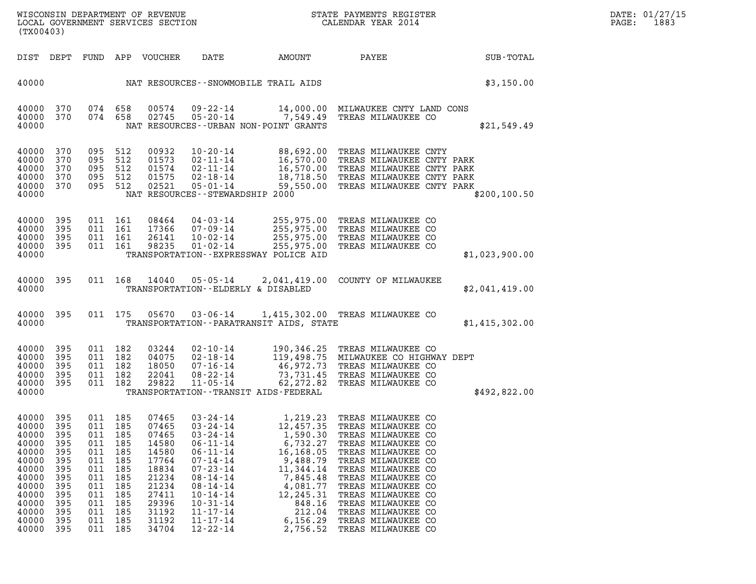WISCONSIN DEPARTMENT OF REVENUE
LOCAL GOVERNMENT SERVICES SECTION
(TX00403)

STATE PAYMENTS REGISTER
CALENDAR YEAR 2014

DATE: 01/27/15

| DIST | DEPT | FUND | APP | VOUCHER | DATE | AMOUNT | PAYEE | SUB-TOTAL |
|---|---|---|---|---|---|---|---|---|
| 40000 | | | | | NAT RESOURCES--SNOWMOBILE TRAIL AIDS | | | $3,150.00 |
| 40000 | 370 | 074 | 658 | 00574 | 09-22-14 | 14,000.00 | MILWAUKEE CNTY LAND CONS | |
| 40000 | 370 | 074 | 658 | 02745 | 05-20-14 | 7,549.49 | TREAS MILWAUKEE CO | |
| 40000 | | | | | NAT RESOURCES--URBAN NON-POINT GRANTS | | | $21,549.49 |
| 40000 | 370 | 095 | 512 | 00932 | 10-20-14 | 88,692.00 | TREAS MILWAUKEE CNTY | |
| 40000 | 370 | 095 | 512 | 01573 | 02-11-14 | 16,570.00 | TREAS MILWAUKEE CNTY PARK | |
| 40000 | 370 | 095 | 512 | 01574 | 02-11-14 | 16,570.00 | TREAS MILWAUKEE CNTY PARK | |
| 40000 | 370 | 095 | 512 | 01575 | 02-18-14 | 18,718.50 | TREAS MILWAUKEE CNTY PARK | |
| 40000 | 370 | 095 | 512 | 02521 | 05-01-14 | 59,550.00 | TREAS MILWAUKEE CNTY PARK | |
| 40000 | | | | | NAT RESOURCES--STEWARDSHIP 2000 | | | $200,100.50 |
| 40000 | 395 | 011 | 161 | 08464 | 04-03-14 | 255,975.00 | TREAS MILWAUKEE CO | |
| 40000 | 395 | 011 | 161 | 17366 | 07-09-14 | 255,975.00 | TREAS MILWAUKEE CO | |
| 40000 | 395 | 011 | 161 | 26141 | 10-02-14 | 255,975.00 | TREAS MILWAUKEE CO | |
| 40000 | 395 | 011 | 161 | 98235 | 01-02-14 | 255,975.00 | TREAS MILWAUKEE CO | |
| 40000 | | | | | TRANSPORTATION--EXPRESSWAY POLICE AID | | | $1,023,900.00 |
| 40000 | 395 | 011 | 168 | 14040 | 05-05-14 | 2,041,419.00 | COUNTY OF MILWAUKEE | |
| 40000 | | | | | TRANSPORTATION--ELDERLY & DISABLED | | | $2,041,419.00 |
| 40000 | 395 | 011 | 175 | 05670 | 03-06-14 | 1,415,302.00 | TREAS MILWAUKEE CO | |
| 40000 | | | | | TRANSPORTATION--PARATRANSIT AIDS, STATE | | | $1,415,302.00 |
| 40000 | 395 | 011 | 182 | 03244 | 02-10-14 | 190,346.25 | TREAS MILWAUKEE CO | |
| 40000 | 395 | 011 | 182 | 04075 | 02-18-14 | 119,498.75 | MILWAUKEE CO HIGHWAY DEPT | |
| 40000 | 395 | 011 | 182 | 18050 | 07-16-14 | 46,972.73 | TREAS MILWAUKEE CO | |
| 40000 | 395 | 011 | 182 | 22041 | 08-22-14 | 73,731.45 | TREAS MILWAUKEE CO | |
| 40000 | 395 | 011 | 182 | 29822 | 11-05-14 | 62,272.82 | TREAS MILWAUKEE CO | |
| 40000 | | | | | TRANSPORTATION--TRANSIT AIDS-FEDERAL | | | $492,822.00 |
| 40000 | 395 | 011 | 185 | 07465 | 03-24-14 | 1,219.23 | TREAS MILWAUKEE CO | |
| 40000 | 395 | 011 | 185 | 07465 | 03-24-14 | 12,457.35 | TREAS MILWAUKEE CO | |
| 40000 | 395 | 011 | 185 | 07465 | 03-24-14 | 1,590.30 | TREAS MILWAUKEE CO | |
| 40000 | 395 | 011 | 185 | 14580 | 06-11-14 | 6,732.27 | TREAS MILWAUKEE CO | |
| 40000 | 395 | 011 | 185 | 14580 | 06-11-14 | 16,168.05 | TREAS MILWAUKEE CO | |
| 40000 | 395 | 011 | 185 | 17764 | 07-14-14 | 9,488.79 | TREAS MILWAUKEE CO | |
| 40000 | 395 | 011 | 185 | 18834 | 07-23-14 | 11,344.14 | TREAS MILWAUKEE CO | |
| 40000 | 395 | 011 | 185 | 21234 | 08-14-14 | 7,845.48 | TREAS MILWAUKEE CO | |
| 40000 | 395 | 011 | 185 | 21234 | 08-14-14 | 4,081.77 | TREAS MILWAUKEE CO | |
| 40000 | 395 | 011 | 185 | 27411 | 10-14-14 | 12,245.31 | TREAS MILWAUKEE CO | |
| 40000 | 395 | 011 | 185 | 29396 | 10-31-14 | 848.16 | TREAS MILWAUKEE CO | |
| 40000 | 395 | 011 | 185 | 31192 | 11-17-14 | 212.04 | TREAS MILWAUKEE CO | |
| 40000 | 395 | 011 | 185 | 31192 | 11-17-14 | 6,156.29 | TREAS MILWAUKEE CO | |
| 40000 | 395 | 011 | 185 | 34704 | 12-22-14 | 2,756.52 | TREAS MILWAUKEE CO | |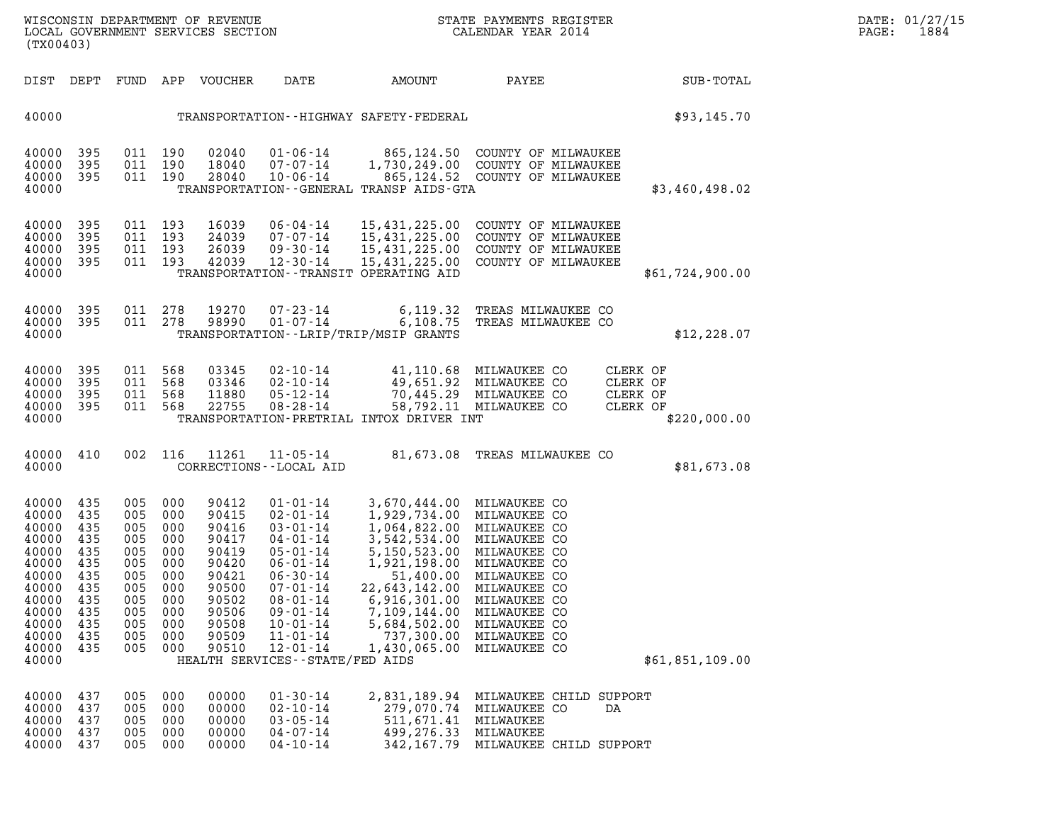| DIST | DEPT | FUND | APP | VOUCHER | DATE | AMOUNT | PAYEE | SUB-TOTAL |
|---|---|---|---|---|---|---|---|---|
| 40000 | | | | | | TRANSPORTATION--HIGHWAY SAFETY-FEDERAL | | $93,145.70 |
| 40000 | 395 | 011 | 190 | 02040 | 01-06-14 | 865,124.50 | COUNTY OF MILWAUKEE | |
| 40000 | 395 | 011 | 190 | 18040 | 07-07-14 | 1,730,249.00 | COUNTY OF MILWAUKEE | |
| 40000 | 395 | 011 | 190 | 28040 | 10-06-14 | 865,124.52 | COUNTY OF MILWAUKEE | |
| 40000 | | | | | | TRANSPORTATION--GENERAL TRANSP AIDS-GTA | | $3,460,498.02 |
| 40000 | 395 | 011 | 193 | 16039 | 06-04-14 | 15,431,225.00 | COUNTY OF MILWAUKEE | |
| 40000 | 395 | 011 | 193 | 24039 | 07-07-14 | 15,431,225.00 | COUNTY OF MILWAUKEE | |
| 40000 | 395 | 011 | 193 | 26039 | 09-30-14 | 15,431,225.00 | COUNTY OF MILWAUKEE | |
| 40000 | 395 | 011 | 193 | 42039 | 12-30-14 | 15,431,225.00 | COUNTY OF MILWAUKEE | |
| 40000 | | | | | | TRANSPORTATION--TRANSIT OPERATING AID | | $61,724,900.00 |
| 40000 | 395 | 011 | 278 | 19270 | 07-23-14 | 6,119.32 | TREAS MILWAUKEE CO | |
| 40000 | 395 | 011 | 278 | 98990 | 01-07-14 | 6,108.75 | TREAS MILWAUKEE CO | |
| 40000 | | | | | | TRANSPORTATION--LRIP/TRIP/MSIP GRANTS | | $12,228.07 |
| 40000 | 395 | 011 | 568 | 03345 | 02-10-14 | 41,110.68 | MILWAUKEE CO CLERK OF | |
| 40000 | 395 | 011 | 568 | 03346 | 02-10-14 | 49,651.92 | MILWAUKEE CO CLERK OF | |
| 40000 | 395 | 011 | 568 | 11880 | 05-12-14 | 70,445.29 | MILWAUKEE CO CLERK OF | |
| 40000 | 395 | 011 | 568 | 22755 | 08-28-14 | 58,792.11 | MILWAUKEE CO CLERK OF | |
| 40000 | | | | | | TRANSPORTATION-PRETRIAL INTOX DRIVER INT | | $220,000.00 |
| 40000 | 410 | 002 | 116 | 11261 | 11-05-14 | 81,673.08 | TREAS MILWAUKEE CO | |
| 40000 | | | | | | CORRECTIONS--LOCAL AID | | $81,673.08 |
| 40000 | 435 | 005 | 000 | 90412 | 01-01-14 | 3,670,444.00 | MILWAUKEE CO | |
| 40000 | 435 | 005 | 000 | 90415 | 02-01-14 | 1,929,734.00 | MILWAUKEE CO | |
| 40000 | 435 | 005 | 000 | 90416 | 03-01-14 | 1,064,822.00 | MILWAUKEE CO | |
| 40000 | 435 | 005 | 000 | 90417 | 04-01-14 | 3,542,534.00 | MILWAUKEE CO | |
| 40000 | 435 | 005 | 000 | 90419 | 05-01-14 | 5,150,523.00 | MILWAUKEE CO | |
| 40000 | 435 | 005 | 000 | 90420 | 06-01-14 | 1,921,198.00 | MILWAUKEE CO | |
| 40000 | 435 | 005 | 000 | 90421 | 06-30-14 | 51,400.00 | MILWAUKEE CO | |
| 40000 | 435 | 005 | 000 | 90500 | 07-01-14 | 22,643,142.00 | MILWAUKEE CO | |
| 40000 | 435 | 005 | 000 | 90502 | 08-01-14 | 6,916,301.00 | MILWAUKEE CO | |
| 40000 | 435 | 005 | 000 | 90506 | 09-01-14 | 7,109,144.00 | MILWAUKEE CO | |
| 40000 | 435 | 005 | 000 | 90508 | 10-01-14 | 5,684,502.00 | MILWAUKEE CO | |
| 40000 | 435 | 005 | 000 | 90509 | 11-01-14 | 737,300.00 | MILWAUKEE CO | |
| 40000 | 435 | 005 | 000 | 90510 | 12-01-14 | 1,430,065.00 | MILWAUKEE CO | |
| 40000 | | | | | | HEALTH SERVICES--STATE/FED AIDS | | $61,851,109.00 |
| 40000 | 437 | 005 | 000 | 00000 | 01-30-14 | 2,831,189.94 | MILWAUKEE CHILD SUPPORT | |
| 40000 | 437 | 005 | 000 | 00000 | 02-10-14 | 279,070.74 | MILWAUKEE CO DA | |
| 40000 | 437 | 005 | 000 | 00000 | 03-05-14 | 511,671.41 | MILWAUKEE | |
| 40000 | 437 | 005 | 000 | 00000 | 04-07-14 | 499,276.33 | MILWAUKEE | |
| 40000 | 437 | 005 | 000 | 00000 | 04-10-14 | 342,167.79 | MILWAUKEE CHILD SUPPORT | |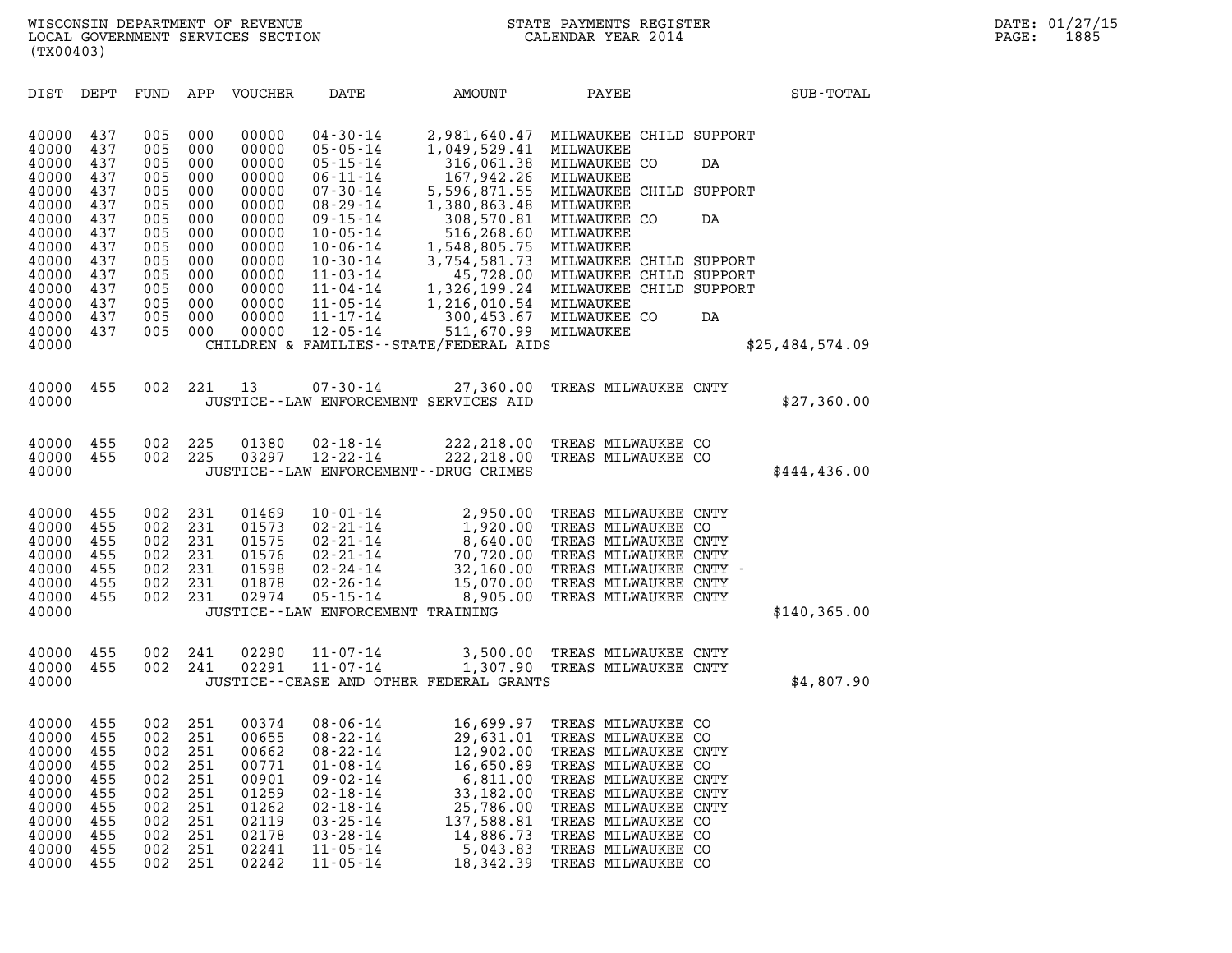WISCONSIN DEPARTMENT OF REVENUE
LOCAL GOVERNMENT SERVICES SECTION
(TX00403)

STATE PAYMENTS REGISTER
CALENDAR YEAR 2014

DATE: 01/27/15

| DIST | DEPT | FUND | APP | VOUCHER | DATE | AMOUNT | PAYEE | SUB-TOTAL |
|---|---|---|---|---|---|---|---|---|
| 40000 | 437 | 005 | 000 | 00000 | 04-30-14 | 2,981,640.47 | MILWAUKEE CHILD SUPPORT | |
| 40000 | 437 | 005 | 000 | 00000 | 05-05-14 | 1,049,529.41 | MILWAUKEE | |
| 40000 | 437 | 005 | 000 | 00000 | 05-15-14 | 316,061.38 | MILWAUKEE CO DA | |
| 40000 | 437 | 005 | 000 | 00000 | 06-11-14 | 167,942.26 | MILWAUKEE | |
| 40000 | 437 | 005 | 000 | 00000 | 07-30-14 | 5,596,871.55 | MILWAUKEE CHILD SUPPORT | |
| 40000 | 437 | 005 | 000 | 00000 | 08-29-14 | 1,380,863.48 | MILWAUKEE | |
| 40000 | 437 | 005 | 000 | 00000 | 09-15-14 | 308,570.81 | MILWAUKEE CO DA | |
| 40000 | 437 | 005 | 000 | 00000 | 10-05-14 | 516,268.60 | MILWAUKEE | |
| 40000 | 437 | 005 | 000 | 00000 | 10-06-14 | 1,548,805.75 | MILWAUKEE | |
| 40000 | 437 | 005 | 000 | 00000 | 10-30-14 | 3,754,581.73 | MILWAUKEE CHILD SUPPORT | |
| 40000 | 437 | 005 | 000 | 00000 | 11-03-14 | 45,728.00 | MILWAUKEE CHILD SUPPORT | |
| 40000 | 437 | 005 | 000 | 00000 | 11-04-14 | 1,326,199.24 | MILWAUKEE CHILD SUPPORT | |
| 40000 | 437 | 005 | 000 | 00000 | 11-05-14 | 1,216,010.54 | MILWAUKEE | |
| 40000 | 437 | 005 | 000 | 00000 | 11-17-14 | 300,453.67 | MILWAUKEE CO DA | |
| 40000 | 437 | 005 | 000 | 00000 | 12-05-14 | 511,670.99 | MILWAUKEE | |
| 40000 | | | | | CHILDREN & FAMILIES--STATE/FEDERAL AIDS | | | $25,484,574.09 |
| 40000 | 455 | 002 | 221 | 13 | 07-30-14 | 27,360.00 | TREAS MILWAUKEE CNTY | |
| 40000 | | | | | JUSTICE--LAW ENFORCEMENT SERVICES AID | | | $27,360.00 |
| 40000 | 455 | 002 | 225 | 01380 | 02-18-14 | 222,218.00 | TREAS MILWAUKEE CO | |
| 40000 | 455 | 002 | 225 | 03297 | 12-22-14 | 222,218.00 | TREAS MILWAUKEE CO | |
| 40000 | | | | | JUSTICE--LAW ENFORCEMENT--DRUG CRIMES | | | $444,436.00 |
| 40000 | 455 | 002 | 231 | 01469 | 10-01-14 | 2,950.00 | TREAS MILWAUKEE CNTY | |
| 40000 | 455 | 002 | 231 | 01573 | 02-21-14 | 1,920.00 | TREAS MILWAUKEE CO | |
| 40000 | 455 | 002 | 231 | 01575 | 02-21-14 | 8,640.00 | TREAS MILWAUKEE CNTY | |
| 40000 | 455 | 002 | 231 | 01576 | 02-21-14 | 70,720.00 | TREAS MILWAUKEE CNTY | |
| 40000 | 455 | 002 | 231 | 01598 | 02-24-14 | 32,160.00 | TREAS MILWAUKEE CNTY - | |
| 40000 | 455 | 002 | 231 | 01878 | 02-26-14 | 15,070.00 | TREAS MILWAUKEE CNTY | |
| 40000 | 455 | 002 | 231 | 02974 | 05-15-14 | 8,905.00 | TREAS MILWAUKEE CNTY | |
| 40000 | | | | | JUSTICE--LAW ENFORCEMENT TRAINING | | | $140,365.00 |
| 40000 | 455 | 002 | 241 | 02290 | 11-07-14 | 3,500.00 | TREAS MILWAUKEE CNTY | |
| 40000 | 455 | 002 | 241 | 02291 | 11-07-14 | 1,307.90 | TREAS MILWAUKEE CNTY | |
| 40000 | | | | | JUSTICE--CEASE AND OTHER FEDERAL GRANTS | | | $4,807.90 |
| 40000 | 455 | 002 | 251 | 00374 | 08-06-14 | 16,699.97 | TREAS MILWAUKEE CO | |
| 40000 | 455 | 002 | 251 | 00655 | 08-22-14 | 29,631.01 | TREAS MILWAUKEE CO | |
| 40000 | 455 | 002 | 251 | 00662 | 08-22-14 | 12,902.00 | TREAS MILWAUKEE CNTY | |
| 40000 | 455 | 002 | 251 | 00771 | 01-08-14 | 16,650.89 | TREAS MILWAUKEE CO | |
| 40000 | 455 | 002 | 251 | 00901 | 09-02-14 | 6,811.00 | TREAS MILWAUKEE CNTY | |
| 40000 | 455 | 002 | 251 | 01259 | 02-18-14 | 33,182.00 | TREAS MILWAUKEE CNTY | |
| 40000 | 455 | 002 | 251 | 01262 | 02-18-14 | 25,786.00 | TREAS MILWAUKEE CNTY | |
| 40000 | 455 | 002 | 251 | 02119 | 03-25-14 | 137,588.81 | TREAS MILWAUKEE CO | |
| 40000 | 455 | 002 | 251 | 02178 | 03-28-14 | 14,886.73 | TREAS MILWAUKEE CO | |
| 40000 | 455 | 002 | 251 | 02241 | 11-05-14 | 5,043.83 | TREAS MILWAUKEE CO | |
| 40000 | 455 | 002 | 251 | 02242 | 11-05-14 | 18,342.39 | TREAS MILWAUKEE CO | |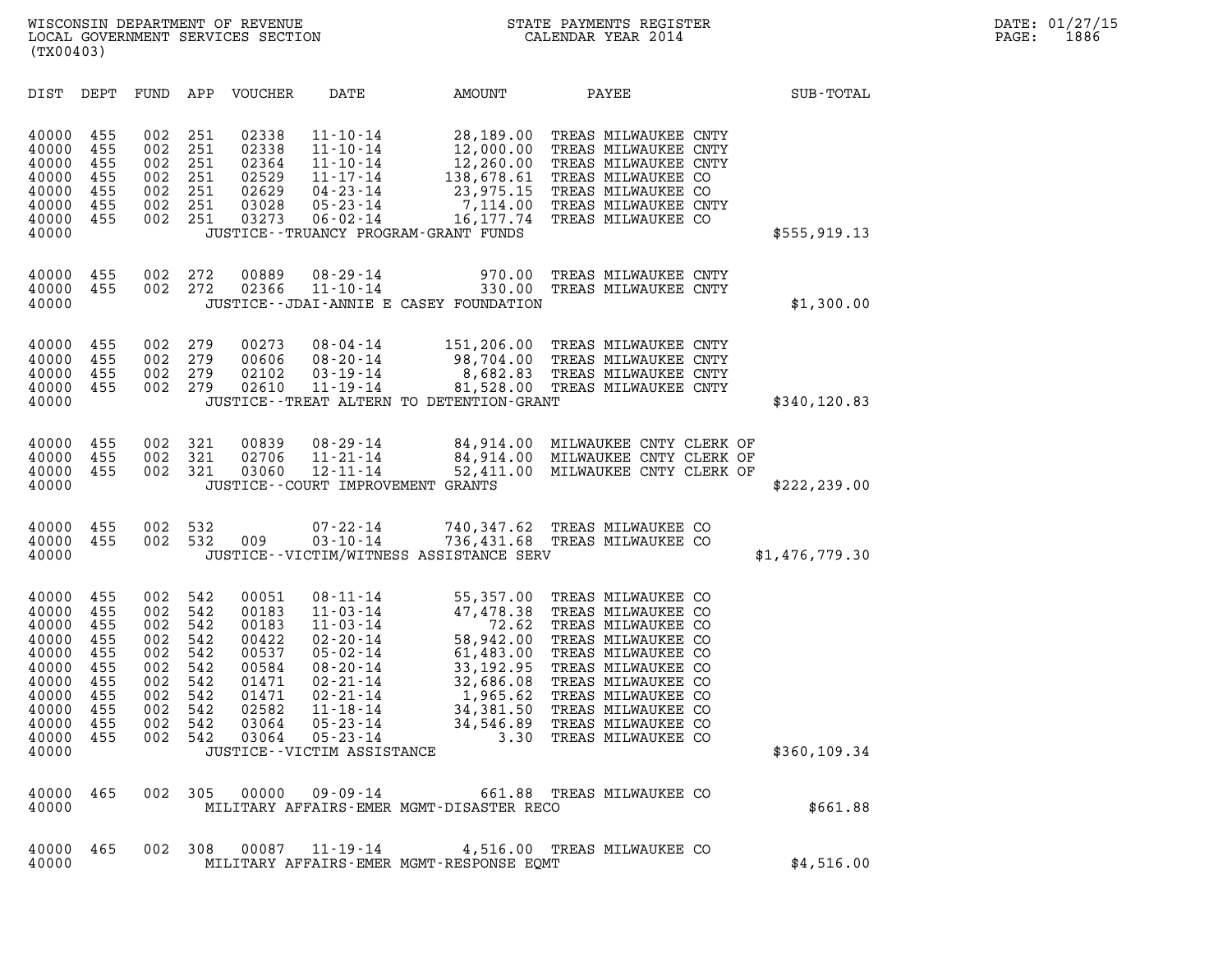WISCONSIN DEPARTMENT OF REVENUE
LOCAL GOVERNMENT SERVICES SECTION
(TX00403)

STATE PAYMENTS REGISTER
CALENDAR YEAR 2014

DATE: 01/27/15

| DIST | DEPT | FUND | APP | VOUCHER | DATE | AMOUNT | PAYEE | SUB-TOTAL |
|---|---|---|---|---|---|---|---|---|
| 40000 | 455 | 002 | 251 | 02338 | 11-10-14 | 28,189.00 | TREAS MILWAUKEE CNTY | |
| 40000 | 455 | 002 | 251 | 02338 | 11-10-14 | 12,000.00 | TREAS MILWAUKEE CNTY | |
| 40000 | 455 | 002 | 251 | 02364 | 11-10-14 | 12,260.00 | TREAS MILWAUKEE CNTY | |
| 40000 | 455 | 002 | 251 | 02529 | 11-17-14 | 138,678.61 | TREAS MILWAUKEE CO | |
| 40000 | 455 | 002 | 251 | 02629 | 04-23-14 | 23,975.15 | TREAS MILWAUKEE CO | |
| 40000 | 455 | 002 | 251 | 03028 | 05-23-14 | 7,114.00 | TREAS MILWAUKEE CNTY | |
| 40000 | 455 | 002 | 251 | 03273 | 06-02-14 | 16,177.74 | TREAS MILWAUKEE CO | |
| 40000 | | | | | JUSTICE--TRUANCY PROGRAM-GRANT FUNDS | | | $555,919.13 |
| 40000 | 455 | 002 | 272 | 00889 | 08-29-14 | 970.00 | TREAS MILWAUKEE CNTY | |
| 40000 | 455 | 002 | 272 | 02366 | 11-10-14 | 330.00 | TREAS MILWAUKEE CNTY | |
| 40000 | | | | | JUSTICE--JDAI-ANNIE E CASEY FOUNDATION | | | $1,300.00 |
| 40000 | 455 | 002 | 279 | 00273 | 08-04-14 | 151,206.00 | TREAS MILWAUKEE CNTY | |
| 40000 | 455 | 002 | 279 | 00606 | 08-20-14 | 98,704.00 | TREAS MILWAUKEE CNTY | |
| 40000 | 455 | 002 | 279 | 02102 | 03-19-14 | 8,682.83 | TREAS MILWAUKEE CNTY | |
| 40000 | 455 | 002 | 279 | 02610 | 11-19-14 | 81,528.00 | TREAS MILWAUKEE CNTY | |
| 40000 | | | | | JUSTICE--TREAT ALTERN TO DETENTION-GRANT | | | $340,120.83 |
| 40000 | 455 | 002 | 321 | 00839 | 08-29-14 | 84,914.00 | MILWAUKEE CNTY CLERK OF | |
| 40000 | 455 | 002 | 321 | 02706 | 11-21-14 | 84,914.00 | MILWAUKEE CNTY CLERK OF | |
| 40000 | 455 | 002 | 321 | 03060 | 12-11-14 | 52,411.00 | MILWAUKEE CNTY CLERK OF | |
| 40000 | | | | | JUSTICE--COURT IMPROVEMENT GRANTS | | | $222,239.00 |
| 40000 | 455 | 002 | 532 | | 07-22-14 | 740,347.62 | TREAS MILWAUKEE CO | |
| 40000 | 455 | 002 | 532 | 009 | 03-10-14 | 736,431.68 | TREAS MILWAUKEE CO | |
| 40000 | | | | | JUSTICE--VICTIM/WITNESS ASSISTANCE SERV | | | $1,476,779.30 |
| 40000 | 455 | 002 | 542 | 00051 | 08-11-14 | 55,357.00 | TREAS MILWAUKEE CO | |
| 40000 | 455 | 002 | 542 | 00183 | 11-03-14 | 47,478.38 | TREAS MILWAUKEE CO | |
| 40000 | 455 | 002 | 542 | 00183 | 11-03-14 | 72.62 | TREAS MILWAUKEE CO | |
| 40000 | 455 | 002 | 542 | 00422 | 02-20-14 | 58,942.00 | TREAS MILWAUKEE CO | |
| 40000 | 455 | 002 | 542 | 00537 | 05-02-14 | 61,483.00 | TREAS MILWAUKEE CO | |
| 40000 | 455 | 002 | 542 | 00584 | 08-20-14 | 33,192.95 | TREAS MILWAUKEE CO | |
| 40000 | 455 | 002 | 542 | 01471 | 02-21-14 | 32,686.08 | TREAS MILWAUKEE CO | |
| 40000 | 455 | 002 | 542 | 01471 | 02-21-14 | 1,965.62 | TREAS MILWAUKEE CO | |
| 40000 | 455 | 002 | 542 | 02582 | 11-18-14 | 34,381.50 | TREAS MILWAUKEE CO | |
| 40000 | 455 | 002 | 542 | 03064 | 05-23-14 | 34,546.89 | TREAS MILWAUKEE CO | |
| 40000 | 455 | 002 | 542 | 03064 | 05-23-14 | 3.30 | TREAS MILWAUKEE CO | |
| 40000 | | | | | JUSTICE--VICTIM ASSISTANCE | | | $360,109.34 |
| 40000 | 465 | 002 | 305 | 00000 | 09-09-14 | 661.88 | TREAS MILWAUKEE CO | |
| 40000 | | | | | MILITARY AFFAIRS-EMER MGMT-DISASTER RECO | | | $661.88 |
| 40000 | 465 | 002 | 308 | 00087 | 11-19-14 | 4,516.00 | TREAS MILWAUKEE CO | |
| 40000 | | | | | MILITARY AFFAIRS-EMER MGMT-RESPONSE EQMT | | | $4,516.00 |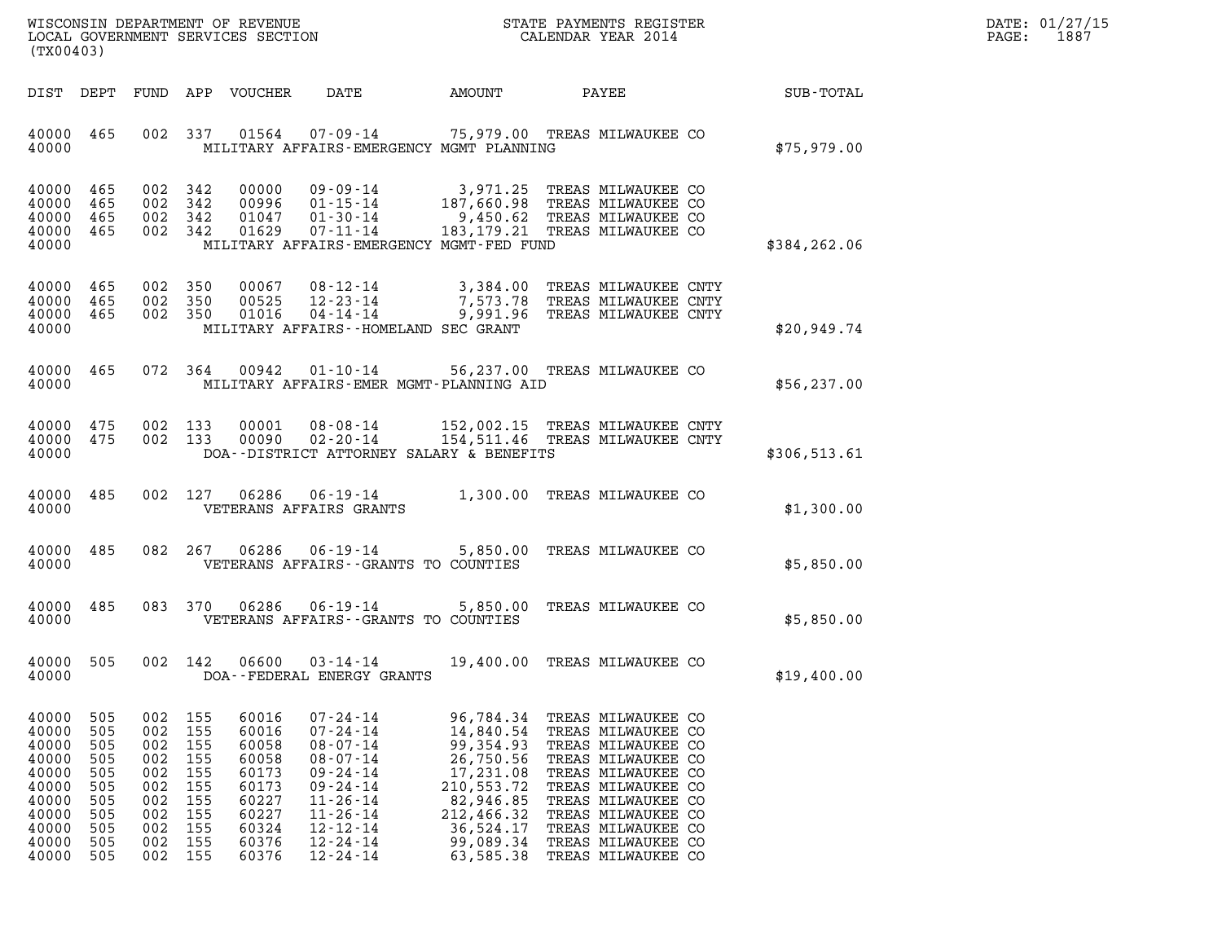WISCONSIN DEPARTMENT OF REVENUE
LOCAL GOVERNMENT SERVICES SECTION
(TX00403)

STATE PAYMENTS REGISTER
CALENDAR YEAR 2014

DATE: 01/27/15
PAGE: 1887

| DIST | DEPT | FUND | APP | VOUCHER | DATE | AMOUNT | PAYEE | SUB-TOTAL |
|---|---|---|---|---|---|---|---|---|
| 40000 | 465 | 002 | 337 | 01564 | 07-09-14 | 75,979.00 | TREAS MILWAUKEE CO | |
| 40000 | | | | | MILITARY AFFAIRS-EMERGENCY MGMT PLANNING | | | $75,979.00 |
| 40000 | 465 | 002 | 342 | 00000 | 09-09-14 | 3,971.25 | TREAS MILWAUKEE CO | |
| 40000 | 465 | 002 | 342 | 00996 | 01-15-14 | 187,660.98 | TREAS MILWAUKEE CO | |
| 40000 | 465 | 002 | 342 | 01047 | 01-30-14 | 9,450.62 | TREAS MILWAUKEE CO | |
| 40000 | 465 | 002 | 342 | 01629 | 07-11-14 | 183,179.21 | TREAS MILWAUKEE CO | |
| 40000 | | | | | MILITARY AFFAIRS-EMERGENCY MGMT-FED FUND | | | $384,262.06 |
| 40000 | 465 | 002 | 350 | 00067 | 08-12-14 | 3,384.00 | TREAS MILWAUKEE CNTY | |
| 40000 | 465 | 002 | 350 | 00525 | 12-23-14 | 7,573.78 | TREAS MILWAUKEE CNTY | |
| 40000 | 465 | 002 | 350 | 01016 | 04-14-14 | 9,991.96 | TREAS MILWAUKEE CNTY | |
| 40000 | | | | | MILITARY AFFAIRS--HOMELAND SEC GRANT | | | $20,949.74 |
| 40000 | 465 | 072 | 364 | 00942 | 01-10-14 | 56,237.00 | TREAS MILWAUKEE CO | |
| 40000 | | | | | MILITARY AFFAIRS-EMER MGMT-PLANNING AID | | | $56,237.00 |
| 40000 | 475 | 002 | 133 | 00001 | 08-08-14 | 152,002.15 | TREAS MILWAUKEE CNTY | |
| 40000 | 475 | 002 | 133 | 00090 | 02-20-14 | 154,511.46 | TREAS MILWAUKEE CNTY | |
| 40000 | | | | | DOA--DISTRICT ATTORNEY SALARY & BENEFITS | | | $306,513.61 |
| 40000 | 485 | 002 | 127 | 06286 | 06-19-14 | 1,300.00 | TREAS MILWAUKEE CO | |
| 40000 | | | | | VETERANS AFFAIRS GRANTS | | | $1,300.00 |
| 40000 | 485 | 082 | 267 | 06286 | 06-19-14 | 5,850.00 | TREAS MILWAUKEE CO | |
| 40000 | | | | | VETERANS AFFAIRS--GRANTS TO COUNTIES | | | $5,850.00 |
| 40000 | 485 | 083 | 370 | 06286 | 06-19-14 | 5,850.00 | TREAS MILWAUKEE CO | |
| 40000 | | | | | VETERANS AFFAIRS--GRANTS TO COUNTIES | | | $5,850.00 |
| 40000 | 505 | 002 | 142 | 06600 | 03-14-14 | 19,400.00 | TREAS MILWAUKEE CO | |
| 40000 | | | | | DOA--FEDERAL ENERGY GRANTS | | | $19,400.00 |
| 40000 | 505 | 002 | 155 | 60016 | 07-24-14 | 96,784.34 | TREAS MILWAUKEE CO | |
| 40000 | 505 | 002 | 155 | 60016 | 07-24-14 | 14,840.54 | TREAS MILWAUKEE CO | |
| 40000 | 505 | 002 | 155 | 60058 | 08-07-14 | 99,354.93 | TREAS MILWAUKEE CO | |
| 40000 | 505 | 002 | 155 | 60058 | 08-07-14 | 26,750.56 | TREAS MILWAUKEE CO | |
| 40000 | 505 | 002 | 155 | 60173 | 09-24-14 | 17,231.08 | TREAS MILWAUKEE CO | |
| 40000 | 505 | 002 | 155 | 60173 | 09-24-14 | 210,553.72 | TREAS MILWAUKEE CO | |
| 40000 | 505 | 002 | 155 | 60227 | 11-26-14 | 82,946.85 | TREAS MILWAUKEE CO | |
| 40000 | 505 | 002 | 155 | 60227 | 11-26-14 | 212,466.32 | TREAS MILWAUKEE CO | |
| 40000 | 505 | 002 | 155 | 60324 | 12-12-14 | 36,524.17 | TREAS MILWAUKEE CO | |
| 40000 | 505 | 002 | 155 | 60376 | 12-24-14 | 99,089.34 | TREAS MILWAUKEE CO | |
| 40000 | 505 | 002 | 155 | 60376 | 12-24-14 | 63,585.38 | TREAS MILWAUKEE CO | |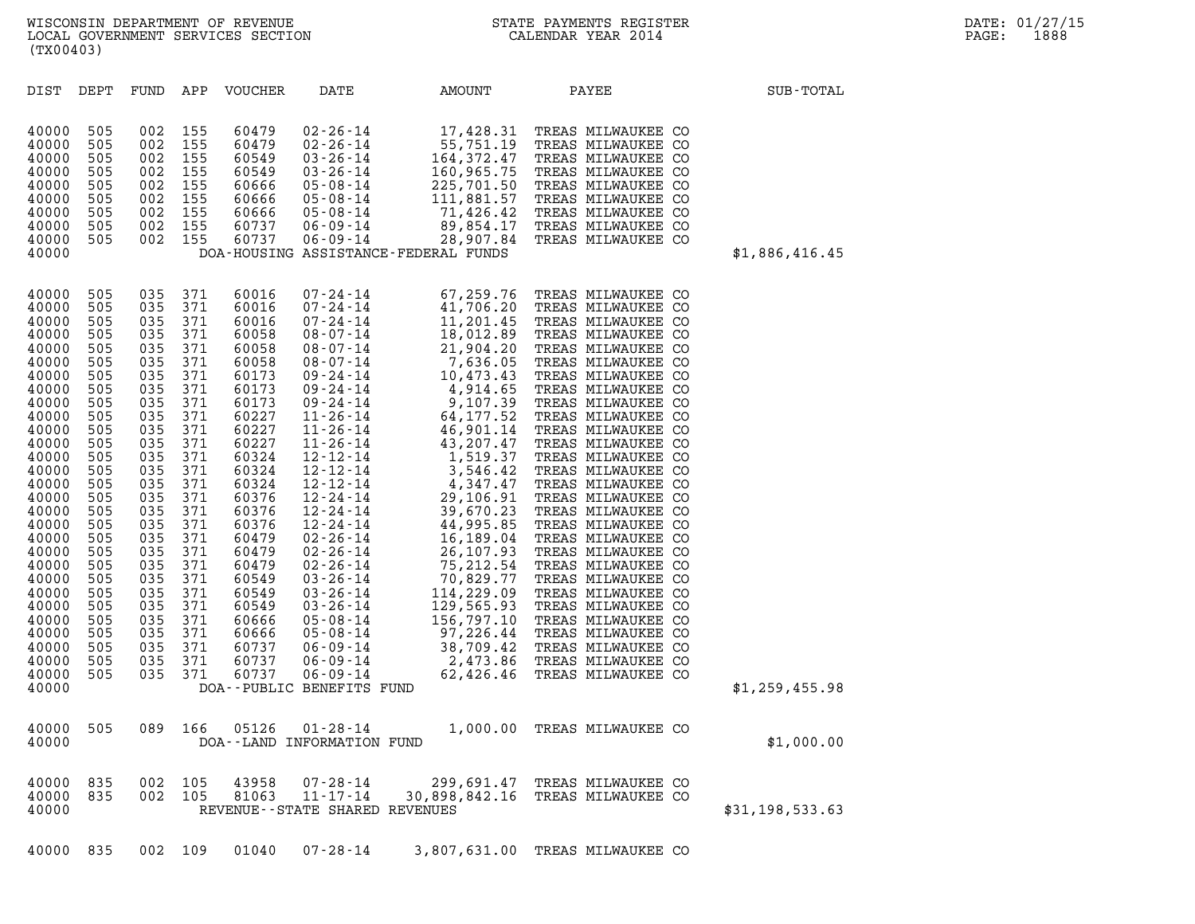| DIST | DEPT | FUND | APP | VOUCHER | DATE | AMOUNT | PAYEE | SUB-TOTAL |
|---|---|---|---|---|---|---|---|---|
| 40000 | 505 | 002 | 155 | 60479 | 02-26-14 | 17,428.31 | TREAS MILWAUKEE CO | |
| 40000 | 505 | 002 | 155 | 60479 | 02-26-14 | 55,751.19 | TREAS MILWAUKEE CO | |
| 40000 | 505 | 002 | 155 | 60549 | 03-26-14 | 164,372.47 | TREAS MILWAUKEE CO | |
| 40000 | 505 | 002 | 155 | 60549 | 03-26-14 | 160,965.75 | TREAS MILWAUKEE CO | |
| 40000 | 505 | 002 | 155 | 60666 | 05-08-14 | 225,701.50 | TREAS MILWAUKEE CO | |
| 40000 | 505 | 002 | 155 | 60666 | 05-08-14 | 111,881.57 | TREAS MILWAUKEE CO | |
| 40000 | 505 | 002 | 155 | 60666 | 05-08-14 | 71,426.42 | TREAS MILWAUKEE CO | |
| 40000 | 505 | 002 | 155 | 60737 | 06-09-14 | 89,854.17 | TREAS MILWAUKEE CO | |
| 40000 | 505 | 002 | 155 | 60737 | 06-09-14 | 28,907.84 | TREAS MILWAUKEE CO | |
| 40000 | | | | DOA-HOUSING ASSISTANCE-FEDERAL FUNDS | | | | $1,886,416.45 |
| 40000 | 505 | 035 | 371 | 60016 | 07-24-14 | 67,259.76 | TREAS MILWAUKEE CO | |
| 40000 | 505 | 035 | 371 | 60016 | 07-24-14 | 41,706.20 | TREAS MILWAUKEE CO | |
| 40000 | 505 | 035 | 371 | 60016 | 07-24-14 | 11,201.45 | TREAS MILWAUKEE CO | |
| 40000 | 505 | 035 | 371 | 60058 | 08-07-14 | 18,012.89 | TREAS MILWAUKEE CO | |
| 40000 | 505 | 035 | 371 | 60058 | 08-07-14 | 21,904.20 | TREAS MILWAUKEE CO | |
| 40000 | 505 | 035 | 371 | 60058 | 08-07-14 | 7,636.05 | TREAS MILWAUKEE CO | |
| 40000 | 505 | 035 | 371 | 60173 | 09-24-14 | 10,473.43 | TREAS MILWAUKEE CO | |
| 40000 | 505 | 035 | 371 | 60173 | 09-24-14 | 4,914.65 | TREAS MILWAUKEE CO | |
| 40000 | 505 | 035 | 371 | 60173 | 09-24-14 | 9,107.39 | TREAS MILWAUKEE CO | |
| 40000 | 505 | 035 | 371 | 60227 | 11-26-14 | 64,177.52 | TREAS MILWAUKEE CO | |
| 40000 | 505 | 035 | 371 | 60227 | 11-26-14 | 46,901.14 | TREAS MILWAUKEE CO | |
| 40000 | 505 | 035 | 371 | 60227 | 11-26-14 | 43,207.47 | TREAS MILWAUKEE CO | |
| 40000 | 505 | 035 | 371 | 60324 | 12-12-14 | 1,519.37 | TREAS MILWAUKEE CO | |
| 40000 | 505 | 035 | 371 | 60324 | 12-12-14 | 3,546.42 | TREAS MILWAUKEE CO | |
| 40000 | 505 | 035 | 371 | 60324 | 12-12-14 | 4,347.47 | TREAS MILWAUKEE CO | |
| 40000 | 505 | 035 | 371 | 60376 | 12-24-14 | 29,106.91 | TREAS MILWAUKEE CO | |
| 40000 | 505 | 035 | 371 | 60376 | 12-24-14 | 39,670.23 | TREAS MILWAUKEE CO | |
| 40000 | 505 | 035 | 371 | 60376 | 12-24-14 | 44,995.85 | TREAS MILWAUKEE CO | |
| 40000 | 505 | 035 | 371 | 60479 | 02-26-14 | 16,189.04 | TREAS MILWAUKEE CO | |
| 40000 | 505 | 035 | 371 | 60479 | 02-26-14 | 26,107.93 | TREAS MILWAUKEE CO | |
| 40000 | 505 | 035 | 371 | 60479 | 02-26-14 | 75,212.54 | TREAS MILWAUKEE CO | |
| 40000 | 505 | 035 | 371 | 60549 | 03-26-14 | 70,829.77 | TREAS MILWAUKEE CO | |
| 40000 | 505 | 035 | 371 | 60549 | 03-26-14 | 114,229.09 | TREAS MILWAUKEE CO | |
| 40000 | 505 | 035 | 371 | 60549 | 03-26-14 | 129,565.93 | TREAS MILWAUKEE CO | |
| 40000 | 505 | 035 | 371 | 60666 | 05-08-14 | 156,797.10 | TREAS MILWAUKEE CO | |
| 40000 | 505 | 035 | 371 | 60666 | 05-08-14 | 97,226.44 | TREAS MILWAUKEE CO | |
| 40000 | 505 | 035 | 371 | 60737 | 06-09-14 | 38,709.42 | TREAS MILWAUKEE CO | |
| 40000 | 505 | 035 | 371 | 60737 | 06-09-14 | 2,473.86 | TREAS MILWAUKEE CO | |
| 40000 | 505 | 035 | 371 | 60737 | 06-09-14 | 62,426.46 | TREAS MILWAUKEE CO | |
| 40000 | | | | DOA--PUBLIC BENEFITS FUND | | | | $1,259,455.98 |
| 40000 | 505 | 089 | 166 | 05126 | 01-28-14 | 1,000.00 | TREAS MILWAUKEE CO | |
| 40000 | | | | DOA--LAND INFORMATION FUND | | | | $1,000.00 |
| 40000 | 835 | 002 | 105 | 43958 | 07-28-14 | 299,691.47 | TREAS MILWAUKEE CO | |
| 40000 | 835 | 002 | 105 | 81063 | 11-17-14 | 30,898,842.16 | TREAS MILWAUKEE CO | |
| 40000 | | | | REVENUE--STATE SHARED REVENUES | | | | $31,198,533.63 |
| 40000 | 835 | 002 | 109 | 01040 | 07-28-14 | 3,807,631.00 | TREAS MILWAUKEE CO | |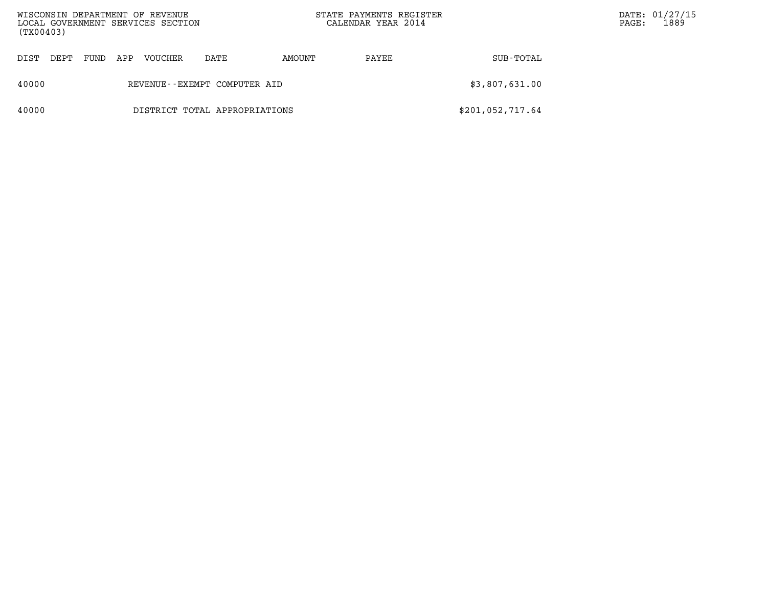| DIST | DEPT | FUND | APP | VOUCHER | DATE | AMOUNT | PAYEE | SUB-TOTAL |
|---|---|---|---|---|---|---|---|---|
| 40000 | | | | REVENUE--EXEMPT COMPUTER AID | | | | $3,807,631.00 |
| 40000 | | | | DISTRICT TOTAL APPROPRIATIONS | | | | $201,052,717.64 |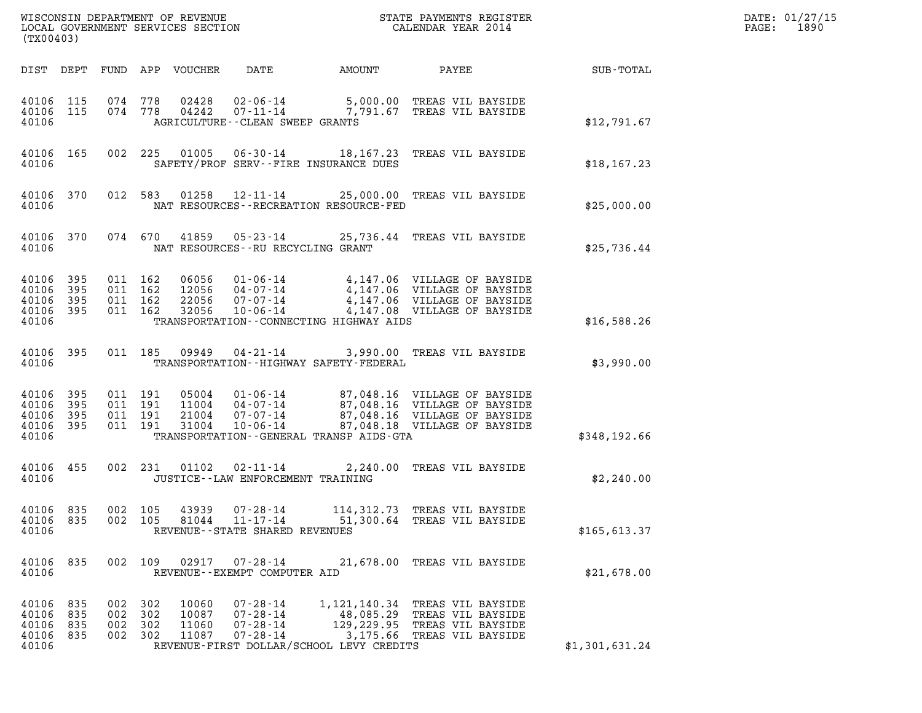WISCONSIN DEPARTMENT OF REVENUE
LOCAL GOVERNMENT SERVICES SECTION
(TX00403)

STATE PAYMENTS REGISTER
CALENDAR YEAR 2014

DATE: 01/27/15

| DIST | DEPT | FUND | APP | VOUCHER | DATE | AMOUNT | PAYEE | SUB-TOTAL |
|---|---|---|---|---|---|---|---|---|
| 40106 | 115 | 074 | 778 | 02428 | 02-06-14 | 5,000.00 | TREAS VIL BAYSIDE | |
| 40106 | 115 | 074 | 778 | 04242 | 07-11-14 | 7,791.67 | TREAS VIL BAYSIDE | |
| 40106 | | | | | AGRICULTURE--CLEAN SWEEP GRANTS | | | $12,791.67 |
| 40106 | 165 | 002 | 225 | 01005 | 06-30-14 | 18,167.23 | TREAS VIL BAYSIDE | |
| 40106 | | | | | SAFETY/PROF SERV--FIRE INSURANCE DUES | | | $18,167.23 |
| 40106 | 370 | 012 | 583 | 01258 | 12-11-14 | 25,000.00 | TREAS VIL BAYSIDE | |
| 40106 | | | | | NAT RESOURCES--RECREATION RESOURCE-FED | | | $25,000.00 |
| 40106 | 370 | 074 | 670 | 41859 | 05-23-14 | 25,736.44 | TREAS VIL BAYSIDE | |
| 40106 | | | | | NAT RESOURCES--RU RECYCLING GRANT | | | $25,736.44 |
| 40106 | 395 | 011 | 162 | 06056 | 01-06-14 | 4,147.06 | VILLAGE OF BAYSIDE | |
| 40106 | 395 | 011 | 162 | 12056 | 04-07-14 | 4,147.06 | VILLAGE OF BAYSIDE | |
| 40106 | 395 | 011 | 162 | 22056 | 07-07-14 | 4,147.06 | VILLAGE OF BAYSIDE | |
| 40106 | 395 | 011 | 162 | 32056 | 10-06-14 | 4,147.08 | VILLAGE OF BAYSIDE | |
| 40106 | | | | | TRANSPORTATION--CONNECTING HIGHWAY AIDS | | | $16,588.26 |
| 40106 | 395 | 011 | 185 | 09949 | 04-21-14 | 3,990.00 | TREAS VIL BAYSIDE | |
| 40106 | | | | | TRANSPORTATION--HIGHWAY SAFETY-FEDERAL | | | $3,990.00 |
| 40106 | 395 | 011 | 191 | 05004 | 01-06-14 | 87,048.16 | VILLAGE OF BAYSIDE | |
| 40106 | 395 | 011 | 191 | 11004 | 04-07-14 | 87,048.16 | VILLAGE OF BAYSIDE | |
| 40106 | 395 | 011 | 191 | 21004 | 07-07-14 | 87,048.16 | VILLAGE OF BAYSIDE | |
| 40106 | 395 | 011 | 191 | 31004 | 10-06-14 | 87,048.18 | VILLAGE OF BAYSIDE | |
| 40106 | | | | | TRANSPORTATION--GENERAL TRANSP AIDS-GTA | | | $348,192.66 |
| 40106 | 455 | 002 | 231 | 01102 | 02-11-14 | 2,240.00 | TREAS VIL BAYSIDE | |
| 40106 | | | | | JUSTICE--LAW ENFORCEMENT TRAINING | | | $2,240.00 |
| 40106 | 835 | 002 | 105 | 43939 | 07-28-14 | 114,312.73 | TREAS VIL BAYSIDE | |
| 40106 | 835 | 002 | 105 | 81044 | 11-17-14 | 51,300.64 | TREAS VIL BAYSIDE | |
| 40106 | | | | | REVENUE--STATE SHARED REVENUES | | | $165,613.37 |
| 40106 | 835 | 002 | 109 | 02917 | 07-28-14 | 21,678.00 | TREAS VIL BAYSIDE | |
| 40106 | | | | | REVENUE--EXEMPT COMPUTER AID | | | $21,678.00 |
| 40106 | 835 | 002 | 302 | 10060 | 07-28-14 | 1,121,140.34 | TREAS VIL BAYSIDE | |
| 40106 | 835 | 002 | 302 | 10087 | 07-28-14 | 48,085.29 | TREAS VIL BAYSIDE | |
| 40106 | 835 | 002 | 302 | 11060 | 07-28-14 | 129,229.95 | TREAS VIL BAYSIDE | |
| 40106 | 835 | 002 | 302 | 11087 | 07-28-14 | 3,175.66 | TREAS VIL BAYSIDE | |
| 40106 | | | | | REVENUE-FIRST DOLLAR/SCHOOL LEVY CREDITS | | | $1,301,631.24 |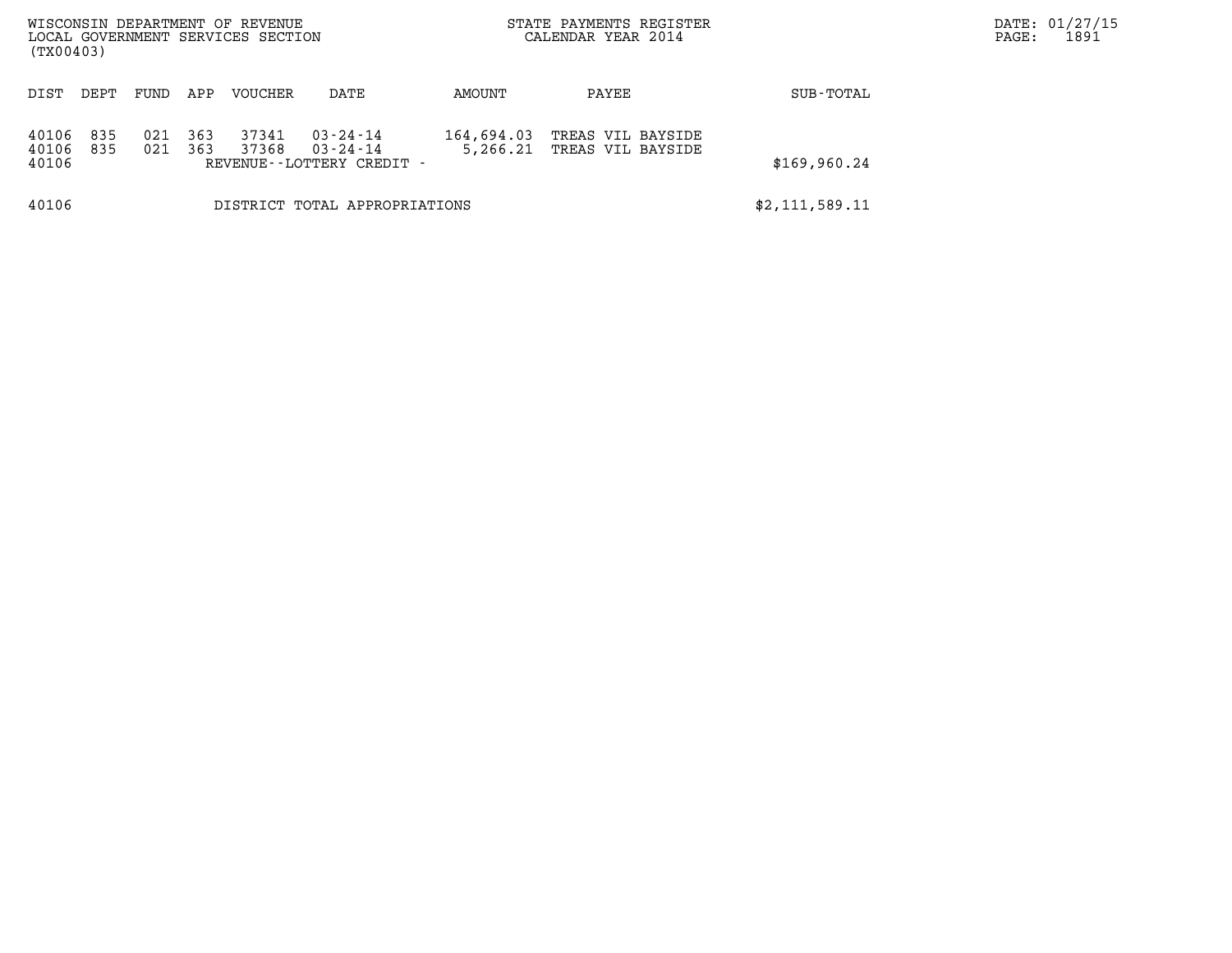| DIST | DEPT | FUND | APP | VOUCHER | DATE | AMOUNT | PAYEE | SUB-TOTAL |
|---|---|---|---|---|---|---|---|---|
| 40106 | 835 | 021 | 363 | 37341 | 03-24-14 | 164,694.03 | TREAS VIL BAYSIDE | |
| 40106 | 835 | 021 | 363 | 37368 | 03-24-14 | 5,266.21 | TREAS VIL BAYSIDE | |
| 40106 | | | | REVENUE--LOTTERY CREDIT - | | | | $169,960.24 |
| 40106 | | | | DISTRICT TOTAL APPROPRIATIONS | | | | $2,111,589.11 |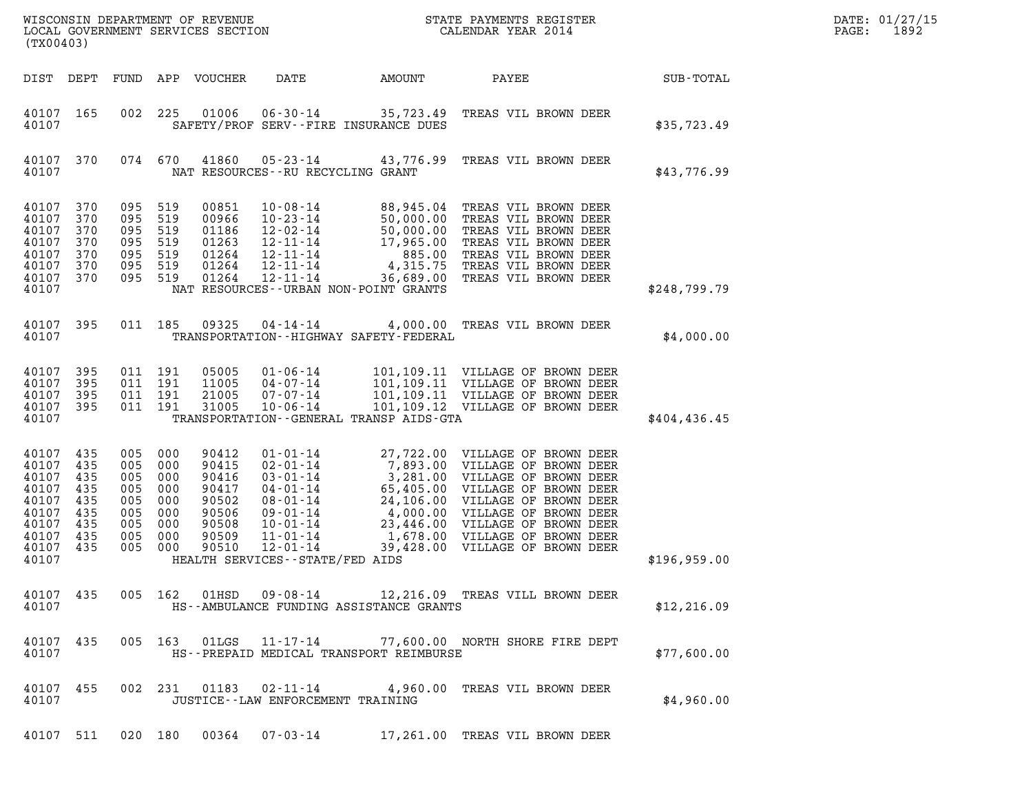WISCONSIN DEPARTMENT OF REVENUE
LOCAL GOVERNMENT SERVICES SECTION
(TX00403)

STATE PAYMENTS REGISTER
CALENDAR YEAR 2014

DATE: 01/27/15
PAGE: 1892

| DIST | DEPT | FUND | APP | VOUCHER | DATE | AMOUNT | PAYEE | SUB-TOTAL |
|---|---|---|---|---|---|---|---|---|
| 40107 | 165 | 002 | 225 | 01006 | 06-30-14 | 35,723.49 | TREAS VIL BROWN DEER | |
| 40107 | | | | | SAFETY/PROF SERV--FIRE INSURANCE DUES | | | $35,723.49 |
| 40107 | 370 | 074 | 670 | 41860 | 05-23-14 | 43,776.99 | TREAS VIL BROWN DEER | |
| 40107 | | | | | NAT RESOURCES--RU RECYCLING GRANT | | | $43,776.99 |
| 40107 | 370 | 095 | 519 | 00851 | 10-08-14 | 88,945.04 | TREAS VIL BROWN DEER | |
| 40107 | 370 | 095 | 519 | 00966 | 10-23-14 | 50,000.00 | TREAS VIL BROWN DEER | |
| 40107 | 370 | 095 | 519 | 01186 | 12-02-14 | 50,000.00 | TREAS VIL BROWN DEER | |
| 40107 | 370 | 095 | 519 | 01263 | 12-11-14 | 17,965.00 | TREAS VIL BROWN DEER | |
| 40107 | 370 | 095 | 519 | 01264 | 12-11-14 | 885.00 | TREAS VIL BROWN DEER | |
| 40107 | 370 | 095 | 519 | 01264 | 12-11-14 | 4,315.75 | TREAS VIL BROWN DEER | |
| 40107 | 370 | 095 | 519 | 01264 | 12-11-14 | 36,689.00 | TREAS VIL BROWN DEER | |
| 40107 | | | | | NAT RESOURCES--URBAN NON-POINT GRANTS | | | $248,799.79 |
| 40107 | 395 | 011 | 185 | 09325 | 04-14-14 | 4,000.00 | TREAS VIL BROWN DEER | |
| 40107 | | | | | TRANSPORTATION--HIGHWAY SAFETY-FEDERAL | | | $4,000.00 |
| 40107 | 395 | 011 | 191 | 05005 | 01-06-14 | 101,109.11 | VILLAGE OF BROWN DEER | |
| 40107 | 395 | 011 | 191 | 11005 | 04-07-14 | 101,109.11 | VILLAGE OF BROWN DEER | |
| 40107 | 395 | 011 | 191 | 21005 | 07-07-14 | 101,109.11 | VILLAGE OF BROWN DEER | |
| 40107 | 395 | 011 | 191 | 31005 | 10-06-14 | 101,109.12 | VILLAGE OF BROWN DEER | |
| 40107 | | | | | TRANSPORTATION--GENERAL TRANSP AIDS-GTA | | | $404,436.45 |
| 40107 | 435 | 005 | 000 | 90412 | 01-01-14 | 27,722.00 | VILLAGE OF BROWN DEER | |
| 40107 | 435 | 005 | 000 | 90415 | 02-01-14 | 7,893.00 | VILLAGE OF BROWN DEER | |
| 40107 | 435 | 005 | 000 | 90416 | 03-01-14 | 3,281.00 | VILLAGE OF BROWN DEER | |
| 40107 | 435 | 005 | 000 | 90417 | 04-01-14 | 65,405.00 | VILLAGE OF BROWN DEER | |
| 40107 | 435 | 005 | 000 | 90502 | 08-01-14 | 24,106.00 | VILLAGE OF BROWN DEER | |
| 40107 | 435 | 005 | 000 | 90506 | 09-01-14 | 4,000.00 | VILLAGE OF BROWN DEER | |
| 40107 | 435 | 005 | 000 | 90508 | 10-01-14 | 23,446.00 | VILLAGE OF BROWN DEER | |
| 40107 | 435 | 005 | 000 | 90509 | 11-01-14 | 1,678.00 | VILLAGE OF BROWN DEER | |
| 40107 | 435 | 005 | 000 | 90510 | 12-01-14 | 39,428.00 | VILLAGE OF BROWN DEER | |
| 40107 | | | | | HEALTH SERVICES--STATE/FED AIDS | | | $196,959.00 |
| 40107 | 435 | 005 | 162 | 01HSD | 09-08-14 | 12,216.09 | TREAS VILL BROWN DEER | |
| 40107 | | | | | HS--AMBULANCE FUNDING ASSISTANCE GRANTS | | | $12,216.09 |
| 40107 | 435 | 005 | 163 | 01LGS | 11-17-14 | 77,600.00 | NORTH SHORE FIRE DEPT | |
| 40107 | | | | | HS--PREPAID MEDICAL TRANSPORT REIMBURSE | | | $77,600.00 |
| 40107 | 455 | 002 | 231 | 01183 | 02-11-14 | 4,960.00 | TREAS VIL BROWN DEER | |
| 40107 | | | | | JUSTICE--LAW ENFORCEMENT TRAINING | | | $4,960.00 |
| 40107 | 511 | 020 | 180 | 00364 | 07-03-14 | 17,261.00 | TREAS VIL BROWN DEER | |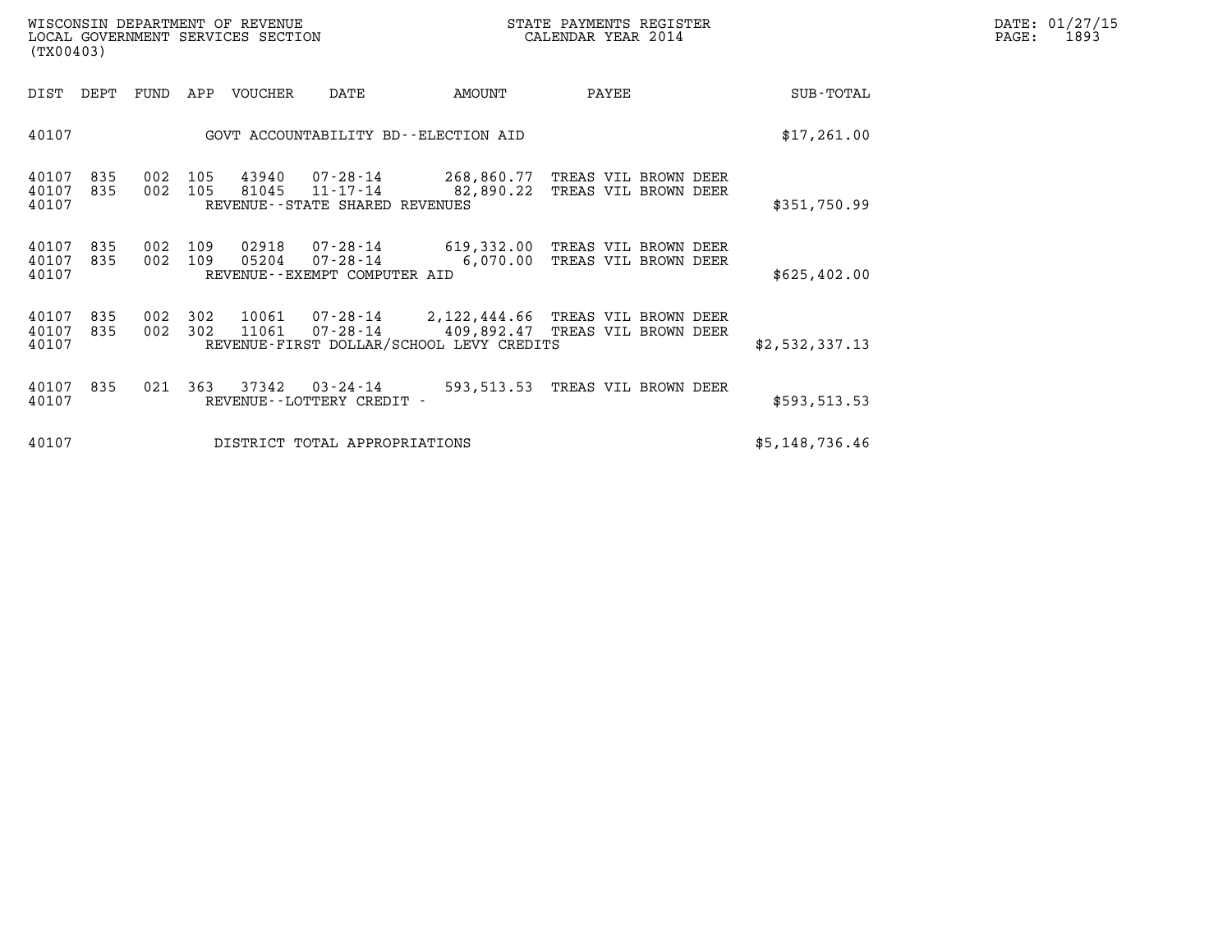| DIST | DEPT | FUND | APP | VOUCHER | DATE | AMOUNT | PAYEE | SUB-TOTAL |
|---|---|---|---|---|---|---|---|---|
| 40107 | | | | GOVT ACCOUNTABILITY BD--ELECTION AID | | | | $17,261.00 |
| 40107 | 835 | 002 | 105 | 43940 | 07-28-14 | 268,860.77 | TREAS VIL BROWN DEER | |
| 40107 | 835 | 002 | 105 | 81045 | 11-17-14 | 82,890.22 | TREAS VIL BROWN DEER | |
| 40107 | | | | REVENUE--STATE SHARED REVENUES | | | | $351,750.99 |
| 40107 | 835 | 002 | 109 | 02918 | 07-28-14 | 619,332.00 | TREAS VIL BROWN DEER | |
| 40107 | 835 | 002 | 109 | 05204 | 07-28-14 | 6,070.00 | TREAS VIL BROWN DEER | |
| 40107 | | | | REVENUE--EXEMPT COMPUTER AID | | | | $625,402.00 |
| 40107 | 835 | 002 | 302 | 10061 | 07-28-14 | 2,122,444.66 | TREAS VIL BROWN DEER | |
| 40107 | 835 | 002 | 302 | 11061 | 07-28-14 | 409,892.47 | TREAS VIL BROWN DEER | |
| 40107 | | | | REVENUE-FIRST DOLLAR/SCHOOL LEVY CREDITS | | | | $2,532,337.13 |
| 40107 | 835 | 021 | 363 | 37342 | 03-24-14 | 593,513.53 | TREAS VIL BROWN DEER | |
| 40107 | | | | REVENUE--LOTTERY CREDIT - | | | | $593,513.53 |
| 40107 | | | | DISTRICT TOTAL APPROPRIATIONS | | | | $5,148,736.46 |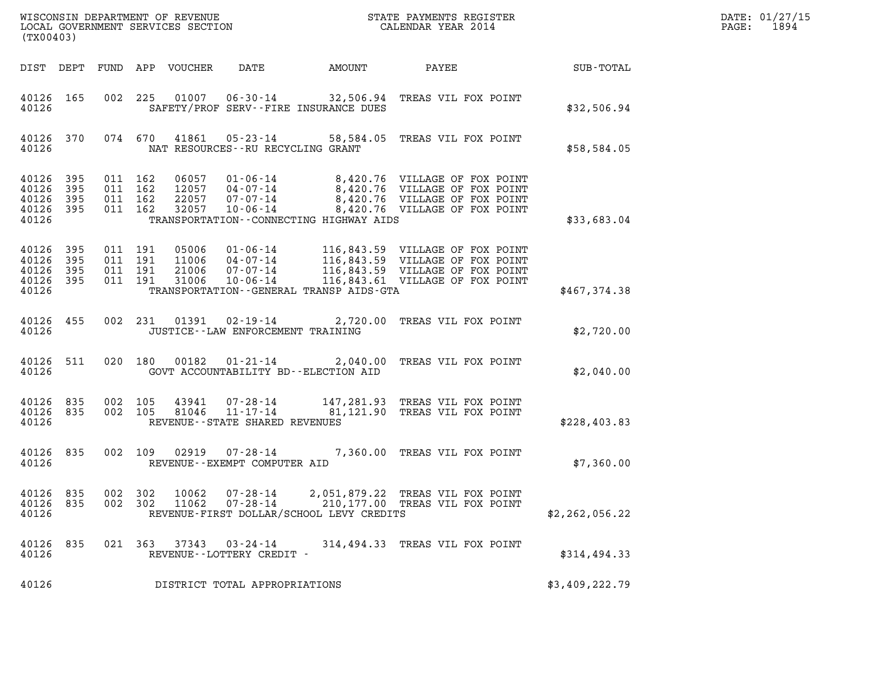WISCONSIN DEPARTMENT OF REVENUE
LOCAL GOVERNMENT SERVICES SECTION
(TX00403)

STATE PAYMENTS REGISTER
CALENDAR YEAR 2014

DATE: 01/27/15
PAGE: 1894

| DIST | DEPT | FUND | APP | VOUCHER | DATE | AMOUNT | PAYEE | SUB-TOTAL |
|---|---|---|---|---|---|---|---|---|
| 40126 | 165 | 002 | 225 | 01007 | 06-30-14 | 32,506.94 | TREAS VIL FOX POINT | |
| 40126 | | | | | SAFETY/PROF SERV--FIRE INSURANCE DUES | | | $32,506.94 |
| 40126 | 370 | 074 | 670 | 41861 | 05-23-14 | 58,584.05 | TREAS VIL FOX POINT | |
| 40126 | | | | | NAT RESOURCES--RU RECYCLING GRANT | | | $58,584.05 |
| 40126 | 395 | 011 | 162 | 06057 | 01-06-14 | 8,420.76 | VILLAGE OF FOX POINT | |
| 40126 | 395 | 011 | 162 | 12057 | 04-07-14 | 8,420.76 | VILLAGE OF FOX POINT | |
| 40126 | 395 | 011 | 162 | 22057 | 07-07-14 | 8,420.76 | VILLAGE OF FOX POINT | |
| 40126 | 395 | 011 | 162 | 32057 | 10-06-14 | 8,420.76 | VILLAGE OF FOX POINT | |
| 40126 | | | | | TRANSPORTATION--CONNECTING HIGHWAY AIDS | | | $33,683.04 |
| 40126 | 395 | 011 | 191 | 05006 | 01-06-14 | 116,843.59 | VILLAGE OF FOX POINT | |
| 40126 | 395 | 011 | 191 | 11006 | 04-07-14 | 116,843.59 | VILLAGE OF FOX POINT | |
| 40126 | 395 | 011 | 191 | 21006 | 07-07-14 | 116,843.59 | VILLAGE OF FOX POINT | |
| 40126 | 395 | 011 | 191 | 31006 | 10-06-14 | 116,843.61 | VILLAGE OF FOX POINT | |
| 40126 | | | | | TRANSPORTATION--GENERAL TRANSP AIDS-GTA | | | $467,374.38 |
| 40126 | 455 | 002 | 231 | 01391 | 02-19-14 | 2,720.00 | TREAS VIL FOX POINT | |
| 40126 | | | | | JUSTICE--LAW ENFORCEMENT TRAINING | | | $2,720.00 |
| 40126 | 511 | 020 | 180 | 00182 | 01-21-14 | 2,040.00 | TREAS VIL FOX POINT | |
| 40126 | | | | | GOVT ACCOUNTABILITY BD--ELECTION AID | | | $2,040.00 |
| 40126 | 835 | 002 | 105 | 43941 | 07-28-14 | 147,281.93 | TREAS VIL FOX POINT | |
| 40126 | 835 | 002 | 105 | 81046 | 11-17-14 | 81,121.90 | TREAS VIL FOX POINT | |
| 40126 | | | | | REVENUE--STATE SHARED REVENUES | | | $228,403.83 |
| 40126 | 835 | 002 | 109 | 02919 | 07-28-14 | 7,360.00 | TREAS VIL FOX POINT | |
| 40126 | | | | | REVENUE--EXEMPT COMPUTER AID | | | $7,360.00 |
| 40126 | 835 | 002 | 302 | 10062 | 07-28-14 | 2,051,879.22 | TREAS VIL FOX POINT | |
| 40126 | 835 | 002 | 302 | 11062 | 07-28-14 | 210,177.00 | TREAS VIL FOX POINT | |
| 40126 | | | | | REVENUE-FIRST DOLLAR/SCHOOL LEVY CREDITS | | | $2,262,056.22 |
| 40126 | 835 | 021 | 363 | 37343 | 03-24-14 | 314,494.33 | TREAS VIL FOX POINT | |
| 40126 | | | | | REVENUE--LOTTERY CREDIT - | | | $314,494.33 |
| 40126 | | | | | DISTRICT TOTAL APPROPRIATIONS | | | $3,409,222.79 |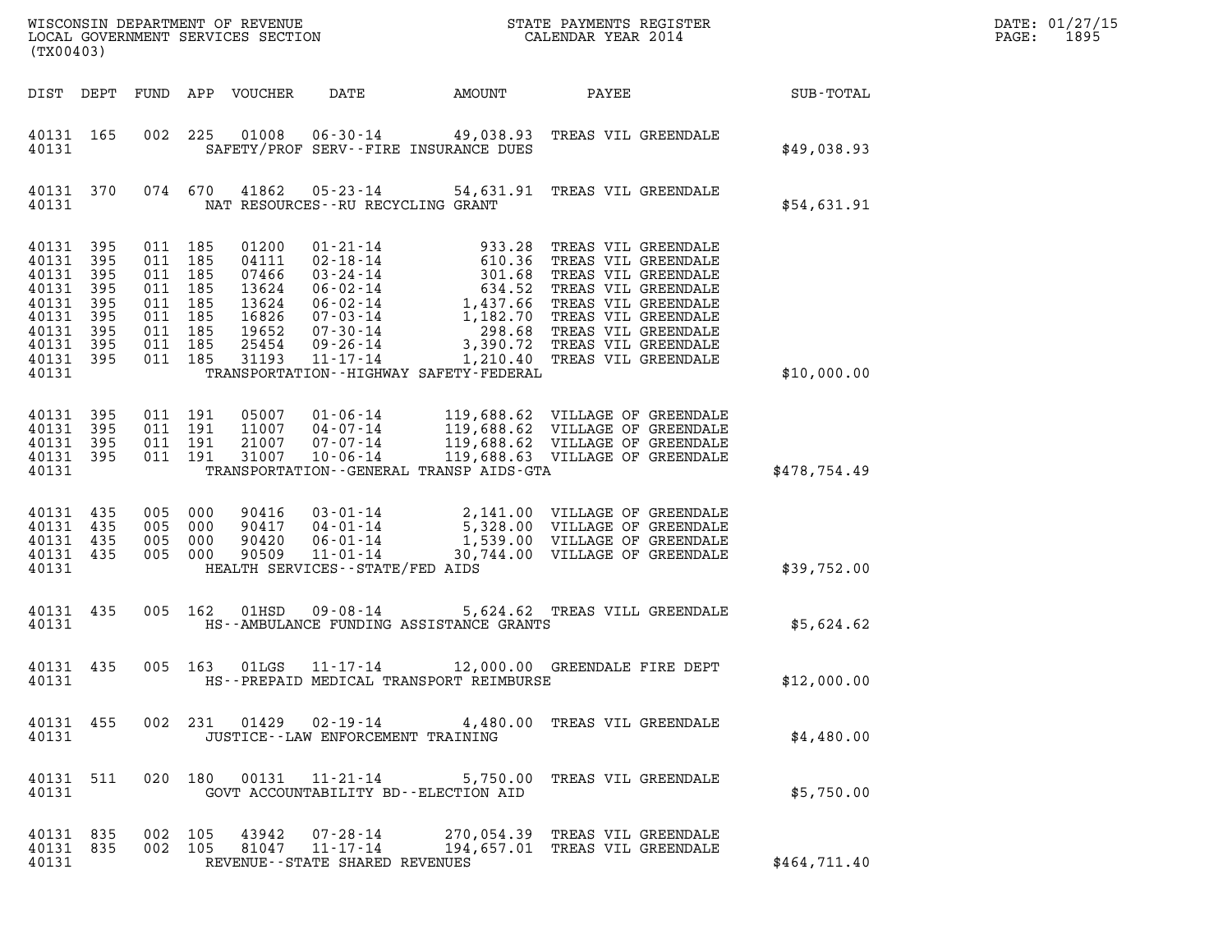WISCONSIN DEPARTMENT OF REVENUE
LOCAL GOVERNMENT SERVICES SECTION
(TX00403)

STATE PAYMENTS REGISTER
CALENDAR YEAR 2014

DATE: 01/27/15
PAGE: 1895

| DIST | DEPT | FUND | APP | VOUCHER | DATE | AMOUNT | PAYEE | SUB-TOTAL |
|---|---|---|---|---|---|---|---|---|
| 40131 | 165 | 002 | 225 | 01008 | 06-30-14 | 49,038.93 | TREAS VIL GREENDALE | |
| 40131 | | | | | SAFETY/PROF SERV--FIRE INSURANCE DUES | | | $49,038.93 |
| 40131 | 370 | 074 | 670 | 41862 | 05-23-14 | 54,631.91 | TREAS VIL GREENDALE | |
| 40131 | | | | | NAT RESOURCES--RU RECYCLING GRANT | | | $54,631.91 |
| 40131 | 395 | 011 | 185 | 01200 | 01-21-14 | 933.28 | TREAS VIL GREENDALE | |
| 40131 | 395 | 011 | 185 | 04111 | 02-18-14 | 610.36 | TREAS VIL GREENDALE | |
| 40131 | 395 | 011 | 185 | 07466 | 03-24-14 | 301.68 | TREAS VIL GREENDALE | |
| 40131 | 395 | 011 | 185 | 13624 | 06-02-14 | 634.52 | TREAS VIL GREENDALE | |
| 40131 | 395 | 011 | 185 | 13624 | 06-02-14 | 1,437.66 | TREAS VIL GREENDALE | |
| 40131 | 395 | 011 | 185 | 16826 | 07-03-14 | 1,182.70 | TREAS VIL GREENDALE | |
| 40131 | 395 | 011 | 185 | 19652 | 07-30-14 | 298.68 | TREAS VIL GREENDALE | |
| 40131 | 395 | 011 | 185 | 25454 | 09-26-14 | 3,390.72 | TREAS VIL GREENDALE | |
| 40131 | 395 | 011 | 185 | 31193 | 11-17-14 | 1,210.40 | TREAS VIL GREENDALE | |
| 40131 | | | | | TRANSPORTATION--HIGHWAY SAFETY-FEDERAL | | | $10,000.00 |
| 40131 | 395 | 011 | 191 | 05007 | 01-06-14 | 119,688.62 | VILLAGE OF GREENDALE | |
| 40131 | 395 | 011 | 191 | 11007 | 04-07-14 | 119,688.62 | VILLAGE OF GREENDALE | |
| 40131 | 395 | 011 | 191 | 21007 | 07-07-14 | 119,688.62 | VILLAGE OF GREENDALE | |
| 40131 | 395 | 011 | 191 | 31007 | 10-06-14 | 119,688.63 | VILLAGE OF GREENDALE | |
| 40131 | | | | | TRANSPORTATION--GENERAL TRANSP AIDS-GTA | | | $478,754.49 |
| 40131 | 435 | 005 | 000 | 90416 | 03-01-14 | 2,141.00 | VILLAGE OF GREENDALE | |
| 40131 | 435 | 005 | 000 | 90417 | 04-01-14 | 5,328.00 | VILLAGE OF GREENDALE | |
| 40131 | 435 | 005 | 000 | 90420 | 06-01-14 | 1,539.00 | VILLAGE OF GREENDALE | |
| 40131 | 435 | 005 | 000 | 90509 | 11-01-14 | 30,744.00 | VILLAGE OF GREENDALE | |
| 40131 | | | | | HEALTH SERVICES--STATE/FED AIDS | | | $39,752.00 |
| 40131 | 435 | 005 | 162 | 01HSD | 09-08-14 | 5,624.62 | TREAS VILL GREENDALE | |
| 40131 | | | | | HS--AMBULANCE FUNDING ASSISTANCE GRANTS | | | $5,624.62 |
| 40131 | 435 | 005 | 163 | 01LGS | 11-17-14 | 12,000.00 | GREENDALE FIRE DEPT | |
| 40131 | | | | | HS--PREPAID MEDICAL TRANSPORT REIMBURSE | | | $12,000.00 |
| 40131 | 455 | 002 | 231 | 01429 | 02-19-14 | 4,480.00 | TREAS VIL GREENDALE | |
| 40131 | | | | | JUSTICE--LAW ENFORCEMENT TRAINING | | | $4,480.00 |
| 40131 | 511 | 020 | 180 | 00131 | 11-21-14 | 5,750.00 | TREAS VIL GREENDALE | |
| 40131 | | | | | GOVT ACCOUNTABILITY BD--ELECTION AID | | | $5,750.00 |
| 40131 | 835 | 002 | 105 | 43942 | 07-28-14 | 270,054.39 | TREAS VIL GREENDALE | |
| 40131 | 835 | 002 | 105 | 81047 | 11-17-14 | 194,657.01 | TREAS VIL GREENDALE | |
| 40131 | | | | | REVENUE--STATE SHARED REVENUES | | | $464,711.40 |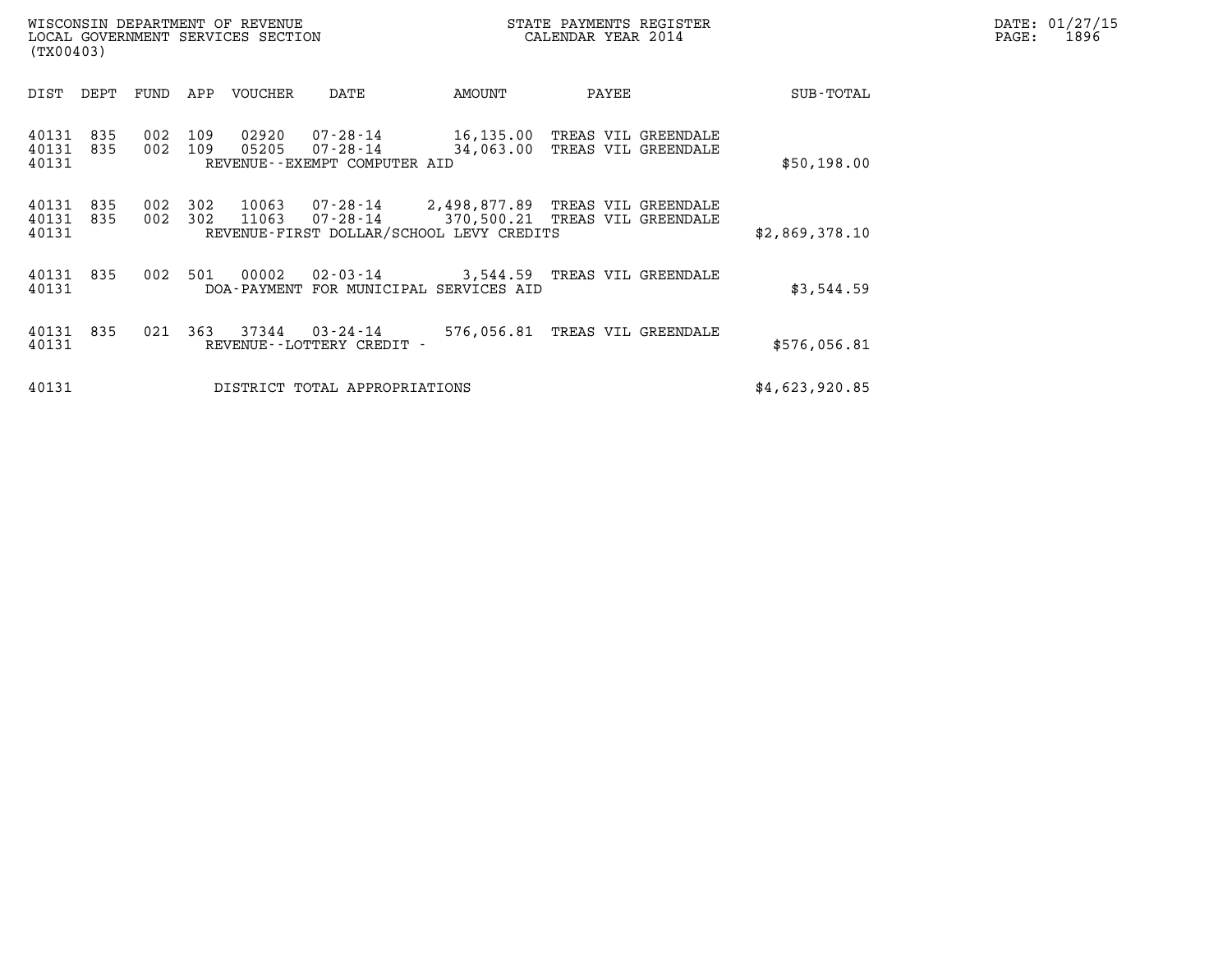WISCONSIN DEPARTMENT OF REVENUE
LOCAL GOVERNMENT SERVICES SECTION
(TX00403)

STATE PAYMENTS REGISTER
CALENDAR YEAR 2014

DATE: 01/27/15

| DIST | DEPT | FUND | APP | VOUCHER | DATE | AMOUNT | PAYEE | SUB-TOTAL |
|---|---|---|---|---|---|---|---|---|
| 40131 | 835 | 002 | 109 | 02920 | 07-28-14 | 16,135.00 | TREAS VIL GREENDALE | |
| 40131 | 835 | 002 | 109 | 05205 | 07-28-14 | 34,063.00 | TREAS VIL GREENDALE | |
| 40131 | | | | REVENUE--EXEMPT COMPUTER AID | | | | $50,198.00 |
| 40131 | 835 | 002 | 302 | 10063 | 07-28-14 | 2,498,877.89 | TREAS VIL GREENDALE | |
| 40131 | 835 | 002 | 302 | 11063 | 07-28-14 | 370,500.21 | TREAS VIL GREENDALE | |
| 40131 | | | | REVENUE-FIRST DOLLAR/SCHOOL LEVY CREDITS | | | | $2,869,378.10 |
| 40131 | 835 | 002 | 501 | 00002 | 02-03-14 | 3,544.59 | TREAS VIL GREENDALE | |
| 40131 | | | | DOA-PAYMENT FOR MUNICIPAL SERVICES AID | | | | $3,544.59 |
| 40131 | 835 | 021 | 363 | 37344 | 03-24-14 | 576,056.81 | TREAS VIL GREENDALE | |
| 40131 | | | | REVENUE--LOTTERY CREDIT - | | | | $576,056.81 |
| 40131 | | | | DISTRICT TOTAL APPROPRIATIONS | | | | $4,623,920.85 |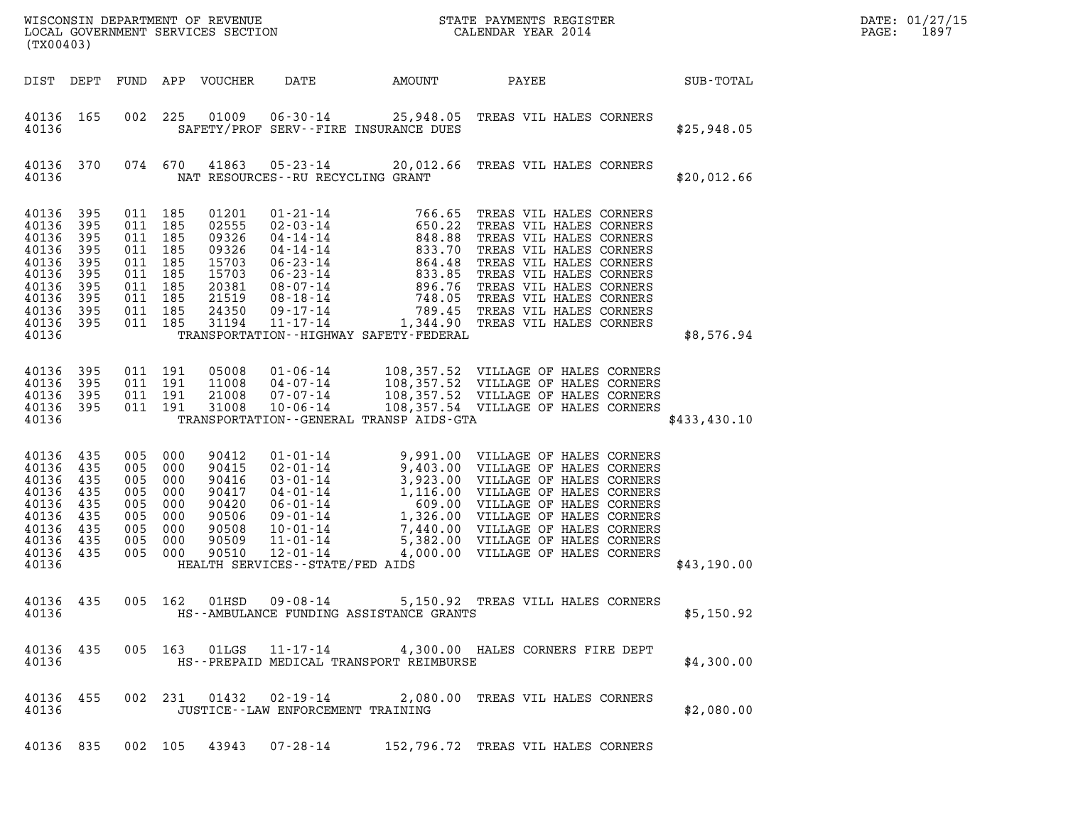WISCONSIN DEPARTMENT OF REVENUE
LOCAL GOVERNMENT SERVICES SECTION
(TX00403)

STATE PAYMENTS REGISTER
CALENDAR YEAR 2014

DATE: 01/27/15
PAGE: 1897

| DIST | DEPT | FUND | APP | VOUCHER | DATE | AMOUNT | PAYEE | SUB-TOTAL |
|---|---|---|---|---|---|---|---|---|
| 40136 | 165 | 002 | 225 | 01009 | 06-30-14 | 25,948.05 | TREAS VIL HALES CORNERS | |
| 40136 | | | | | SAFETY/PROF SERV--FIRE INSURANCE DUES | | | $25,948.05 |
| 40136 | 370 | 074 | 670 | 41863 | 05-23-14 | 20,012.66 | TREAS VIL HALES CORNERS | |
| 40136 | | | | | NAT RESOURCES--RU RECYCLING GRANT | | | $20,012.66 |
| 40136 | 395 | 011 | 185 | 01201 | 01-21-14 | 766.65 | TREAS VIL HALES CORNERS | |
| 40136 | 395 | 011 | 185 | 02555 | 02-03-14 | 650.22 | TREAS VIL HALES CORNERS | |
| 40136 | 395 | 011 | 185 | 09326 | 04-14-14 | 848.88 | TREAS VIL HALES CORNERS | |
| 40136 | 395 | 011 | 185 | 09326 | 04-14-14 | 833.70 | TREAS VIL HALES CORNERS | |
| 40136 | 395 | 011 | 185 | 15703 | 06-23-14 | 864.48 | TREAS VIL HALES CORNERS | |
| 40136 | 395 | 011 | 185 | 15703 | 06-23-14 | 833.85 | TREAS VIL HALES CORNERS | |
| 40136 | 395 | 011 | 185 | 20381 | 08-07-14 | 896.76 | TREAS VIL HALES CORNERS | |
| 40136 | 395 | 011 | 185 | 21519 | 08-18-14 | 748.05 | TREAS VIL HALES CORNERS | |
| 40136 | 395 | 011 | 185 | 24350 | 09-17-14 | 789.45 | TREAS VIL HALES CORNERS | |
| 40136 | 395 | 011 | 185 | 31194 | 11-17-14 | 1,344.90 | TREAS VIL HALES CORNERS | |
| 40136 | | | | | TRANSPORTATION--HIGHWAY SAFETY-FEDERAL | | | $8,576.94 |
| 40136 | 395 | 011 | 191 | 05008 | 01-06-14 | 108,357.52 | VILLAGE OF HALES CORNERS | |
| 40136 | 395 | 011 | 191 | 11008 | 04-07-14 | 108,357.52 | VILLAGE OF HALES CORNERS | |
| 40136 | 395 | 011 | 191 | 21008 | 07-07-14 | 108,357.52 | VILLAGE OF HALES CORNERS | |
| 40136 | 395 | 011 | 191 | 31008 | 10-06-14 | 108,357.54 | VILLAGE OF HALES CORNERS | |
| 40136 | | | | | TRANSPORTATION--GENERAL TRANSP AIDS-GTA | | | $433,430.10 |
| 40136 | 435 | 005 | 000 | 90412 | 01-01-14 | 9,991.00 | VILLAGE OF HALES CORNERS | |
| 40136 | 435 | 005 | 000 | 90415 | 02-01-14 | 9,403.00 | VILLAGE OF HALES CORNERS | |
| 40136 | 435 | 005 | 000 | 90416 | 03-01-14 | 3,923.00 | VILLAGE OF HALES CORNERS | |
| 40136 | 435 | 005 | 000 | 90417 | 04-01-14 | 1,116.00 | VILLAGE OF HALES CORNERS | |
| 40136 | 435 | 005 | 000 | 90420 | 06-01-14 | 609.00 | VILLAGE OF HALES CORNERS | |
| 40136 | 435 | 005 | 000 | 90506 | 09-01-14 | 1,326.00 | VILLAGE OF HALES CORNERS | |
| 40136 | 435 | 005 | 000 | 90508 | 10-01-14 | 7,440.00 | VILLAGE OF HALES CORNERS | |
| 40136 | 435 | 005 | 000 | 90509 | 11-01-14 | 5,382.00 | VILLAGE OF HALES CORNERS | |
| 40136 | 435 | 005 | 000 | 90510 | 12-01-14 | 4,000.00 | VILLAGE OF HALES CORNERS | |
| 40136 | | | | | HEALTH SERVICES--STATE/FED AIDS | | | $43,190.00 |
| 40136 | 435 | 005 | 162 | 01HSD | 09-08-14 | 5,150.92 | TREAS VILL HALES CORNERS | |
| 40136 | | | | | HS--AMBULANCE FUNDING ASSISTANCE GRANTS | | | $5,150.92 |
| 40136 | 435 | 005 | 163 | 01LGS | 11-17-14 | 4,300.00 | HALES CORNERS FIRE DEPT | |
| 40136 | | | | | HS--PREPAID MEDICAL TRANSPORT REIMBURSE | | | $4,300.00 |
| 40136 | 455 | 002 | 231 | 01432 | 02-19-14 | 2,080.00 | TREAS VIL HALES CORNERS | |
| 40136 | | | | | JUSTICE--LAW ENFORCEMENT TRAINING | | | $2,080.00 |
| 40136 | 835 | 002 | 105 | 43943 | 07-28-14 | 152,796.72 | TREAS VIL HALES CORNERS | |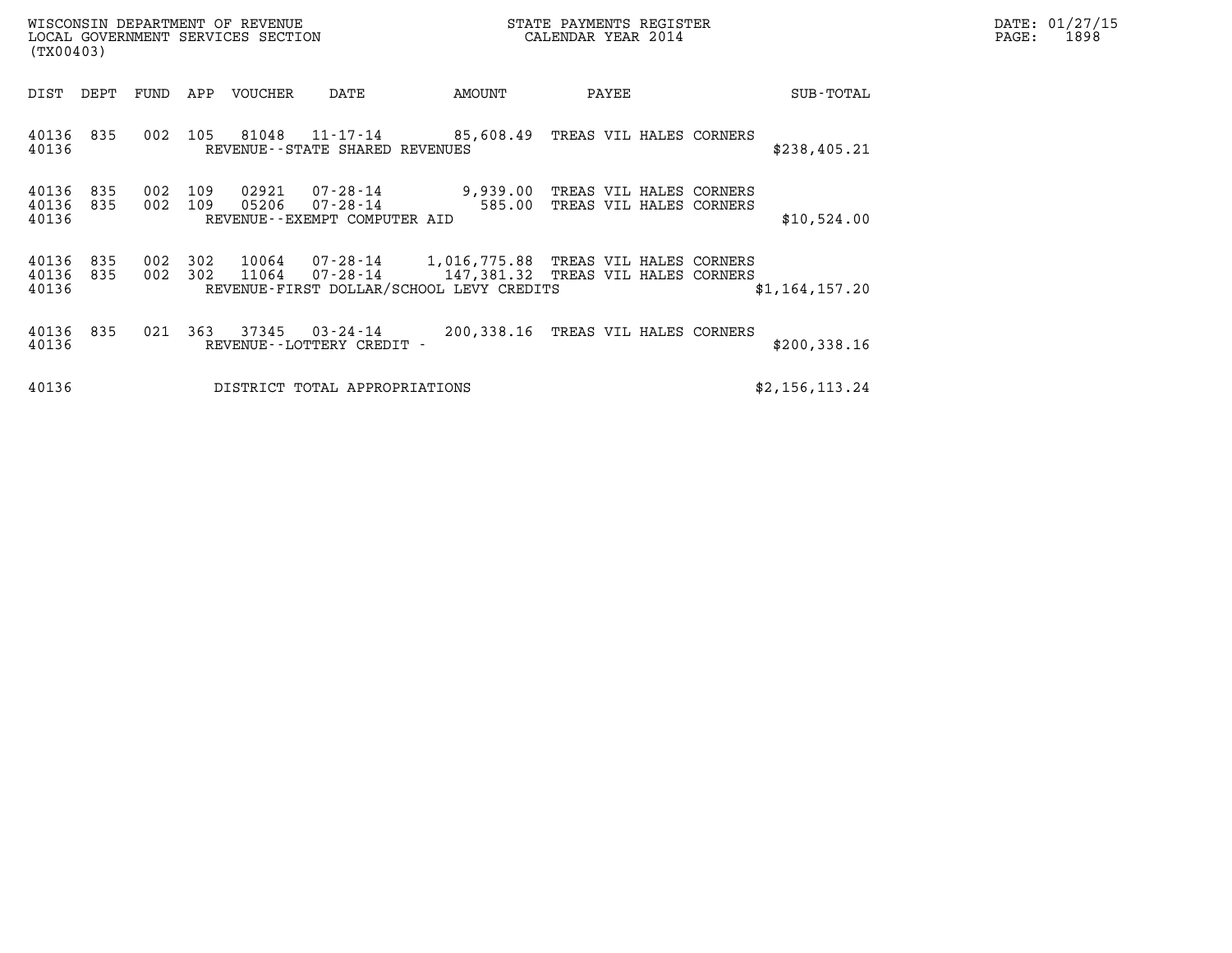WISCONSIN DEPARTMENT OF REVENUE
LOCAL GOVERNMENT SERVICES SECTION
(TX00403)

STATE PAYMENTS REGISTER
CALENDAR YEAR 2014

DATE: 01/27/15
PAGE: 1898

| DIST | DEPT | FUND | APP | VOUCHER | DATE | AMOUNT | PAYEE | SUB-TOTAL |
|---|---|---|---|---|---|---|---|---|
| 40136 | 835 | 002 | 105 | 81048 | 11-17-14 | 85,608.49 | TREAS VIL HALES CORNERS | |
| 40136 | | | | REVENUE--STATE SHARED REVENUES | | | | $238,405.21 |
| 40136 | 835 | 002 | 109 | 02921 | 07-28-14 | 9,939.00 | TREAS VIL HALES CORNERS | |
| 40136 | 835 | 002 | 109 | 05206 | 07-28-14 | 585.00 | TREAS VIL HALES CORNERS | |
| 40136 | | | | REVENUE--EXEMPT COMPUTER AID | | | | $10,524.00 |
| 40136 | 835 | 002 | 302 | 10064 | 07-28-14 | 1,016,775.88 | TREAS VIL HALES CORNERS | |
| 40136 | 835 | 002 | 302 | 11064 | 07-28-14 | 147,381.32 | TREAS VIL HALES CORNERS | |
| 40136 | | | | REVENUE-FIRST DOLLAR/SCHOOL LEVY CREDITS | | | | $1,164,157.20 |
| 40136 | 835 | 021 | 363 | 37345 | 03-24-14 | 200,338.16 | TREAS VIL HALES CORNERS | |
| 40136 | | | | REVENUE--LOTTERY CREDIT - | | | | $200,338.16 |
| 40136 | | | | DISTRICT TOTAL APPROPRIATIONS | | | | $2,156,113.24 |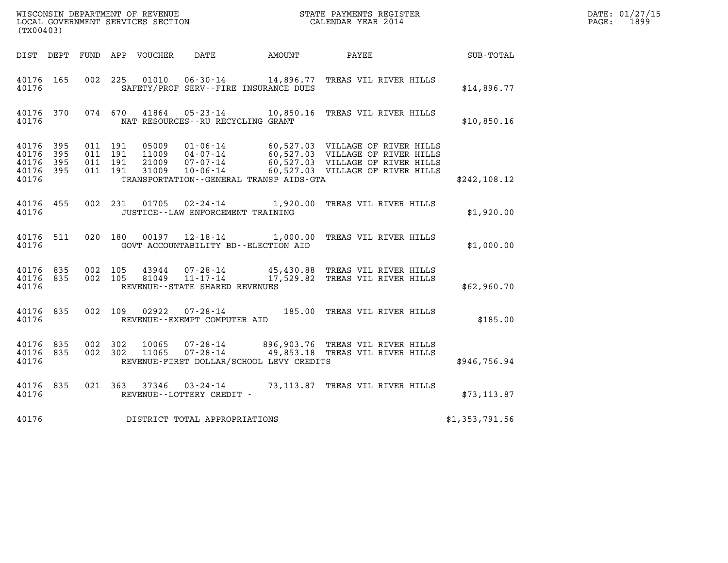WISCONSIN DEPARTMENT OF REVENUE
LOCAL GOVERNMENT SERVICES SECTION
(TX00403)

STATE PAYMENTS REGISTER
CALENDAR YEAR 2014

DATE: 01/27/15
PAGE: 1899

| DIST | DEPT | FUND | APP | VOUCHER | DATE | AMOUNT | PAYEE | SUB-TOTAL |
|---|---|---|---|---|---|---|---|---|
| 40176 | 165 | 002 | 225 | 01010 | 06-30-14 | 14,896.77 | TREAS VIL RIVER HILLS | |
| 40176 | | | | | SAFETY/PROF SERV--FIRE INSURANCE DUES | | | $14,896.77 |
| 40176 | 370 | 074 | 670 | 41864 | 05-23-14 | 10,850.16 | TREAS VIL RIVER HILLS | |
| 40176 | | | | | NAT RESOURCES--RU RECYCLING GRANT | | | $10,850.16 |
| 40176 | 395 | 011 | 191 | 05009 | 01-06-14 | 60,527.03 | VILLAGE OF RIVER HILLS | |
| 40176 | 395 | 011 | 191 | 11009 | 04-07-14 | 60,527.03 | VILLAGE OF RIVER HILLS | |
| 40176 | 395 | 011 | 191 | 21009 | 07-07-14 | 60,527.03 | VILLAGE OF RIVER HILLS | |
| 40176 | 395 | 011 | 191 | 31009 | 10-06-14 | 60,527.03 | VILLAGE OF RIVER HILLS | |
| 40176 | | | | | TRANSPORTATION--GENERAL TRANSP AIDS-GTA | | | $242,108.12 |
| 40176 | 455 | 002 | 231 | 01705 | 02-24-14 | 1,920.00 | TREAS VIL RIVER HILLS | |
| 40176 | | | | | JUSTICE--LAW ENFORCEMENT TRAINING | | | $1,920.00 |
| 40176 | 511 | 020 | 180 | 00197 | 12-18-14 | 1,000.00 | TREAS VIL RIVER HILLS | |
| 40176 | | | | | GOVT ACCOUNTABILITY BD--ELECTION AID | | | $1,000.00 |
| 40176 | 835 | 002 | 105 | 43944 | 07-28-14 | 45,430.88 | TREAS VIL RIVER HILLS | |
| 40176 | 835 | 002 | 105 | 81049 | 11-17-14 | 17,529.82 | TREAS VIL RIVER HILLS | |
| 40176 | | | | | REVENUE--STATE SHARED REVENUES | | | $62,960.70 |
| 40176 | 835 | 002 | 109 | 02922 | 07-28-14 | 185.00 | TREAS VIL RIVER HILLS | |
| 40176 | | | | | REVENUE--EXEMPT COMPUTER AID | | | $185.00 |
| 40176 | 835 | 002 | 302 | 10065 | 07-28-14 | 896,903.76 | TREAS VIL RIVER HILLS | |
| 40176 | 835 | 002 | 302 | 11065 | 07-28-14 | 49,853.18 | TREAS VIL RIVER HILLS | |
| 40176 | | | | | REVENUE-FIRST DOLLAR/SCHOOL LEVY CREDITS | | | $946,756.94 |
| 40176 | 835 | 021 | 363 | 37346 | 03-24-14 | 73,113.87 | TREAS VIL RIVER HILLS | |
| 40176 | | | | | REVENUE--LOTTERY CREDIT - | | | $73,113.87 |
| 40176 | | | | | DISTRICT TOTAL APPROPRIATIONS | | | $1,353,791.56 |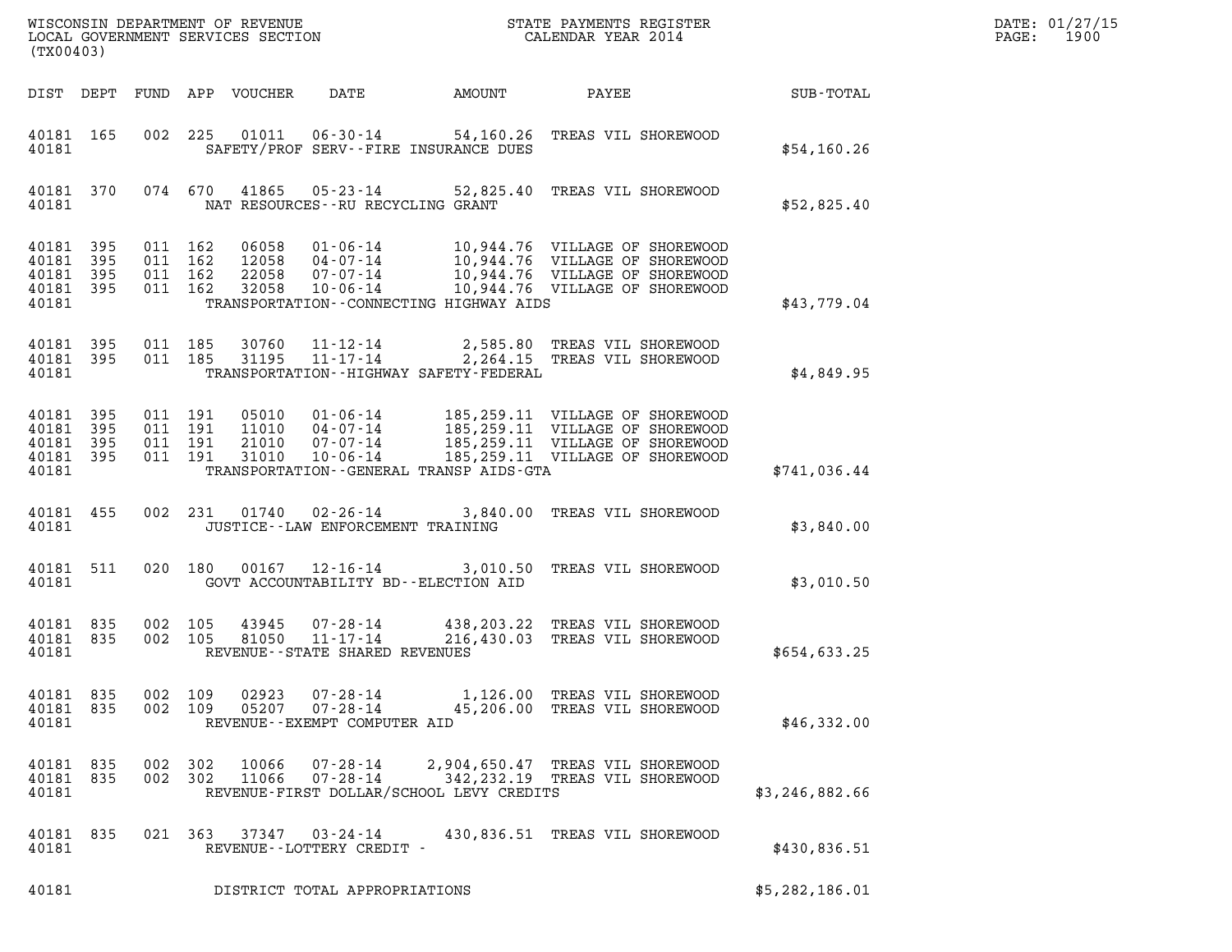WISCONSIN DEPARTMENT OF REVENUE
LOCAL GOVERNMENT SERVICES SECTION
(TX00403)

STATE PAYMENTS REGISTER
CALENDAR YEAR 2014

DATE: 01/27/15

| DIST | DEPT | FUND | APP | VOUCHER | DATE | AMOUNT | PAYEE | SUB-TOTAL |
|---|---|---|---|---|---|---|---|---|
| 40181 | 165 | 002 | 225 | 01011 | 06-30-14 | 54,160.26 | TREAS VIL SHOREWOOD | |
| 40181 | | | | SAFETY/PROF SERV--FIRE INSURANCE DUES | | | | $54,160.26 |
| 40181 | 370 | 074 | 670 | 41865 | 05-23-14 | 52,825.40 | TREAS VIL SHOREWOOD | |
| 40181 | | | | NAT RESOURCES--RU RECYCLING GRANT | | | | $52,825.40 |
| 40181 | 395 | 011 | 162 | 06058 | 01-06-14 | 10,944.76 | VILLAGE OF SHOREWOOD | |
| 40181 | 395 | 011 | 162 | 12058 | 04-07-14 | 10,944.76 | VILLAGE OF SHOREWOOD | |
| 40181 | 395 | 011 | 162 | 22058 | 07-07-14 | 10,944.76 | VILLAGE OF SHOREWOOD | |
| 40181 | 395 | 011 | 162 | 32058 | 10-06-14 | 10,944.76 | VILLAGE OF SHOREWOOD | |
| 40181 | | | | TRANSPORTATION--CONNECTING HIGHWAY AIDS | | | | $43,779.04 |
| 40181 | 395 | 011 | 185 | 30760 | 11-12-14 | 2,585.80 | TREAS VIL SHOREWOOD | |
| 40181 | 395 | 011 | 185 | 31195 | 11-17-14 | 2,264.15 | TREAS VIL SHOREWOOD | |
| 40181 | | | | TRANSPORTATION--HIGHWAY SAFETY-FEDERAL | | | | $4,849.95 |
| 40181 | 395 | 011 | 191 | 05010 | 01-06-14 | 185,259.11 | VILLAGE OF SHOREWOOD | |
| 40181 | 395 | 011 | 191 | 11010 | 04-07-14 | 185,259.11 | VILLAGE OF SHOREWOOD | |
| 40181 | 395 | 011 | 191 | 21010 | 07-07-14 | 185,259.11 | VILLAGE OF SHOREWOOD | |
| 40181 | 395 | 011 | 191 | 31010 | 10-06-14 | 185,259.11 | VILLAGE OF SHOREWOOD | |
| 40181 | | | | TRANSPORTATION--GENERAL TRANSP AIDS-GTA | | | | $741,036.44 |
| 40181 | 455 | 002 | 231 | 01740 | 02-26-14 | 3,840.00 | TREAS VIL SHOREWOOD | |
| 40181 | | | | JUSTICE--LAW ENFORCEMENT TRAINING | | | | $3,840.00 |
| 40181 | 511 | 020 | 180 | 00167 | 12-16-14 | 3,010.50 | TREAS VIL SHOREWOOD | |
| 40181 | | | | GOVT ACCOUNTABILITY BD--ELECTION AID | | | | $3,010.50 |
| 40181 | 835 | 002 | 105 | 43945 | 07-28-14 | 438,203.22 | TREAS VIL SHOREWOOD | |
| 40181 | 835 | 002 | 105 | 81050 | 11-17-14 | 216,430.03 | TREAS VIL SHOREWOOD | |
| 40181 | | | | REVENUE--STATE SHARED REVENUES | | | | $654,633.25 |
| 40181 | 835 | 002 | 109 | 02923 | 07-28-14 | 1,126.00 | TREAS VIL SHOREWOOD | |
| 40181 | 835 | 002 | 109 | 05207 | 07-28-14 | 45,206.00 | TREAS VIL SHOREWOOD | |
| 40181 | | | | REVENUE--EXEMPT COMPUTER AID | | | | $46,332.00 |
| 40181 | 835 | 002 | 302 | 10066 | 07-28-14 | 2,904,650.47 | TREAS VIL SHOREWOOD | |
| 40181 | 835 | 002 | 302 | 11066 | 07-28-14 | 342,232.19 | TREAS VIL SHOREWOOD | |
| 40181 | | | | REVENUE-FIRST DOLLAR/SCHOOL LEVY CREDITS | | | | $3,246,882.66 |
| 40181 | 835 | 021 | 363 | 37347 | 03-24-14 | 430,836.51 | TREAS VIL SHOREWOOD | |
| 40181 | | | | REVENUE--LOTTERY CREDIT - | | | | $430,836.51 |
| 40181 | | | | DISTRICT TOTAL APPROPRIATIONS | | | | $5,282,186.01 |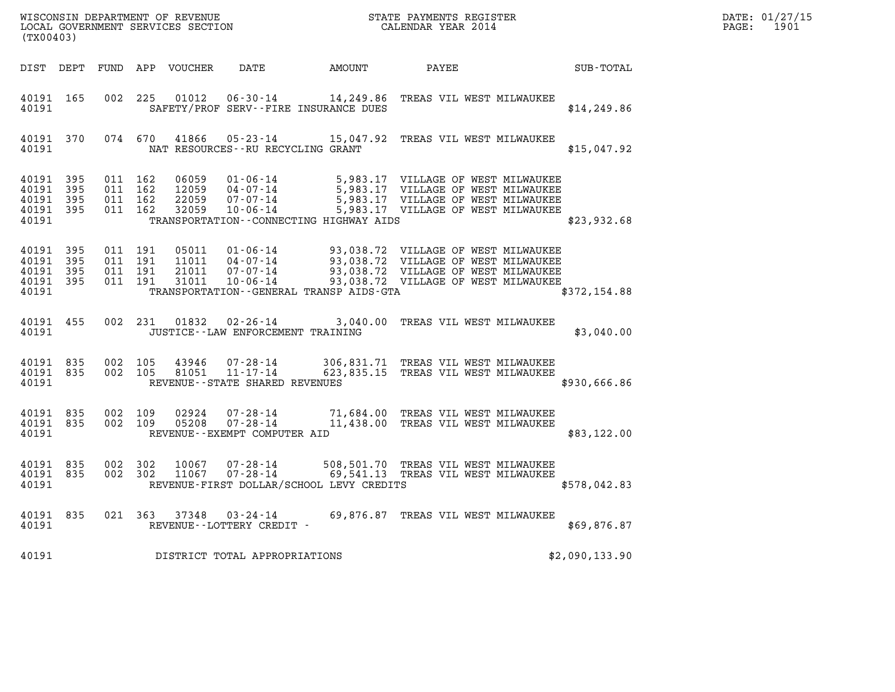WISCONSIN DEPARTMENT OF REVENUE
LOCAL GOVERNMENT SERVICES SECTION
(TX00403)

STATE PAYMENTS REGISTER
CALENDAR YEAR 2014

DATE: 01/27/15
PAGE: 1901

| DIST | DEPT | FUND | APP | VOUCHER | DATE | AMOUNT | PAYEE | SUB-TOTAL |
|---|---|---|---|---|---|---|---|---|
| 40191 | 165 | 002 | 225 | 01012 | 06-30-14 | 14,249.86 | TREAS VIL WEST MILWAUKEE | |
| 40191 | | | | | SAFETY/PROF SERV--FIRE INSURANCE DUES | | | $14,249.86 |
| 40191 | 370 | 074 | 670 | 41866 | 05-23-14 | 15,047.92 | TREAS VIL WEST MILWAUKEE | |
| 40191 | | | | | NAT RESOURCES--RU RECYCLING GRANT | | | $15,047.92 |
| 40191 | 395 | 011 | 162 | 06059 | 01-06-14 | 5,983.17 | VILLAGE OF WEST MILWAUKEE | |
| 40191 | 395 | 011 | 162 | 12059 | 04-07-14 | 5,983.17 | VILLAGE OF WEST MILWAUKEE | |
| 40191 | 395 | 011 | 162 | 22059 | 07-07-14 | 5,983.17 | VILLAGE OF WEST MILWAUKEE | |
| 40191 | 395 | 011 | 162 | 32059 | 10-06-14 | 5,983.17 | VILLAGE OF WEST MILWAUKEE | |
| 40191 | | | | | TRANSPORTATION--CONNECTING HIGHWAY AIDS | | | $23,932.68 |
| 40191 | 395 | 011 | 191 | 05011 | 01-06-14 | 93,038.72 | VILLAGE OF WEST MILWAUKEE | |
| 40191 | 395 | 011 | 191 | 11011 | 04-07-14 | 93,038.72 | VILLAGE OF WEST MILWAUKEE | |
| 40191 | 395 | 011 | 191 | 21011 | 07-07-14 | 93,038.72 | VILLAGE OF WEST MILWAUKEE | |
| 40191 | 395 | 011 | 191 | 31011 | 10-06-14 | 93,038.72 | VILLAGE OF WEST MILWAUKEE | |
| 40191 | | | | | TRANSPORTATION--GENERAL TRANSP AIDS-GTA | | | $372,154.88 |
| 40191 | 455 | 002 | 231 | 01832 | 02-26-14 | 3,040.00 | TREAS VIL WEST MILWAUKEE | |
| 40191 | | | | | JUSTICE--LAW ENFORCEMENT TRAINING | | | $3,040.00 |
| 40191 | 835 | 002 | 105 | 43946 | 07-28-14 | 306,831.71 | TREAS VIL WEST MILWAUKEE | |
| 40191 | 835 | 002 | 105 | 81051 | 11-17-14 | 623,835.15 | TREAS VIL WEST MILWAUKEE | |
| 40191 | | | | | REVENUE--STATE SHARED REVENUES | | | $930,666.86 |
| 40191 | 835 | 002 | 109 | 02924 | 07-28-14 | 71,684.00 | TREAS VIL WEST MILWAUKEE | |
| 40191 | 835 | 002 | 109 | 05208 | 07-28-14 | 11,438.00 | TREAS VIL WEST MILWAUKEE | |
| 40191 | | | | | REVENUE--EXEMPT COMPUTER AID | | | $83,122.00 |
| 40191 | 835 | 002 | 302 | 10067 | 07-28-14 | 508,501.70 | TREAS VIL WEST MILWAUKEE | |
| 40191 | 835 | 002 | 302 | 11067 | 07-28-14 | 69,541.13 | TREAS VIL WEST MILWAUKEE | |
| 40191 | | | | | REVENUE-FIRST DOLLAR/SCHOOL LEVY CREDITS | | | $578,042.83 |
| 40191 | 835 | 021 | 363 | 37348 | 03-24-14 | 69,876.87 | TREAS VIL WEST MILWAUKEE | |
| 40191 | | | | | REVENUE--LOTTERY CREDIT - | | | $69,876.87 |
| 40191 | | | | | DISTRICT TOTAL APPROPRIATIONS | | | $2,090,133.90 |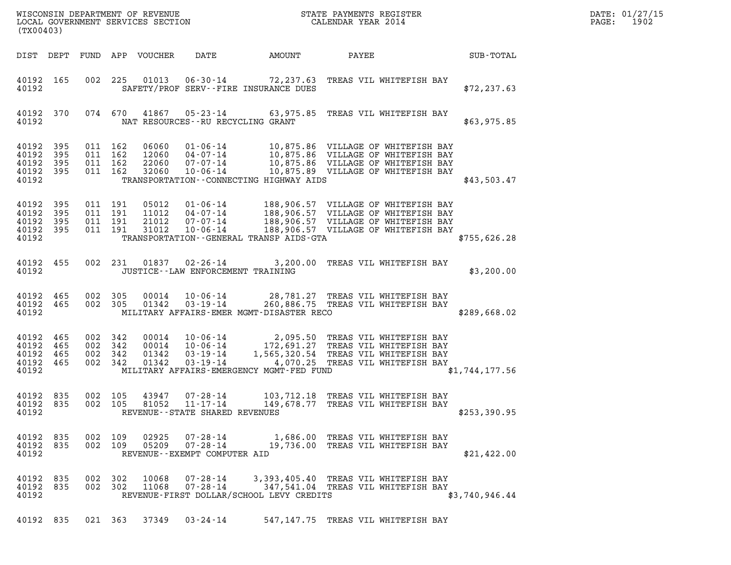WISCONSIN DEPARTMENT OF REVENUE
LOCAL GOVERNMENT SERVICES SECTION
(TX00403)

STATE PAYMENTS REGISTER
CALENDAR YEAR 2014

DATE: 01/27/15

| DIST | DEPT | FUND | APP | VOUCHER | DATE | AMOUNT | PAYEE | SUB-TOTAL |
|---|---|---|---|---|---|---|---|---|
| 40192 | 165 | 002 | 225 | 01013 | 06-30-14 | 72,237.63 | TREAS VIL WHITEFISH BAY | |
| 40192 | | | | | SAFETY/PROF SERV--FIRE INSURANCE DUES | | | $72,237.63 |
| 40192 | 370 | 074 | 670 | 41867 | 05-23-14 | 63,975.85 | TREAS VIL WHITEFISH BAY | |
| 40192 | | | | | NAT RESOURCES--RU RECYCLING GRANT | | | $63,975.85 |
| 40192 | 395 | 011 | 162 | 06060 | 01-06-14 | 10,875.86 | VILLAGE OF WHITEFISH BAY | |
| 40192 | 395 | 011 | 162 | 12060 | 04-07-14 | 10,875.86 | VILLAGE OF WHITEFISH BAY | |
| 40192 | 395 | 011 | 162 | 22060 | 07-07-14 | 10,875.86 | VILLAGE OF WHITEFISH BAY | |
| 40192 | 395 | 011 | 162 | 32060 | 10-06-14 | 10,875.89 | VILLAGE OF WHITEFISH BAY | |
| 40192 | | | | | TRANSPORTATION--CONNECTING HIGHWAY AIDS | | | $43,503.47 |
| 40192 | 395 | 011 | 191 | 05012 | 01-06-14 | 188,906.57 | VILLAGE OF WHITEFISH BAY | |
| 40192 | 395 | 011 | 191 | 11012 | 04-07-14 | 188,906.57 | VILLAGE OF WHITEFISH BAY | |
| 40192 | 395 | 011 | 191 | 21012 | 07-07-14 | 188,906.57 | VILLAGE OF WHITEFISH BAY | |
| 40192 | 395 | 011 | 191 | 31012 | 10-06-14 | 188,906.57 | VILLAGE OF WHITEFISH BAY | |
| 40192 | | | | | TRANSPORTATION--GENERAL TRANSP AIDS-GTA | | | $755,626.28 |
| 40192 | 455 | 002 | 231 | 01837 | 02-26-14 | 3,200.00 | TREAS VIL WHITEFISH BAY | |
| 40192 | | | | | JUSTICE--LAW ENFORCEMENT TRAINING | | | $3,200.00 |
| 40192 | 465 | 002 | 305 | 00014 | 10-06-14 | 28,781.27 | TREAS VIL WHITEFISH BAY | |
| 40192 | 465 | 002 | 305 | 01342 | 03-19-14 | 260,886.75 | TREAS VIL WHITEFISH BAY | |
| 40192 | | | | | MILITARY AFFAIRS-EMER MGMT-DISASTER RECO | | | $289,668.02 |
| 40192 | 465 | 002 | 342 | 00014 | 10-06-14 | 2,095.50 | TREAS VIL WHITEFISH BAY | |
| 40192 | 465 | 002 | 342 | 00014 | 10-06-14 | 172,691.27 | TREAS VIL WHITEFISH BAY | |
| 40192 | 465 | 002 | 342 | 01342 | 03-19-14 | 1,565,320.54 | TREAS VIL WHITEFISH BAY | |
| 40192 | 465 | 002 | 342 | 01342 | 03-19-14 | 4,070.25 | TREAS VIL WHITEFISH BAY | |
| 40192 | | | | | MILITARY AFFAIRS-EMERGENCY MGMT-FED FUND | | | $1,744,177.56 |
| 40192 | 835 | 002 | 105 | 43947 | 07-28-14 | 103,712.18 | TREAS VIL WHITEFISH BAY | |
| 40192 | 835 | 002 | 105 | 81052 | 11-17-14 | 149,678.77 | TREAS VIL WHITEFISH BAY | |
| 40192 | | | | | REVENUE--STATE SHARED REVENUES | | | $253,390.95 |
| 40192 | 835 | 002 | 109 | 02925 | 07-28-14 | 1,686.00 | TREAS VIL WHITEFISH BAY | |
| 40192 | 835 | 002 | 109 | 05209 | 07-28-14 | 19,736.00 | TREAS VIL WHITEFISH BAY | |
| 40192 | | | | | REVENUE--EXEMPT COMPUTER AID | | | $21,422.00 |
| 40192 | 835 | 002 | 302 | 10068 | 07-28-14 | 3,393,405.40 | TREAS VIL WHITEFISH BAY | |
| 40192 | 835 | 002 | 302 | 11068 | 07-28-14 | 347,541.04 | TREAS VIL WHITEFISH BAY | |
| 40192 | | | | | REVENUE-FIRST DOLLAR/SCHOOL LEVY CREDITS | | | $3,740,946.44 |
| 40192 | 835 | 021 | 363 | 37349 | 03-24-14 | 547,147.75 | TREAS VIL WHITEFISH BAY | |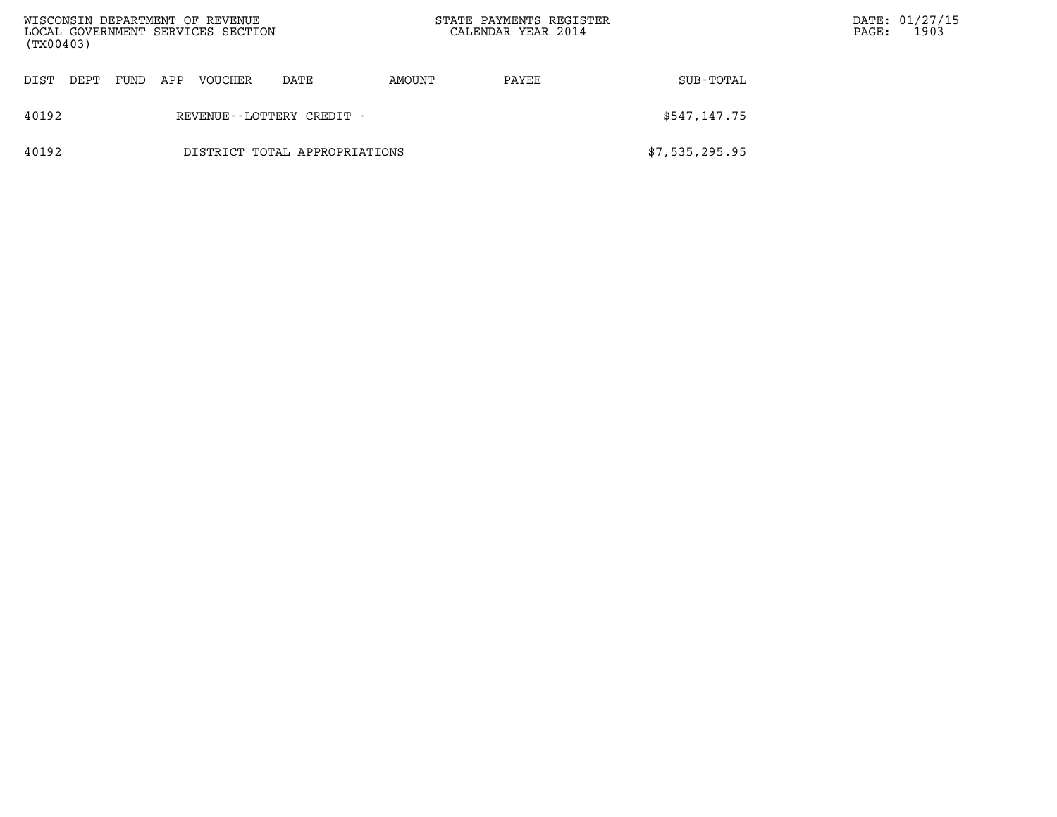| DIST | DEPT | FUND | APP | VOUCHER | DATE | AMOUNT | PAYEE | SUB-TOTAL |
|---|---|---|---|---|---|---|---|---|
| 40192 | | | | REVENUE--LOTTERY CREDIT - | | | | $547,147.75 |
| 40192 | | | | DISTRICT TOTAL APPROPRIATIONS | | | | $7,535,295.95 |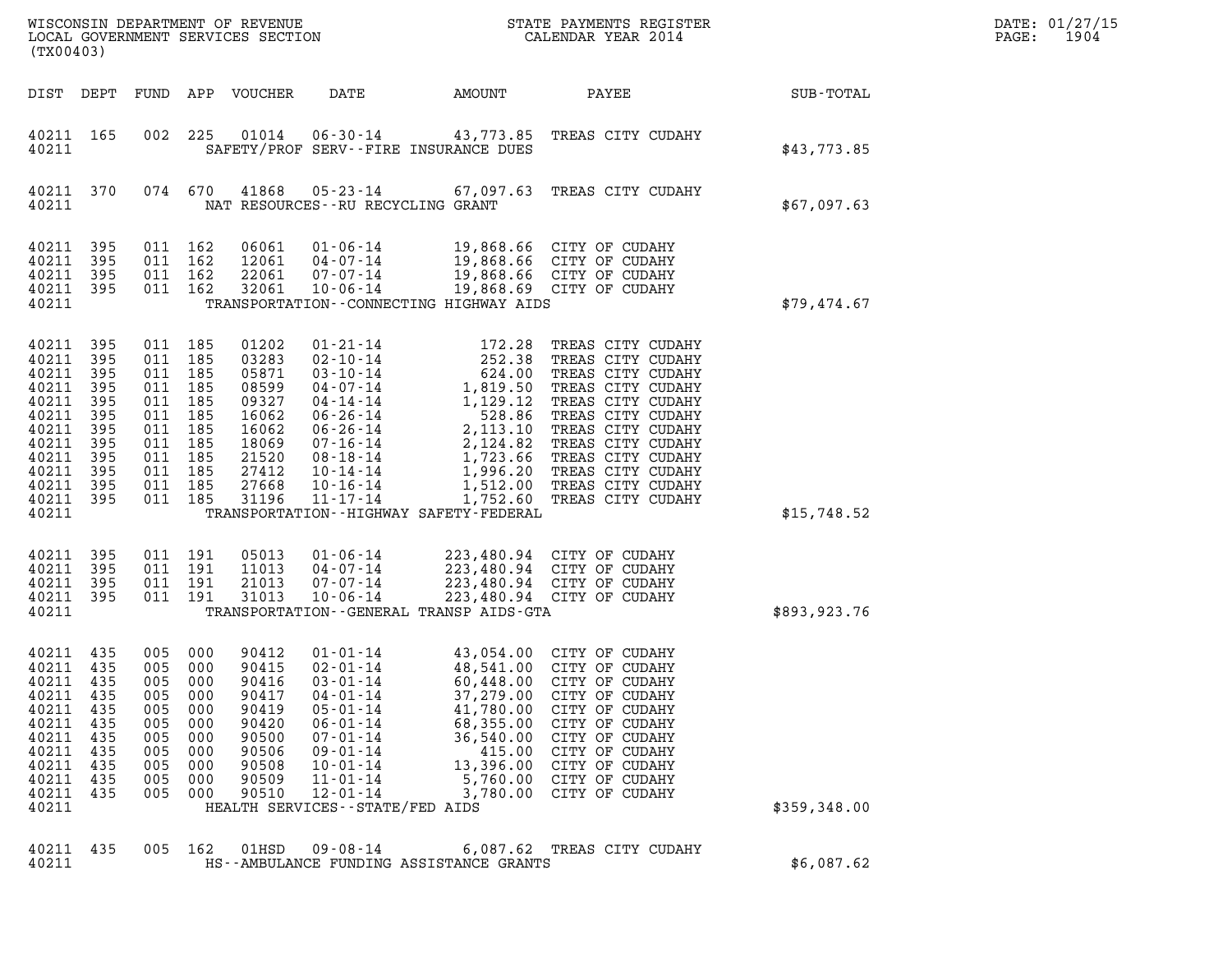WISCONSIN DEPARTMENT OF REVENUE
LOCAL GOVERNMENT SERVICES SECTION
(TX00403)

STATE PAYMENTS REGISTER
CALENDAR YEAR 2014

DATE: 01/27/15
PAGE: 1904

| DIST | DEPT | FUND | APP | VOUCHER | DATE | AMOUNT | PAYEE | SUB-TOTAL |
|---|---|---|---|---|---|---|---|---|
| 40211 | 165 | 002 | 225 | 01014 | 06-30-14 | 43,773.85 | TREAS CITY CUDAHY | |
| 40211 | | | | | SAFETY/PROF SERV--FIRE INSURANCE DUES | | | $43,773.85 |
| 40211 | 370 | 074 | 670 | 41868 | 05-23-14 | 67,097.63 | TREAS CITY CUDAHY | |
| 40211 | | | | | NAT RESOURCES--RU RECYCLING GRANT | | | $67,097.63 |
| 40211 | 395 | 011 | 162 | 06061 | 01-06-14 | 19,868.66 | CITY OF CUDAHY | |
| 40211 | 395 | 011 | 162 | 12061 | 04-07-14 | 19,868.66 | CITY OF CUDAHY | |
| 40211 | 395 | 011 | 162 | 22061 | 07-07-14 | 19,868.66 | CITY OF CUDAHY | |
| 40211 | 395 | 011 | 162 | 32061 | 10-06-14 | 19,868.69 | CITY OF CUDAHY | |
| 40211 | | | | | TRANSPORTATION--CONNECTING HIGHWAY AIDS | | | $79,474.67 |
| 40211 | 395 | 011 | 185 | 01202 | 01-21-14 | 172.28 | TREAS CITY CUDAHY | |
| 40211 | 395 | 011 | 185 | 03283 | 02-10-14 | 252.38 | TREAS CITY CUDAHY | |
| 40211 | 395 | 011 | 185 | 05871 | 03-10-14 | 624.00 | TREAS CITY CUDAHY | |
| 40211 | 395 | 011 | 185 | 08599 | 04-07-14 | 1,819.50 | TREAS CITY CUDAHY | |
| 40211 | 395 | 011 | 185 | 09327 | 04-14-14 | 1,129.12 | TREAS CITY CUDAHY | |
| 40211 | 395 | 011 | 185 | 16062 | 06-26-14 | 528.86 | TREAS CITY CUDAHY | |
| 40211 | 395 | 011 | 185 | 16062 | 06-26-14 | 2,113.10 | TREAS CITY CUDAHY | |
| 40211 | 395 | 011 | 185 | 18069 | 07-16-14 | 2,124.82 | TREAS CITY CUDAHY | |
| 40211 | 395 | 011 | 185 | 21520 | 08-18-14 | 1,723.66 | TREAS CITY CUDAHY | |
| 40211 | 395 | 011 | 185 | 27412 | 10-14-14 | 1,996.20 | TREAS CITY CUDAHY | |
| 40211 | 395 | 011 | 185 | 27668 | 10-16-14 | 1,512.00 | TREAS CITY CUDAHY | |
| 40211 | 395 | 011 | 185 | 31196 | 11-17-14 | 1,752.60 | TREAS CITY CUDAHY | |
| 40211 | | | | | TRANSPORTATION--HIGHWAY SAFETY-FEDERAL | | | $15,748.52 |
| 40211 | 395 | 011 | 191 | 05013 | 01-06-14 | 223,480.94 | CITY OF CUDAHY | |
| 40211 | 395 | 011 | 191 | 11013 | 04-07-14 | 223,480.94 | CITY OF CUDAHY | |
| 40211 | 395 | 011 | 191 | 21013 | 07-07-14 | 223,480.94 | CITY OF CUDAHY | |
| 40211 | 395 | 011 | 191 | 31013 | 10-06-14 | 223,480.94 | CITY OF CUDAHY | |
| 40211 | | | | | TRANSPORTATION--GENERAL TRANSP AIDS-GTA | | | $893,923.76 |
| 40211 | 435 | 005 | 000 | 90412 | 01-01-14 | 43,054.00 | CITY OF CUDAHY | |
| 40211 | 435 | 005 | 000 | 90415 | 02-01-14 | 48,541.00 | CITY OF CUDAHY | |
| 40211 | 435 | 005 | 000 | 90416 | 03-01-14 | 60,448.00 | CITY OF CUDAHY | |
| 40211 | 435 | 005 | 000 | 90417 | 04-01-14 | 37,279.00 | CITY OF CUDAHY | |
| 40211 | 435 | 005 | 000 | 90419 | 05-01-14 | 41,780.00 | CITY OF CUDAHY | |
| 40211 | 435 | 005 | 000 | 90420 | 06-01-14 | 68,355.00 | CITY OF CUDAHY | |
| 40211 | 435 | 005 | 000 | 90500 | 07-01-14 | 36,540.00 | CITY OF CUDAHY | |
| 40211 | 435 | 005 | 000 | 90506 | 09-01-14 | 415.00 | CITY OF CUDAHY | |
| 40211 | 435 | 005 | 000 | 90508 | 10-01-14 | 13,396.00 | CITY OF CUDAHY | |
| 40211 | 435 | 005 | 000 | 90509 | 11-01-14 | 5,760.00 | CITY OF CUDAHY | |
| 40211 | 435 | 005 | 000 | 90510 | 12-01-14 | 3,780.00 | CITY OF CUDAHY | |
| 40211 | | | | | HEALTH SERVICES--STATE/FED AIDS | | | $359,348.00 |
| 40211 | 435 | 005 | 162 | 01HSD | 09-08-14 | 6,087.62 | TREAS CITY CUDAHY | |
| 40211 | | | | | HS--AMBULANCE FUNDING ASSISTANCE GRANTS | | | $6,087.62 |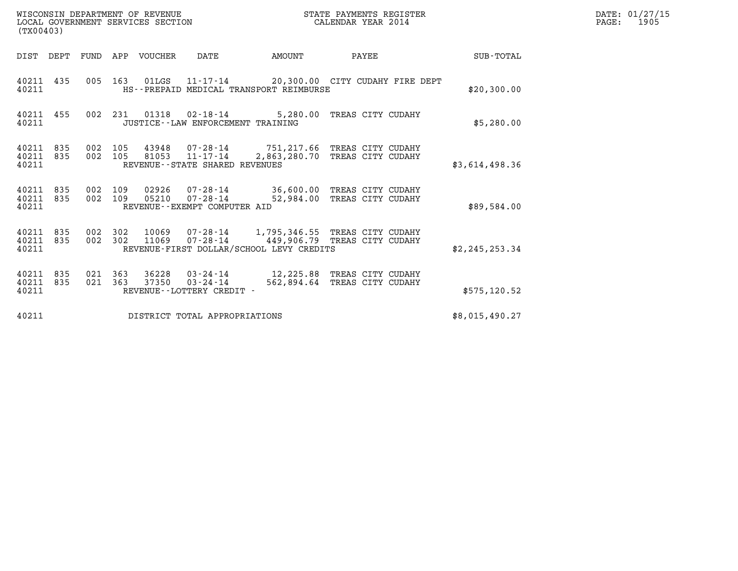WISCONSIN DEPARTMENT OF REVENUE
LOCAL GOVERNMENT SERVICES SECTION
(TX00403)

STATE PAYMENTS REGISTER
CALENDAR YEAR 2014

DATE: 01/27/15
PAGE: 1905

| DIST | DEPT | FUND | APP | VOUCHER | DATE | AMOUNT | PAYEE | SUB-TOTAL |
|---|---|---|---|---|---|---|---|---|
| 40211 | 435 | 005 | 163 | 01LGS | 11-17-14 | 20,300.00 | CITY CUDAHY FIRE DEPT | |
| 40211 | | | | HS--PREPAID MEDICAL TRANSPORT REIMBURSE | | | | $20,300.00 |
| 40211 | 455 | 002 | 231 | 01318 | 02-18-14 | 5,280.00 | TREAS CITY CUDAHY | |
| 40211 | | | | JUSTICE--LAW ENFORCEMENT TRAINING | | | | $5,280.00 |
| 40211 | 835 | 002 | 105 | 43948 | 07-28-14 | 751,217.66 | TREAS CITY CUDAHY | |
| 40211 | 835 | 002 | 105 | 81053 | 11-17-14 | 2,863,280.70 | TREAS CITY CUDAHY | |
| 40211 | | | | REVENUE--STATE SHARED REVENUES | | | | $3,614,498.36 |
| 40211 | 835 | 002 | 109 | 02926 | 07-28-14 | 36,600.00 | TREAS CITY CUDAHY | |
| 40211 | 835 | 002 | 109 | 05210 | 07-28-14 | 52,984.00 | TREAS CITY CUDAHY | |
| 40211 | | | | REVENUE--EXEMPT COMPUTER AID | | | | $89,584.00 |
| 40211 | 835 | 002 | 302 | 10069 | 07-28-14 | 1,795,346.55 | TREAS CITY CUDAHY | |
| 40211 | 835 | 002 | 302 | 11069 | 07-28-14 | 449,906.79 | TREAS CITY CUDAHY | |
| 40211 | | | | REVENUE-FIRST DOLLAR/SCHOOL LEVY CREDITS | | | | $2,245,253.34 |
| 40211 | 835 | 021 | 363 | 36228 | 03-24-14 | 12,225.88 | TREAS CITY CUDAHY | |
| 40211 | 835 | 021 | 363 | 37350 | 03-24-14 | 562,894.64 | TREAS CITY CUDAHY | |
| 40211 | | | | REVENUE--LOTTERY CREDIT - | | | | $575,120.52 |
| 40211 | | | | DISTRICT TOTAL APPROPRIATIONS | | | | $8,015,490.27 |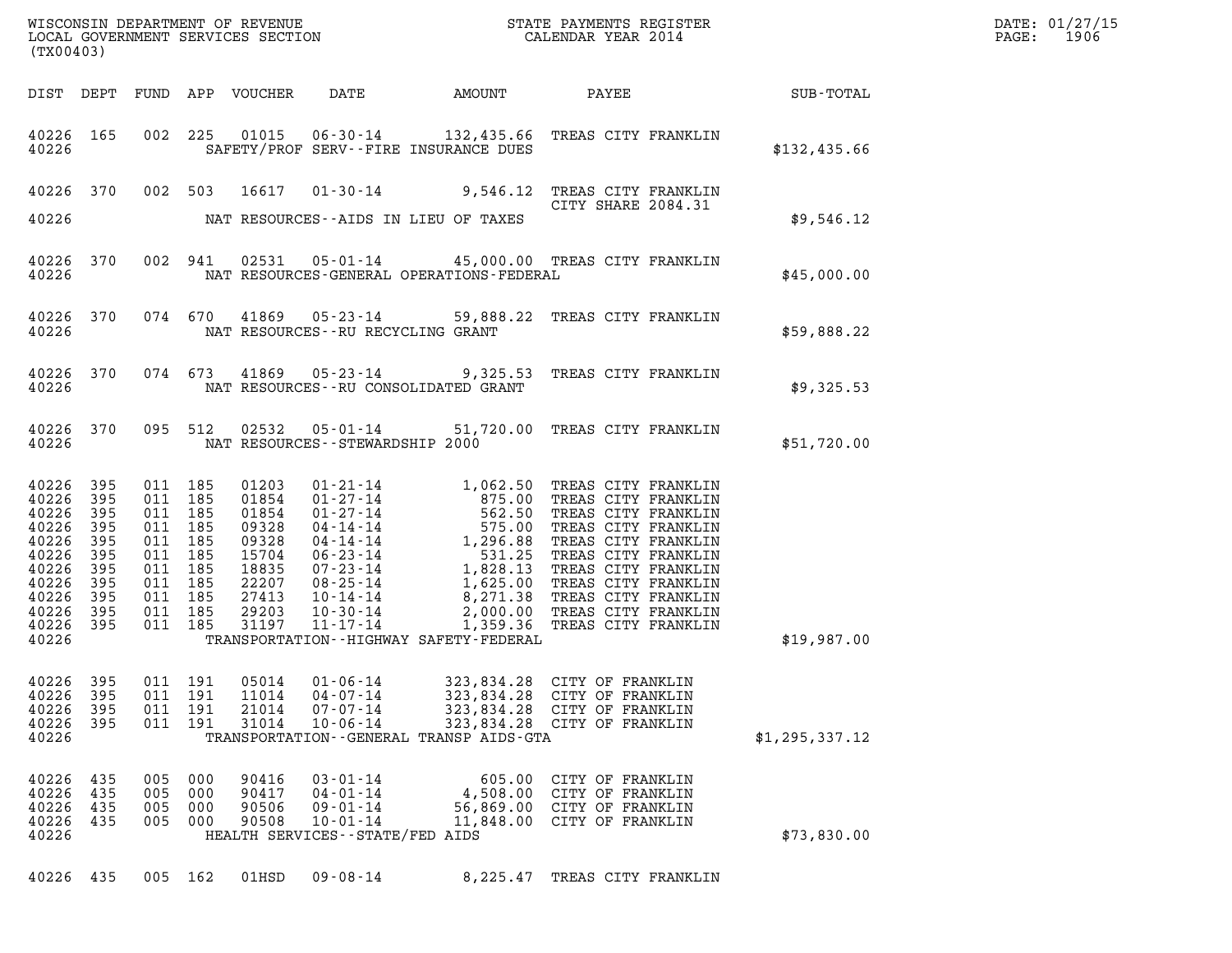WISCONSIN DEPARTMENT OF REVENUE
LOCAL GOVERNMENT SERVICES SECTION
(TX00403)

STATE PAYMENTS REGISTER
CALENDAR YEAR 2014

DATE: 01/27/15
PAGE: 1906

| DIST | DEPT | FUND | APP | VOUCHER | DATE | AMOUNT | PAYEE | SUB-TOTAL |
|---|---|---|---|---|---|---|---|---|
| 40226 | 165 | 002 | 225 | 01015 | 06-30-14 | 132,435.66 | TREAS CITY FRANKLIN | |
| 40226 | | | | | SAFETY/PROF SERV--FIRE INSURANCE DUES | | | $132,435.66 |
| 40226 | 370 | 002 | 503 | 16617 | 01-30-14 | 9,546.12 | TREAS CITY FRANKLIN CITY SHARE 2084.31 | |
| 40226 | | | | | NAT RESOURCES--AIDS IN LIEU OF TAXES | | | $9,546.12 |
| 40226 | 370 | 002 | 941 | 02531 | 05-01-14 | 45,000.00 | TREAS CITY FRANKLIN | |
| 40226 | | | | | NAT RESOURCES-GENERAL OPERATIONS-FEDERAL | | | $45,000.00 |
| 40226 | 370 | 074 | 670 | 41869 | 05-23-14 | 59,888.22 | TREAS CITY FRANKLIN | |
| 40226 | | | | | NAT RESOURCES--RU RECYCLING GRANT | | | $59,888.22 |
| 40226 | 370 | 074 | 673 | 41869 | 05-23-14 | 9,325.53 | TREAS CITY FRANKLIN | |
| 40226 | | | | | NAT RESOURCES--RU CONSOLIDATED GRANT | | | $9,325.53 |
| 40226 | 370 | 095 | 512 | 02532 | 05-01-14 | 51,720.00 | TREAS CITY FRANKLIN | |
| 40226 | | | | | NAT RESOURCES--STEWARDSHIP 2000 | | | $51,720.00 |
| 40226 | 395 | 011 | 185 | 01203 | 01-21-14 | 1,062.50 | TREAS CITY FRANKLIN | |
| 40226 | 395 | 011 | 185 | 01854 | 01-27-14 | 875.00 | TREAS CITY FRANKLIN | |
| 40226 | 395 | 011 | 185 | 01854 | 01-27-14 | 562.50 | TREAS CITY FRANKLIN | |
| 40226 | 395 | 011 | 185 | 09328 | 04-14-14 | 575.00 | TREAS CITY FRANKLIN | |
| 40226 | 395 | 011 | 185 | 09328 | 04-14-14 | 1,296.88 | TREAS CITY FRANKLIN | |
| 40226 | 395 | 011 | 185 | 15704 | 06-23-14 | 531.25 | TREAS CITY FRANKLIN | |
| 40226 | 395 | 011 | 185 | 18835 | 07-23-14 | 1,828.13 | TREAS CITY FRANKLIN | |
| 40226 | 395 | 011 | 185 | 22207 | 08-25-14 | 1,625.00 | TREAS CITY FRANKLIN | |
| 40226 | 395 | 011 | 185 | 27413 | 10-14-14 | 8,271.38 | TREAS CITY FRANKLIN | |
| 40226 | 395 | 011 | 185 | 29203 | 10-30-14 | 2,000.00 | TREAS CITY FRANKLIN | |
| 40226 | 395 | 011 | 185 | 31197 | 11-17-14 | 1,359.36 | TREAS CITY FRANKLIN | |
| 40226 | | | | | TRANSPORTATION--HIGHWAY SAFETY-FEDERAL | | | $19,987.00 |
| 40226 | 395 | 011 | 191 | 05014 | 01-06-14 | 323,834.28 | CITY OF FRANKLIN | |
| 40226 | 395 | 011 | 191 | 11014 | 04-07-14 | 323,834.28 | CITY OF FRANKLIN | |
| 40226 | 395 | 011 | 191 | 21014 | 07-07-14 | 323,834.28 | CITY OF FRANKLIN | |
| 40226 | 395 | 011 | 191 | 31014 | 10-06-14 | 323,834.28 | CITY OF FRANKLIN | |
| 40226 | | | | | TRANSPORTATION--GENERAL TRANSP AIDS-GTA | | | $1,295,337.12 |
| 40226 | 435 | 005 | 000 | 90416 | 03-01-14 | 605.00 | CITY OF FRANKLIN | |
| 40226 | 435 | 005 | 000 | 90417 | 04-01-14 | 4,508.00 | CITY OF FRANKLIN | |
| 40226 | 435 | 005 | 000 | 90506 | 09-01-14 | 56,869.00 | CITY OF FRANKLIN | |
| 40226 | 435 | 005 | 000 | 90508 | 10-01-14 | 11,848.00 | CITY OF FRANKLIN | |
| 40226 | | | | | HEALTH SERVICES--STATE/FED AIDS | | | $73,830.00 |
| 40226 | 435 | 005 | 162 | 01HSD | 09-08-14 | 8,225.47 | TREAS CITY FRANKLIN | |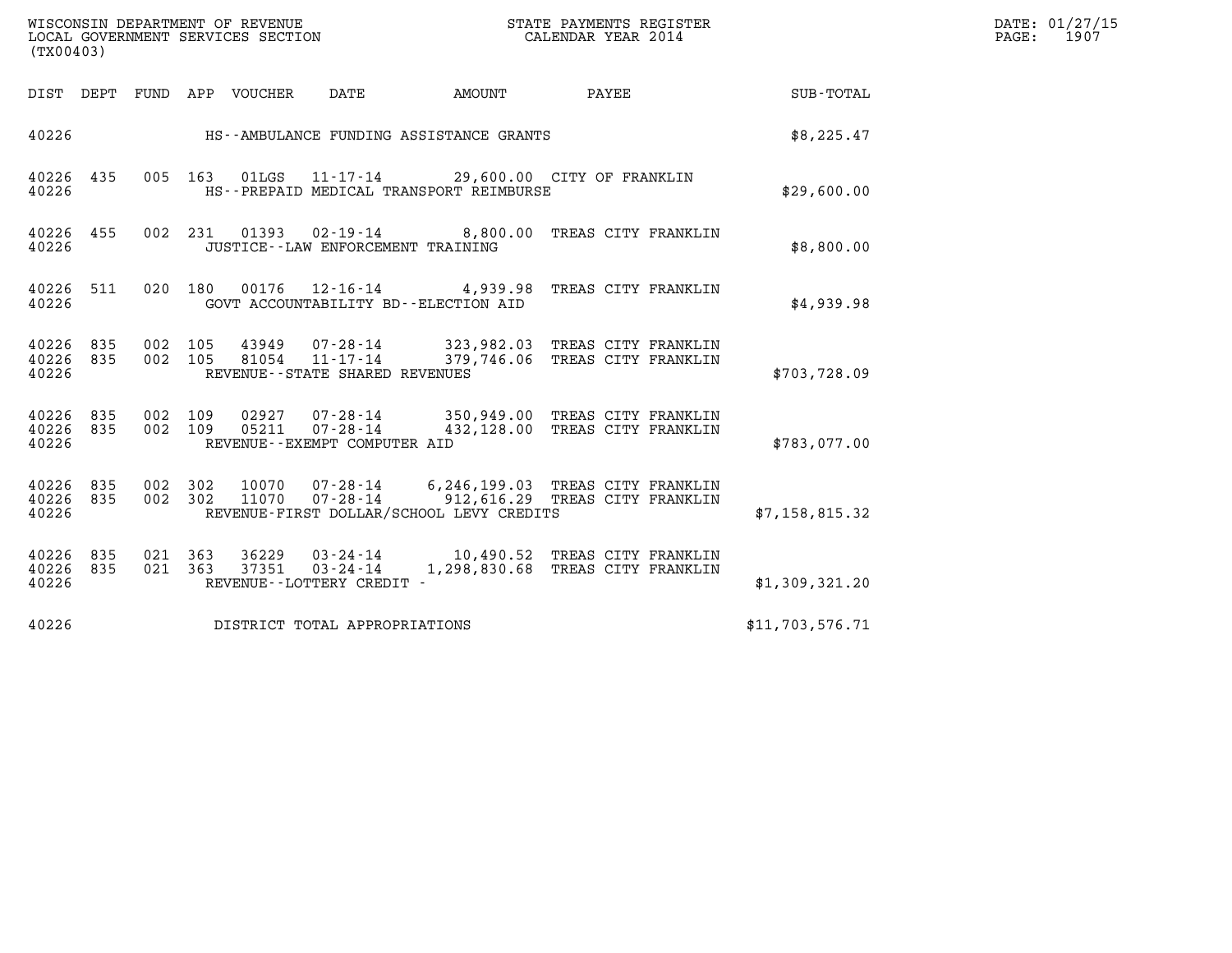| DIST | DEPT | FUND | APP | VOUCHER | DATE | AMOUNT | PAYEE | SUB-TOTAL |
|---|---|---|---|---|---|---|---|---|
| 40226 | | | | | HS--AMBULANCE FUNDING ASSISTANCE GRANTS | | | $8,225.47 |
| 40226 | 435 | 005 | 163 | 01LGS | 11-17-14 | 29,600.00 | CITY OF FRANKLIN | |
| 40226 | | | | | HS--PREPAID MEDICAL TRANSPORT REIMBURSE | | | $29,600.00 |
| 40226 | 455 | 002 | 231 | 01393 | 02-19-14 | 8,800.00 | TREAS CITY FRANKLIN | |
| 40226 | | | | | JUSTICE--LAW ENFORCEMENT TRAINING | | | $8,800.00 |
| 40226 | 511 | 020 | 180 | 00176 | 12-16-14 | 4,939.98 | TREAS CITY FRANKLIN | |
| 40226 | | | | | GOVT ACCOUNTABILITY BD--ELECTION AID | | | $4,939.98 |
| 40226 | 835 | 002 | 105 | 43949 | 07-28-14 | 323,982.03 | TREAS CITY FRANKLIN | |
| 40226 | 835 | 002 | 105 | 81054 | 11-17-14 | 379,746.06 | TREAS CITY FRANKLIN | |
| 40226 | | | | | REVENUE--STATE SHARED REVENUES | | | $703,728.09 |
| 40226 | 835 | 002 | 109 | 02927 | 07-28-14 | 350,949.00 | TREAS CITY FRANKLIN | |
| 40226 | 835 | 002 | 109 | 05211 | 07-28-14 | 432,128.00 | TREAS CITY FRANKLIN | |
| 40226 | | | | | REVENUE--EXEMPT COMPUTER AID | | | $783,077.00 |
| 40226 | 835 | 002 | 302 | 10070 | 07-28-14 | 6,246,199.03 | TREAS CITY FRANKLIN | |
| 40226 | 835 | 002 | 302 | 11070 | 07-28-14 | 912,616.29 | TREAS CITY FRANKLIN | |
| 40226 | | | | | REVENUE-FIRST DOLLAR/SCHOOL LEVY CREDITS | | | $7,158,815.32 |
| 40226 | 835 | 021 | 363 | 36229 | 03-24-14 | 10,490.52 | TREAS CITY FRANKLIN | |
| 40226 | 835 | 021 | 363 | 37351 | 03-24-14 | 1,298,830.68 | TREAS CITY FRANKLIN | |
| 40226 | | | | | REVENUE--LOTTERY CREDIT - | | | $1,309,321.20 |
| 40226 | | | | | DISTRICT TOTAL APPROPRIATIONS | | | $11,703,576.71 |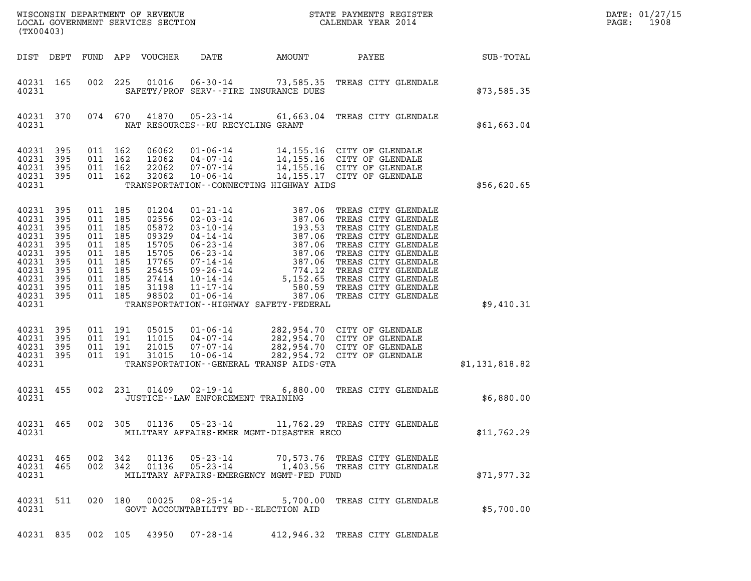WISCONSIN DEPARTMENT OF REVENUE
LOCAL GOVERNMENT SERVICES SECTION
(TX00403)

STATE PAYMENTS REGISTER
CALENDAR YEAR 2014

DATE: 01/27/15

| DIST | DEPT | FUND | APP | VOUCHER | DATE | AMOUNT | PAYEE | SUB-TOTAL |
|---|---|---|---|---|---|---|---|---|
| 40231 | 165 | 002 | 225 | 01016 | 06-30-14 | 73,585.35 | TREAS CITY GLENDALE | |
| 40231 | | | | | SAFETY/PROF SERV--FIRE INSURANCE DUES | | | $73,585.35 |
| 40231 | 370 | 074 | 670 | 41870 | 05-23-14 | 61,663.04 | TREAS CITY GLENDALE | |
| 40231 | | | | | NAT RESOURCES--RU RECYCLING GRANT | | | $61,663.04 |
| 40231 | 395 | 011 | 162 | 06062 | 01-06-14 | 14,155.16 | CITY OF GLENDALE | |
| 40231 | 395 | 011 | 162 | 12062 | 04-07-14 | 14,155.16 | CITY OF GLENDALE | |
| 40231 | 395 | 011 | 162 | 22062 | 07-07-14 | 14,155.16 | CITY OF GLENDALE | |
| 40231 | 395 | 011 | 162 | 32062 | 10-06-14 | 14,155.17 | CITY OF GLENDALE | |
| 40231 | | | | | TRANSPORTATION--CONNECTING HIGHWAY AIDS | | | $56,620.65 |
| 40231 | 395 | 011 | 185 | 01204 | 01-21-14 | 387.06 | TREAS CITY GLENDALE | |
| 40231 | 395 | 011 | 185 | 02556 | 02-03-14 | 387.06 | TREAS CITY GLENDALE | |
| 40231 | 395 | 011 | 185 | 05872 | 03-10-14 | 193.53 | TREAS CITY GLENDALE | |
| 40231 | 395 | 011 | 185 | 09329 | 04-14-14 | 387.06 | TREAS CITY GLENDALE | |
| 40231 | 395 | 011 | 185 | 15705 | 06-23-14 | 387.06 | TREAS CITY GLENDALE | |
| 40231 | 395 | 011 | 185 | 15705 | 06-23-14 | 387.06 | TREAS CITY GLENDALE | |
| 40231 | 395 | 011 | 185 | 17765 | 07-14-14 | 387.06 | TREAS CITY GLENDALE | |
| 40231 | 395 | 011 | 185 | 25455 | 09-26-14 | 774.12 | TREAS CITY GLENDALE | |
| 40231 | 395 | 011 | 185 | 27414 | 10-14-14 | 5,152.65 | TREAS CITY GLENDALE | |
| 40231 | 395 | 011 | 185 | 31198 | 11-17-14 | 580.59 | TREAS CITY GLENDALE | |
| 40231 | 395 | 011 | 185 | 98502 | 01-06-14 | 387.06 | TREAS CITY GLENDALE | |
| 40231 | | | | | TRANSPORTATION--HIGHWAY SAFETY-FEDERAL | | | $9,410.31 |
| 40231 | 395 | 011 | 191 | 05015 | 01-06-14 | 282,954.70 | CITY OF GLENDALE | |
| 40231 | 395 | 011 | 191 | 11015 | 04-07-14 | 282,954.70 | CITY OF GLENDALE | |
| 40231 | 395 | 011 | 191 | 21015 | 07-07-14 | 282,954.70 | CITY OF GLENDALE | |
| 40231 | 395 | 011 | 191 | 31015 | 10-06-14 | 282,954.72 | CITY OF GLENDALE | |
| 40231 | | | | | TRANSPORTATION--GENERAL TRANSP AIDS-GTA | | | $1,131,818.82 |
| 40231 | 455 | 002 | 231 | 01409 | 02-19-14 | 6,880.00 | TREAS CITY GLENDALE | |
| 40231 | | | | | JUSTICE--LAW ENFORCEMENT TRAINING | | | $6,880.00 |
| 40231 | 465 | 002 | 305 | 01136 | 05-23-14 | 11,762.29 | TREAS CITY GLENDALE | |
| 40231 | | | | | MILITARY AFFAIRS-EMER MGMT-DISASTER RECO | | | $11,762.29 |
| 40231 | 465 | 002 | 342 | 01136 | 05-23-14 | 70,573.76 | TREAS CITY GLENDALE | |
| 40231 | 465 | 002 | 342 | 01136 | 05-23-14 | 1,403.56 | TREAS CITY GLENDALE | |
| 40231 | | | | | MILITARY AFFAIRS-EMERGENCY MGMT-FED FUND | | | $71,977.32 |
| 40231 | 511 | 020 | 180 | 00025 | 08-25-14 | 5,700.00 | TREAS CITY GLENDALE | |
| 40231 | | | | | GOVT ACCOUNTABILITY BD--ELECTION AID | | | $5,700.00 |
| 40231 | 835 | 002 | 105 | 43950 | 07-28-14 | 412,946.32 | TREAS CITY GLENDALE | |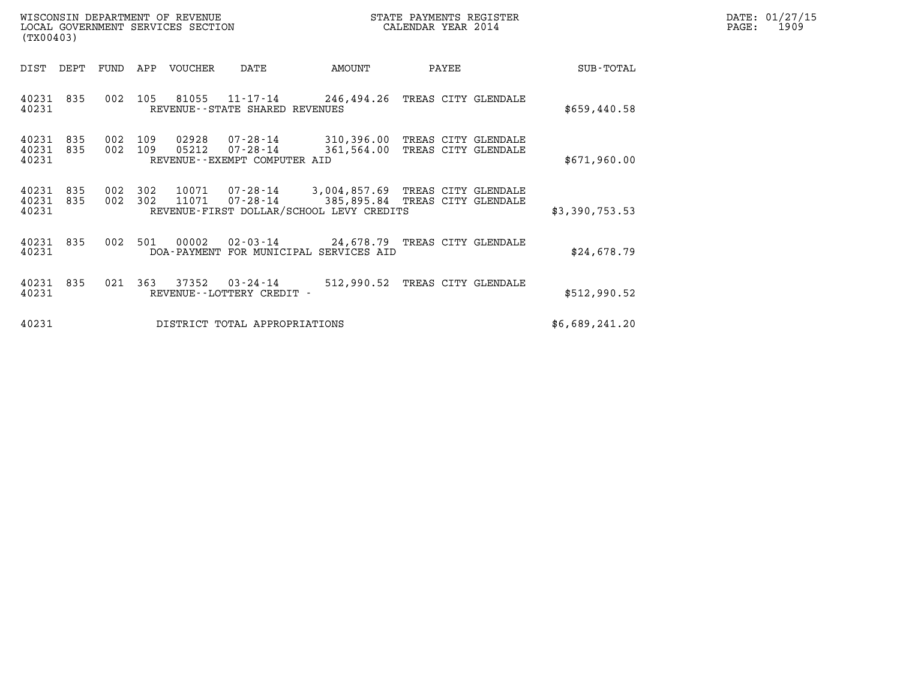| DIST | DEPT | FUND | APP | VOUCHER | DATE | AMOUNT | PAYEE | SUB-TOTAL |
|---|---|---|---|---|---|---|---|---|
| 40231 | 835 | 002 | 105 | 81055 | 11-17-14 | 246,494.26 | TREAS CITY GLENDALE | |
| 40231 | | | | REVENUE--STATE SHARED REVENUES | | | | $659,440.58 |
| 40231 | 835 | 002 | 109 | 02928 | 07-28-14 | 310,396.00 | TREAS CITY GLENDALE | |
| 40231 | 835 | 002 | 109 | 05212 | 07-28-14 | 361,564.00 | TREAS CITY GLENDALE | |
| 40231 | | | | REVENUE--EXEMPT COMPUTER AID | | | | $671,960.00 |
| 40231 | 835 | 002 | 302 | 10071 | 07-28-14 | 3,004,857.69 | TREAS CITY GLENDALE | |
| 40231 | 835 | 002 | 302 | 11071 | 07-28-14 | 385,895.84 | TREAS CITY GLENDALE | |
| 40231 | | | | REVENUE-FIRST DOLLAR/SCHOOL LEVY CREDITS | | | | $3,390,753.53 |
| 40231 | 835 | 002 | 501 | 00002 | 02-03-14 | 24,678.79 | TREAS CITY GLENDALE | |
| 40231 | | | | DOA-PAYMENT FOR MUNICIPAL SERVICES AID | | | | $24,678.79 |
| 40231 | 835 | 021 | 363 | 37352 | 03-24-14 | 512,990.52 | TREAS CITY GLENDALE | |
| 40231 | | | | REVENUE--LOTTERY CREDIT - | | | | $512,990.52 |
| 40231 | | | | DISTRICT TOTAL APPROPRIATIONS | | | | $6,689,241.20 |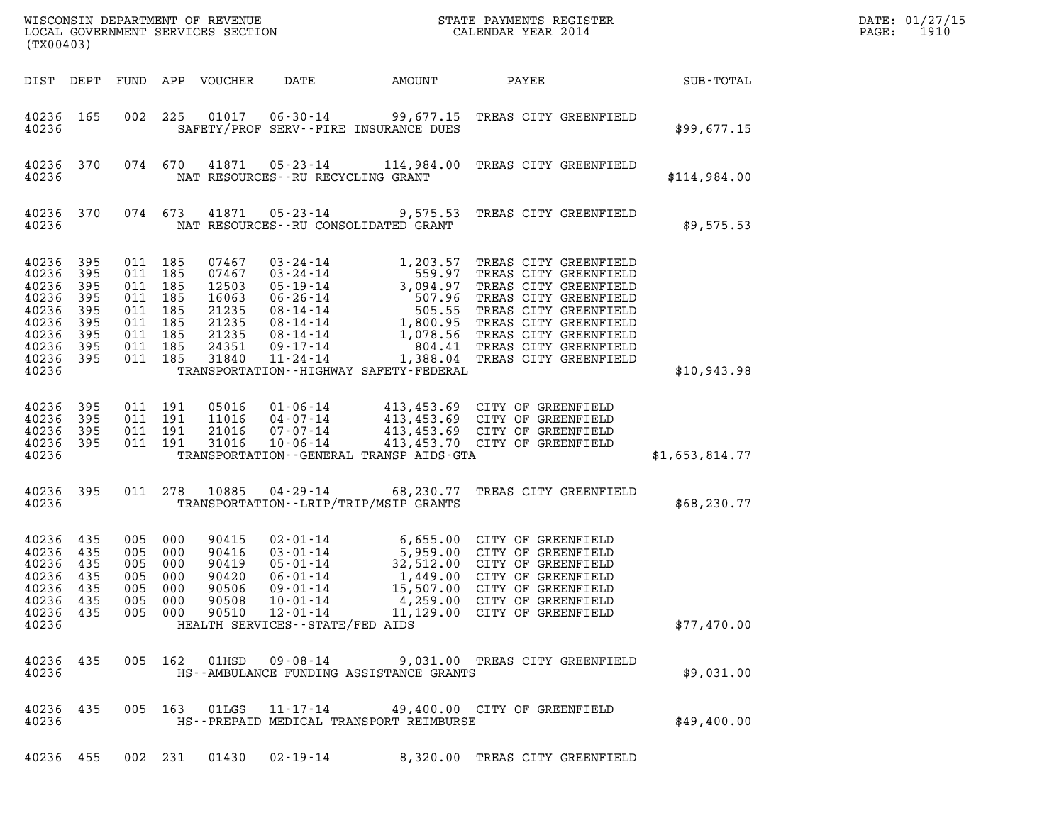WISCONSIN DEPARTMENT OF REVENUE
LOCAL GOVERNMENT SERVICES SECTION
(TX00403)

STATE PAYMENTS REGISTER
CALENDAR YEAR 2014

DATE: 01/27/15

| DIST | DEPT | FUND | APP | VOUCHER | DATE | AMOUNT | PAYEE | SUB-TOTAL |
|---|---|---|---|---|---|---|---|---|
| 40236 | 165 | 002 | 225 | 01017 | 06-30-14 | 99,677.15 | TREAS CITY GREENFIELD | |
| 40236 | | | | | SAFETY/PROF SERV--FIRE INSURANCE DUES | | | $99,677.15 |
| 40236 | 370 | 074 | 670 | 41871 | 05-23-14 | 114,984.00 | TREAS CITY GREENFIELD | |
| 40236 | | | | | NAT RESOURCES--RU RECYCLING GRANT | | | $114,984.00 |
| 40236 | 370 | 074 | 673 | 41871 | 05-23-14 | 9,575.53 | TREAS CITY GREENFIELD | |
| 40236 | | | | | NAT RESOURCES--RU CONSOLIDATED GRANT | | | $9,575.53 |
| 40236 | 395 | 011 | 185 | 07467 | 03-24-14 | 1,203.57 | TREAS CITY GREENFIELD | |
| 40236 | 395 | 011 | 185 | 07467 | 03-24-14 | 559.97 | TREAS CITY GREENFIELD | |
| 40236 | 395 | 011 | 185 | 12503 | 05-19-14 | 3,094.97 | TREAS CITY GREENFIELD | |
| 40236 | 395 | 011 | 185 | 16063 | 06-26-14 | 507.96 | TREAS CITY GREENFIELD | |
| 40236 | 395 | 011 | 185 | 21235 | 08-14-14 | 505.55 | TREAS CITY GREENFIELD | |
| 40236 | 395 | 011 | 185 | 21235 | 08-14-14 | 1,800.95 | TREAS CITY GREENFIELD | |
| 40236 | 395 | 011 | 185 | 21235 | 08-14-14 | 1,078.56 | TREAS CITY GREENFIELD | |
| 40236 | 395 | 011 | 185 | 24351 | 09-17-14 | 804.41 | TREAS CITY GREENFIELD | |
| 40236 | 395 | 011 | 185 | 31840 | 11-24-14 | 1,388.04 | TREAS CITY GREENFIELD | |
| 40236 | | | | | TRANSPORTATION--HIGHWAY SAFETY-FEDERAL | | | $10,943.98 |
| 40236 | 395 | 011 | 191 | 05016 | 01-06-14 | 413,453.69 | CITY OF GREENFIELD | |
| 40236 | 395 | 011 | 191 | 11016 | 04-07-14 | 413,453.69 | CITY OF GREENFIELD | |
| 40236 | 395 | 011 | 191 | 21016 | 07-07-14 | 413,453.69 | CITY OF GREENFIELD | |
| 40236 | 395 | 011 | 191 | 31016 | 10-06-14 | 413,453.70 | CITY OF GREENFIELD | |
| 40236 | | | | | TRANSPORTATION--GENERAL TRANSP AIDS-GTA | | | $1,653,814.77 |
| 40236 | 395 | 011 | 278 | 10885 | 04-29-14 | 68,230.77 | TREAS CITY GREENFIELD | |
| 40236 | | | | | TRANSPORTATION--LRIP/TRIP/MSIP GRANTS | | | $68,230.77 |
| 40236 | 435 | 005 | 000 | 90415 | 02-01-14 | 6,655.00 | CITY OF GREENFIELD | |
| 40236 | 435 | 005 | 000 | 90416 | 03-01-14 | 5,959.00 | CITY OF GREENFIELD | |
| 40236 | 435 | 005 | 000 | 90419 | 05-01-14 | 32,512.00 | CITY OF GREENFIELD | |
| 40236 | 435 | 005 | 000 | 90420 | 06-01-14 | 1,449.00 | CITY OF GREENFIELD | |
| 40236 | 435 | 005 | 000 | 90506 | 09-01-14 | 15,507.00 | CITY OF GREENFIELD | |
| 40236 | 435 | 005 | 000 | 90508 | 10-01-14 | 4,259.00 | CITY OF GREENFIELD | |
| 40236 | 435 | 005 | 000 | 90510 | 12-01-14 | 11,129.00 | CITY OF GREENFIELD | |
| 40236 | | | | | HEALTH SERVICES--STATE/FED AIDS | | | $77,470.00 |
| 40236 | 435 | 005 | 162 | 01HSD | 09-08-14 | 9,031.00 | TREAS CITY GREENFIELD | |
| 40236 | | | | | HS--AMBULANCE FUNDING ASSISTANCE GRANTS | | | $9,031.00 |
| 40236 | 435 | 005 | 163 | 01LGS | 11-17-14 | 49,400.00 | CITY OF GREENFIELD | |
| 40236 | | | | | HS--PREPAID MEDICAL TRANSPORT REIMBURSE | | | $49,400.00 |
| 40236 | 455 | 002 | 231 | 01430 | 02-19-14 | 8,320.00 | TREAS CITY GREENFIELD | |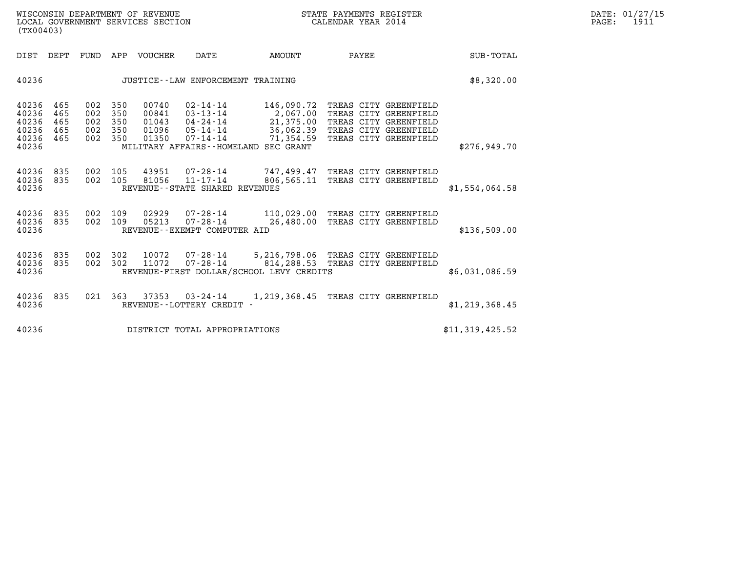WISCONSIN DEPARTMENT OF REVENUE
LOCAL GOVERNMENT SERVICES SECTION
(TX00403)

STATE PAYMENTS REGISTER
CALENDAR YEAR 2014

DATE: 01/27/15
PAGE: 1911

| DIST | DEPT | FUND | APP | VOUCHER | DATE | AMOUNT | PAYEE | SUB-TOTAL |
|---|---|---|---|---|---|---|---|---|
| 40236 | | | | | JUSTICE--LAW ENFORCEMENT TRAINING | | | $8,320.00 |
| 40236 | 465 | 002 | 350 | 00740 | 02-14-14 | 146,090.72 | TREAS CITY GREENFIELD | |
| 40236 | 465 | 002 | 350 | 00841 | 03-13-14 | 2,067.00 | TREAS CITY GREENFIELD | |
| 40236 | 465 | 002 | 350 | 01043 | 04-24-14 | 21,375.00 | TREAS CITY GREENFIELD | |
| 40236 | 465 | 002 | 350 | 01096 | 05-14-14 | 36,062.39 | TREAS CITY GREENFIELD | |
| 40236 | 465 | 002 | 350 | 01350 | 07-14-14 | 71,354.59 | TREAS CITY GREENFIELD | |
| 40236 | | | | | MILITARY AFFAIRS--HOMELAND SEC GRANT | | | $276,949.70 |
| 40236 | 835 | 002 | 105 | 43951 | 07-28-14 | 747,499.47 | TREAS CITY GREENFIELD | |
| 40236 | 835 | 002 | 105 | 81056 | 11-17-14 | 806,565.11 | TREAS CITY GREENFIELD | |
| 40236 | | | | | REVENUE--STATE SHARED REVENUES | | | $1,554,064.58 |
| 40236 | 835 | 002 | 109 | 02929 | 07-28-14 | 110,029.00 | TREAS CITY GREENFIELD | |
| 40236 | 835 | 002 | 109 | 05213 | 07-28-14 | 26,480.00 | TREAS CITY GREENFIELD | |
| 40236 | | | | | REVENUE--EXEMPT COMPUTER AID | | | $136,509.00 |
| 40236 | 835 | 002 | 302 | 10072 | 07-28-14 | 5,216,798.06 | TREAS CITY GREENFIELD | |
| 40236 | 835 | 002 | 302 | 11072 | 07-28-14 | 814,288.53 | TREAS CITY GREENFIELD | |
| 40236 | | | | | REVENUE-FIRST DOLLAR/SCHOOL LEVY CREDITS | | | $6,031,086.59 |
| 40236 | 835 | 021 | 363 | 37353 | 03-24-14 | 1,219,368.45 | TREAS CITY GREENFIELD | |
| 40236 | | | | | REVENUE--LOTTERY CREDIT - | | | $1,219,368.45 |
| 40236 | | | | | DISTRICT TOTAL APPROPRIATIONS | | | $11,319,425.52 |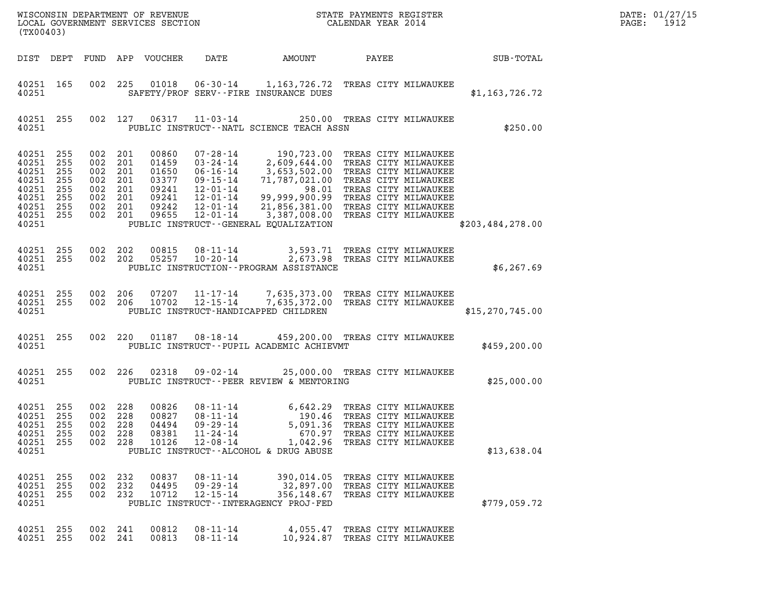WISCONSIN DEPARTMENT OF REVENUE
LOCAL GOVERNMENT SERVICES SECTION
(TX00403)

STATE PAYMENTS REGISTER
CALENDAR YEAR 2014

DATE: 01/27/15
PAGE: 1912

| DIST | DEPT | FUND | APP | VOUCHER | DATE | AMOUNT | PAYEE | SUB-TOTAL |
|---|---|---|---|---|---|---|---|---|
| 40251 | 165 | 002 | 225 | 01018 | 06-30-14 | 1,163,726.72 | TREAS CITY MILWAUKEE | |
| 40251 | | | | | SAFETY/PROF SERV--FIRE INSURANCE DUES | | | $1,163,726.72 |
| 40251 | 255 | 002 | 127 | 06317 | 11-03-14 | 250.00 | TREAS CITY MILWAUKEE | |
| 40251 | | | | | PUBLIC INSTRUCT--NATL SCIENCE TEACH ASSN | | | $250.00 |
| 40251 | 255 | 002 | 201 | 00860 | 07-28-14 | 190,723.00 | TREAS CITY MILWAUKEE | |
| 40251 | 255 | 002 | 201 | 01459 | 03-24-14 | 2,609,644.00 | TREAS CITY MILWAUKEE | |
| 40251 | 255 | 002 | 201 | 01650 | 06-16-14 | 3,653,502.00 | TREAS CITY MILWAUKEE | |
| 40251 | 255 | 002 | 201 | 03377 | 09-15-14 | 71,787,021.00 | TREAS CITY MILWAUKEE | |
| 40251 | 255 | 002 | 201 | 09241 | 12-01-14 | 98.01 | TREAS CITY MILWAUKEE | |
| 40251 | 255 | 002 | 201 | 09241 | 12-01-14 | 99,999,900.99 | TREAS CITY MILWAUKEE | |
| 40251 | 255 | 002 | 201 | 09242 | 12-01-14 | 21,856,381.00 | TREAS CITY MILWAUKEE | |
| 40251 | 255 | 002 | 201 | 09655 | 12-01-14 | 3,387,008.00 | TREAS CITY MILWAUKEE | |
| 40251 | | | | | PUBLIC INSTRUCT--GENERAL EQUALIZATION | | | $203,484,278.00 |
| 40251 | 255 | 002 | 202 | 00815 | 08-11-14 | 3,593.71 | TREAS CITY MILWAUKEE | |
| 40251 | 255 | 002 | 202 | 05257 | 10-20-14 | 2,673.98 | TREAS CITY MILWAUKEE | |
| 40251 | | | | | PUBLIC INSTRUCTION--PROGRAM ASSISTANCE | | | $6,267.69 |
| 40251 | 255 | 002 | 206 | 07207 | 11-17-14 | 7,635,373.00 | TREAS CITY MILWAUKEE | |
| 40251 | 255 | 002 | 206 | 10702 | 12-15-14 | 7,635,372.00 | TREAS CITY MILWAUKEE | |
| 40251 | | | | | PUBLIC INSTRUCT-HANDICAPPED CHILDREN | | | $15,270,745.00 |
| 40251 | 255 | 002 | 220 | 01187 | 08-18-14 | 459,200.00 | TREAS CITY MILWAUKEE | |
| 40251 | | | | | PUBLIC INSTRUCT--PUPIL ACADEMIC ACHIEVMT | | | $459,200.00 |
| 40251 | 255 | 002 | 226 | 02318 | 09-02-14 | 25,000.00 | TREAS CITY MILWAUKEE | |
| 40251 | | | | | PUBLIC INSTRUCT--PEER REVIEW & MENTORING | | | $25,000.00 |
| 40251 | 255 | 002 | 228 | 00826 | 08-11-14 | 6,642.29 | TREAS CITY MILWAUKEE | |
| 40251 | 255 | 002 | 228 | 00827 | 08-11-14 | 190.46 | TREAS CITY MILWAUKEE | |
| 40251 | 255 | 002 | 228 | 04494 | 09-29-14 | 5,091.36 | TREAS CITY MILWAUKEE | |
| 40251 | 255 | 002 | 228 | 08381 | 11-24-14 | 670.97 | TREAS CITY MILWAUKEE | |
| 40251 | 255 | 002 | 228 | 10126 | 12-08-14 | 1,042.96 | TREAS CITY MILWAUKEE | |
| 40251 | | | | | PUBLIC INSTRUCT--ALCOHOL & DRUG ABUSE | | | $13,638.04 |
| 40251 | 255 | 002 | 232 | 00837 | 08-11-14 | 390,014.05 | TREAS CITY MILWAUKEE | |
| 40251 | 255 | 002 | 232 | 04495 | 09-29-14 | 32,897.00 | TREAS CITY MILWAUKEE | |
| 40251 | 255 | 002 | 232 | 10712 | 12-15-14 | 356,148.67 | TREAS CITY MILWAUKEE | |
| 40251 | | | | | PUBLIC INSTRUCT--INTERAGENCY PROJ-FED | | | $779,059.72 |
| 40251 | 255 | 002 | 241 | 00812 | 08-11-14 | 4,055.47 | TREAS CITY MILWAUKEE | |
| 40251 | 255 | 002 | 241 | 00813 | 08-11-14 | 10,924.87 | TREAS CITY MILWAUKEE | |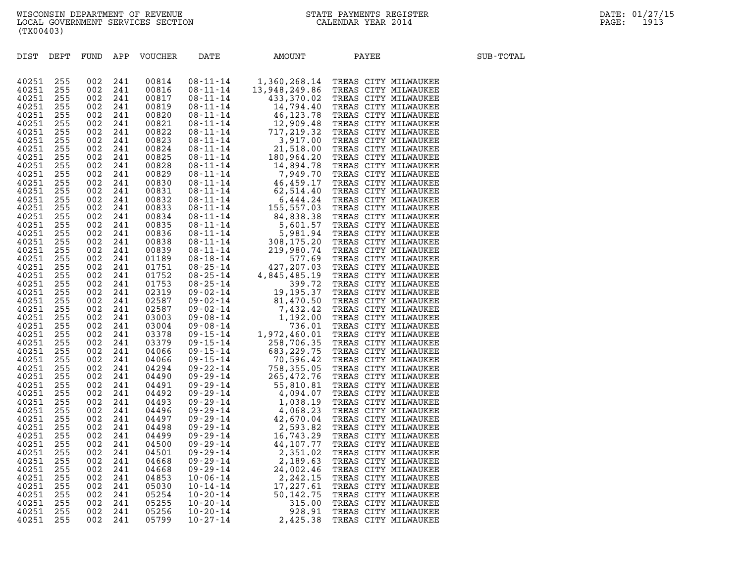WISCONSIN DEPARTMENT OF REVENUE
LOCAL GOVERNMENT SERVICES SECTION
(TX00403)

STATE PAYMENTS REGISTER
CALENDAR YEAR 2014

DATE: 01/27/15

| DIST | DEPT | FUND | APP | VOUCHER | DATE | AMOUNT | PAYEE | SUB-TOTAL |
|---|---|---|---|---|---|---|---|---|
| 40251 | 255 | 002 | 241 | 00814 | 08-11-14 | 1,360,268.14 | TREAS CITY MILWAUKEE | |
| 40251 | 255 | 002 | 241 | 00816 | 08-11-14 | 13,948,249.86 | TREAS CITY MILWAUKEE | |
| 40251 | 255 | 002 | 241 | 00817 | 08-11-14 | 433,370.02 | TREAS CITY MILWAUKEE | |
| 40251 | 255 | 002 | 241 | 00819 | 08-11-14 | 14,794.40 | TREAS CITY MILWAUKEE | |
| 40251 | 255 | 002 | 241 | 00820 | 08-11-14 | 46,123.78 | TREAS CITY MILWAUKEE | |
| 40251 | 255 | 002 | 241 | 00821 | 08-11-14 | 12,909.48 | TREAS CITY MILWAUKEE | |
| 40251 | 255 | 002 | 241 | 00822 | 08-11-14 | 717,219.32 | TREAS CITY MILWAUKEE | |
| 40251 | 255 | 002 | 241 | 00823 | 08-11-14 | 3,917.00 | TREAS CITY MILWAUKEE | |
| 40251 | 255 | 002 | 241 | 00824 | 08-11-14 | 21,518.00 | TREAS CITY MILWAUKEE | |
| 40251 | 255 | 002 | 241 | 00825 | 08-11-14 | 180,964.20 | TREAS CITY MILWAUKEE | |
| 40251 | 255 | 002 | 241 | 00828 | 08-11-14 | 14,894.78 | TREAS CITY MILWAUKEE | |
| 40251 | 255 | 002 | 241 | 00829 | 08-11-14 | 7,949.70 | TREAS CITY MILWAUKEE | |
| 40251 | 255 | 002 | 241 | 00830 | 08-11-14 | 46,459.17 | TREAS CITY MILWAUKEE | |
| 40251 | 255 | 002 | 241 | 00831 | 08-11-14 | 62,514.40 | TREAS CITY MILWAUKEE | |
| 40251 | 255 | 002 | 241 | 00832 | 08-11-14 | 6,444.24 | TREAS CITY MILWAUKEE | |
| 40251 | 255 | 002 | 241 | 00833 | 08-11-14 | 155,557.03 | TREAS CITY MILWAUKEE | |
| 40251 | 255 | 002 | 241 | 00834 | 08-11-14 | 84,838.38 | TREAS CITY MILWAUKEE | |
| 40251 | 255 | 002 | 241 | 00835 | 08-11-14 | 5,601.57 | TREAS CITY MILWAUKEE | |
| 40251 | 255 | 002 | 241 | 00836 | 08-11-14 | 5,981.94 | TREAS CITY MILWAUKEE | |
| 40251 | 255 | 002 | 241 | 00838 | 08-11-14 | 308,175.20 | TREAS CITY MILWAUKEE | |
| 40251 | 255 | 002 | 241 | 00839 | 08-11-14 | 219,980.74 | TREAS CITY MILWAUKEE | |
| 40251 | 255 | 002 | 241 | 01189 | 08-18-14 | 577.69 | TREAS CITY MILWAUKEE | |
| 40251 | 255 | 002 | 241 | 01751 | 08-25-14 | 427,207.03 | TREAS CITY MILWAUKEE | |
| 40251 | 255 | 002 | 241 | 01752 | 08-25-14 | 4,845,485.19 | TREAS CITY MILWAUKEE | |
| 40251 | 255 | 002 | 241 | 01753 | 08-25-14 | 399.72 | TREAS CITY MILWAUKEE | |
| 40251 | 255 | 002 | 241 | 02319 | 09-02-14 | 19,195.37 | TREAS CITY MILWAUKEE | |
| 40251 | 255 | 002 | 241 | 02587 | 09-02-14 | 81,470.50 | TREAS CITY MILWAUKEE | |
| 40251 | 255 | 002 | 241 | 02587 | 09-02-14 | 7,432.42 | TREAS CITY MILWAUKEE | |
| 40251 | 255 | 002 | 241 | 03003 | 09-08-14 | 1,192.00 | TREAS CITY MILWAUKEE | |
| 40251 | 255 | 002 | 241 | 03004 | 09-08-14 | 736.01 | TREAS CITY MILWAUKEE | |
| 40251 | 255 | 002 | 241 | 03378 | 09-15-14 | 1,972,460.01 | TREAS CITY MILWAUKEE | |
| 40251 | 255 | 002 | 241 | 03379 | 09-15-14 | 258,706.35 | TREAS CITY MILWAUKEE | |
| 40251 | 255 | 002 | 241 | 04066 | 09-15-14 | 683,229.75 | TREAS CITY MILWAUKEE | |
| 40251 | 255 | 002 | 241 | 04066 | 09-15-14 | 70,596.42 | TREAS CITY MILWAUKEE | |
| 40251 | 255 | 002 | 241 | 04294 | 09-22-14 | 758,355.05 | TREAS CITY MILWAUKEE | |
| 40251 | 255 | 002 | 241 | 04490 | 09-29-14 | 265,472.76 | TREAS CITY MILWAUKEE | |
| 40251 | 255 | 002 | 241 | 04491 | 09-29-14 | 55,810.81 | TREAS CITY MILWAUKEE | |
| 40251 | 255 | 002 | 241 | 04492 | 09-29-14 | 4,094.07 | TREAS CITY MILWAUKEE | |
| 40251 | 255 | 002 | 241 | 04493 | 09-29-14 | 1,038.19 | TREAS CITY MILWAUKEE | |
| 40251 | 255 | 002 | 241 | 04496 | 09-29-14 | 4,068.23 | TREAS CITY MILWAUKEE | |
| 40251 | 255 | 002 | 241 | 04497 | 09-29-14 | 42,670.04 | TREAS CITY MILWAUKEE | |
| 40251 | 255 | 002 | 241 | 04498 | 09-29-14 | 2,593.82 | TREAS CITY MILWAUKEE | |
| 40251 | 255 | 002 | 241 | 04499 | 09-29-14 | 16,743.29 | TREAS CITY MILWAUKEE | |
| 40251 | 255 | 002 | 241 | 04500 | 09-29-14 | 44,107.77 | TREAS CITY MILWAUKEE | |
| 40251 | 255 | 002 | 241 | 04501 | 09-29-14 | 2,351.02 | TREAS CITY MILWAUKEE | |
| 40251 | 255 | 002 | 241 | 04668 | 09-29-14 | 2,189.63 | TREAS CITY MILWAUKEE | |
| 40251 | 255 | 002 | 241 | 04668 | 09-29-14 | 24,002.46 | TREAS CITY MILWAUKEE | |
| 40251 | 255 | 002 | 241 | 04853 | 10-06-14 | 2,242.15 | TREAS CITY MILWAUKEE | |
| 40251 | 255 | 002 | 241 | 05030 | 10-14-14 | 17,227.61 | TREAS CITY MILWAUKEE | |
| 40251 | 255 | 002 | 241 | 05254 | 10-20-14 | 50,142.75 | TREAS CITY MILWAUKEE | |
| 40251 | 255 | 002 | 241 | 05255 | 10-20-14 | 315.00 | TREAS CITY MILWAUKEE | |
| 40251 | 255 | 002 | 241 | 05256 | 10-20-14 | 928.91 | TREAS CITY MILWAUKEE | |
| 40251 | 255 | 002 | 241 | 05799 | 10-27-14 | 2,425.38 | TREAS CITY MILWAUKEE | |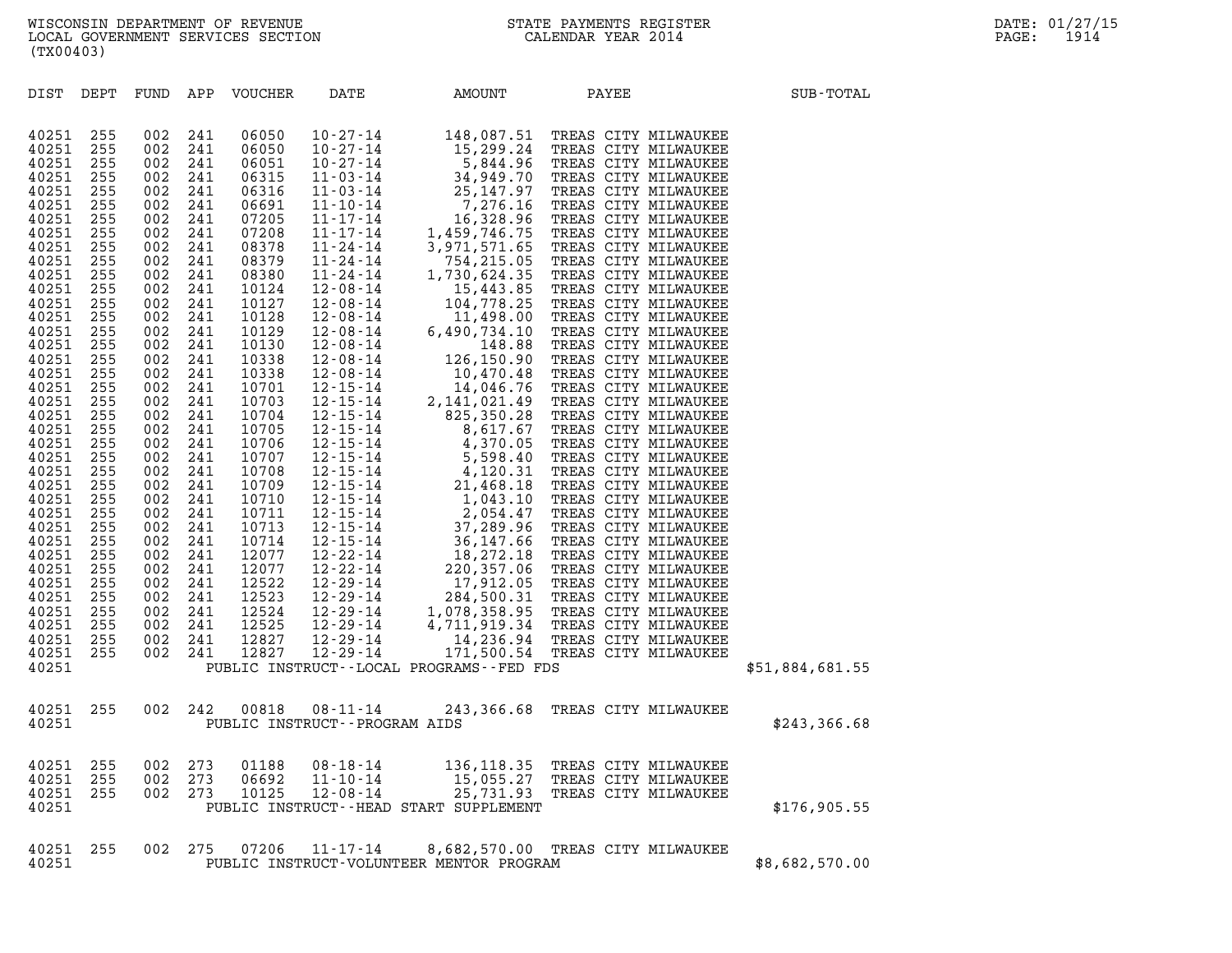WISCONSIN DEPARTMENT OF REVENUE
LOCAL GOVERNMENT SERVICES SECTION
(TX00403)

STATE PAYMENTS REGISTER
CALENDAR YEAR 2014

DATE: 01/27/15

| DIST | DEPT | FUND | APP | VOUCHER | DATE | AMOUNT | PAYEE | SUB-TOTAL |
|---|---|---|---|---|---|---|---|---|
| 40251 | 255 | 002 | 241 | 06050 | 10-27-14 | 148,087.51 | TREAS CITY MILWAUKEE | |
| 40251 | 255 | 002 | 241 | 06050 | 10-27-14 | 15,299.24 | TREAS CITY MILWAUKEE | |
| 40251 | 255 | 002 | 241 | 06051 | 10-27-14 | 5,844.96 | TREAS CITY MILWAUKEE | |
| 40251 | 255 | 002 | 241 | 06315 | 11-03-14 | 34,949.70 | TREAS CITY MILWAUKEE | |
| 40251 | 255 | 002 | 241 | 06316 | 11-03-14 | 25,147.97 | TREAS CITY MILWAUKEE | |
| 40251 | 255 | 002 | 241 | 06691 | 11-10-14 | 7,276.16 | TREAS CITY MILWAUKEE | |
| 40251 | 255 | 002 | 241 | 07205 | 11-17-14 | 16,328.96 | TREAS CITY MILWAUKEE | |
| 40251 | 255 | 002 | 241 | 07208 | 11-17-14 | 1,459,746.75 | TREAS CITY MILWAUKEE | |
| 40251 | 255 | 002 | 241 | 08378 | 11-24-14 | 3,971,571.65 | TREAS CITY MILWAUKEE | |
| 40251 | 255 | 002 | 241 | 08379 | 11-24-14 | 754,215.05 | TREAS CITY MILWAUKEE | |
| 40251 | 255 | 002 | 241 | 08380 | 11-24-14 | 1,730,624.35 | TREAS CITY MILWAUKEE | |
| 40251 | 255 | 002 | 241 | 10124 | 12-08-14 | 15,443.85 | TREAS CITY MILWAUKEE | |
| 40251 | 255 | 002 | 241 | 10127 | 12-08-14 | 104,778.25 | TREAS CITY MILWAUKEE | |
| 40251 | 255 | 002 | 241 | 10128 | 12-08-14 | 11,498.00 | TREAS CITY MILWAUKEE | |
| 40251 | 255 | 002 | 241 | 10129 | 12-08-14 | 6,490,734.10 | TREAS CITY MILWAUKEE | |
| 40251 | 255 | 002 | 241 | 10130 | 12-08-14 | 148.88 | TREAS CITY MILWAUKEE | |
| 40251 | 255 | 002 | 241 | 10338 | 12-08-14 | 126,150.90 | TREAS CITY MILWAUKEE | |
| 40251 | 255 | 002 | 241 | 10338 | 12-08-14 | 10,470.48 | TREAS CITY MILWAUKEE | |
| 40251 | 255 | 002 | 241 | 10701 | 12-15-14 | 14,046.76 | TREAS CITY MILWAUKEE | |
| 40251 | 255 | 002 | 241 | 10703 | 12-15-14 | 2,141,021.49 | TREAS CITY MILWAUKEE | |
| 40251 | 255 | 002 | 241 | 10704 | 12-15-14 | 825,350.28 | TREAS CITY MILWAUKEE | |
| 40251 | 255 | 002 | 241 | 10705 | 12-15-14 | 8,617.67 | TREAS CITY MILWAUKEE | |
| 40251 | 255 | 002 | 241 | 10706 | 12-15-14 | 4,370.05 | TREAS CITY MILWAUKEE | |
| 40251 | 255 | 002 | 241 | 10707 | 12-15-14 | 5,598.40 | TREAS CITY MILWAUKEE | |
| 40251 | 255 | 002 | 241 | 10708 | 12-15-14 | 4,120.31 | TREAS CITY MILWAUKEE | |
| 40251 | 255 | 002 | 241 | 10709 | 12-15-14 | 21,468.18 | TREAS CITY MILWAUKEE | |
| 40251 | 255 | 002 | 241 | 10710 | 12-15-14 | 1,043.10 | TREAS CITY MILWAUKEE | |
| 40251 | 255 | 002 | 241 | 10711 | 12-15-14 | 2,054.47 | TREAS CITY MILWAUKEE | |
| 40251 | 255 | 002 | 241 | 10713 | 12-15-14 | 37,289.96 | TREAS CITY MILWAUKEE | |
| 40251 | 255 | 002 | 241 | 10714 | 12-15-14 | 36,147.66 | TREAS CITY MILWAUKEE | |
| 40251 | 255 | 002 | 241 | 12077 | 12-22-14 | 18,272.18 | TREAS CITY MILWAUKEE | |
| 40251 | 255 | 002 | 241 | 12077 | 12-22-14 | 220,357.06 | TREAS CITY MILWAUKEE | |
| 40251 | 255 | 002 | 241 | 12522 | 12-29-14 | 17,912.05 | TREAS CITY MILWAUKEE | |
| 40251 | 255 | 002 | 241 | 12523 | 12-29-14 | 284,500.31 | TREAS CITY MILWAUKEE | |
| 40251 | 255 | 002 | 241 | 12524 | 12-29-14 | 1,078,358.95 | TREAS CITY MILWAUKEE | |
| 40251 | 255 | 002 | 241 | 12525 | 12-29-14 | 4,711,919.34 | TREAS CITY MILWAUKEE | |
| 40251 | 255 | 002 | 241 | 12827 | 12-29-14 | 14,236.94 | TREAS CITY MILWAUKEE | |
| 40251 | 255 | 002 | 241 | 12827 | 12-29-14 | 171,500.54 | TREAS CITY MILWAUKEE | |
| 40251 | | | | PUBLIC INSTRUCT--LOCAL PROGRAMS--FED FDS | | | | $51,884,681.55 |
| 40251 | 255 | 002 | 242 | 00818 | 08-11-14 | 243,366.68 | TREAS CITY MILWAUKEE | |
| 40251 | | | | PUBLIC INSTRUCT--PROGRAM AIDS | | | | $243,366.68 |
| 40251 | 255 | 002 | 273 | 01188 | 08-18-14 | 136,118.35 | TREAS CITY MILWAUKEE | |
| 40251 | 255 | 002 | 273 | 06692 | 11-10-14 | 15,055.27 | TREAS CITY MILWAUKEE | |
| 40251 | 255 | 002 | 273 | 10125 | 12-08-14 | 25,731.93 | TREAS CITY MILWAUKEE | |
| 40251 | | | | PUBLIC INSTRUCT--HEAD START SUPPLEMENT | | | | $176,905.55 |
| 40251 | 255 | 002 | 275 | 07206 | 11-17-14 | 8,682,570.00 | TREAS CITY MILWAUKEE | |
| 40251 | | | | PUBLIC INSTRUCT-VOLUNTEER MENTOR PROGRAM | | | | $8,682,570.00 |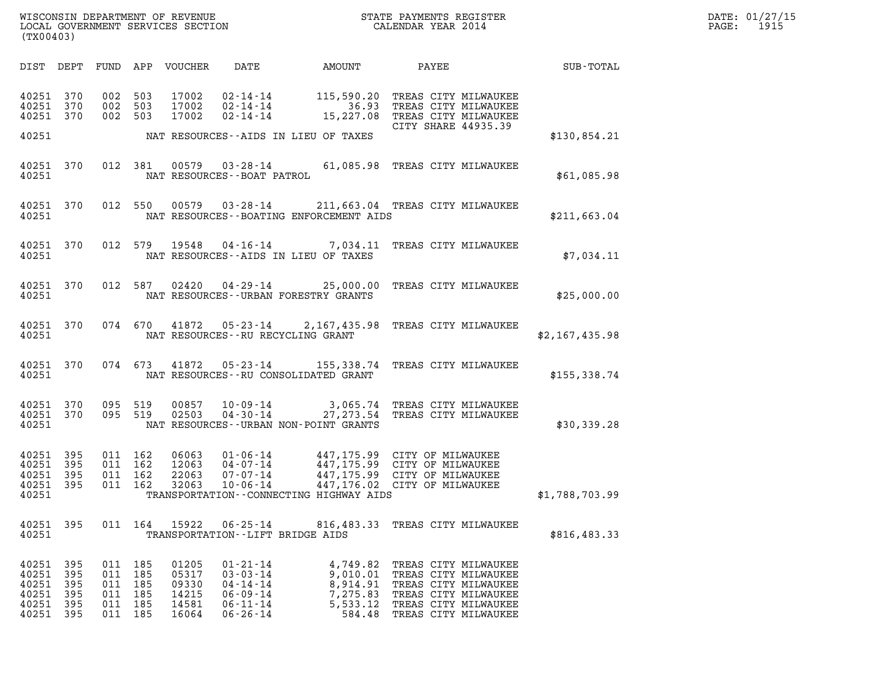WISCONSIN DEPARTMENT OF REVENUE
LOCAL GOVERNMENT SERVICES SECTION
(TX00403)

STATE PAYMENTS REGISTER
CALENDAR YEAR 2014

DATE: 01/27/15

| DIST | DEPT | FUND | APP | VOUCHER | DATE | AMOUNT | PAYEE | SUB-TOTAL |
|---|---|---|---|---|---|---|---|---|
| 40251 | 370 | 002 | 503 | 17002 | 02-14-14 | 115,590.20 | TREAS CITY MILWAUKEE | |
| 40251 | 370 | 002 | 503 | 17002 | 02-14-14 | 36.93 | TREAS CITY MILWAUKEE | |
| 40251 | 370 | 002 | 503 | 17002 | 02-14-14 | 15,227.08 | TREAS CITY MILWAUKEE | |
| | | | | | | | CITY SHARE 44935.39 | |
| 40251 | | | | NAT RESOURCES--AIDS IN LIEU OF TAXES | | | | $130,854.21 |
| 40251 | 370 | 012 | 381 | 00579 | 03-28-14 | 61,085.98 | TREAS CITY MILWAUKEE | |
| 40251 | | | | NAT RESOURCES--BOAT PATROL | | | | $61,085.98 |
| 40251 | 370 | 012 | 550 | 00579 | 03-28-14 | 211,663.04 | TREAS CITY MILWAUKEE | |
| 40251 | | | | NAT RESOURCES--BOATING ENFORCEMENT AIDS | | | | $211,663.04 |
| 40251 | 370 | 012 | 579 | 19548 | 04-16-14 | 7,034.11 | TREAS CITY MILWAUKEE | |
| 40251 | | | | NAT RESOURCES--AIDS IN LIEU OF TAXES | | | | $7,034.11 |
| 40251 | 370 | 012 | 587 | 02420 | 04-29-14 | 25,000.00 | TREAS CITY MILWAUKEE | |
| 40251 | | | | NAT RESOURCES--URBAN FORESTRY GRANTS | | | | $25,000.00 |
| 40251 | 370 | 074 | 670 | 41872 | 05-23-14 | 2,167,435.98 | TREAS CITY MILWAUKEE | |
| 40251 | | | | NAT RESOURCES--RU RECYCLING GRANT | | | | $2,167,435.98 |
| 40251 | 370 | 074 | 673 | 41872 | 05-23-14 | 155,338.74 | TREAS CITY MILWAUKEE | |
| 40251 | | | | NAT RESOURCES--RU CONSOLIDATED GRANT | | | | $155,338.74 |
| 40251 | 370 | 095 | 519 | 00857 | 10-09-14 | 3,065.74 | TREAS CITY MILWAUKEE | |
| 40251 | 370 | 095 | 519 | 02503 | 04-30-14 | 27,273.54 | TREAS CITY MILWAUKEE | |
| 40251 | | | | NAT RESOURCES--URBAN NON-POINT GRANTS | | | | $30,339.28 |
| 40251 | 395 | 011 | 162 | 06063 | 01-06-14 | 447,175.99 | CITY OF MILWAUKEE | |
| 40251 | 395 | 011 | 162 | 12063 | 04-07-14 | 447,175.99 | CITY OF MILWAUKEE | |
| 40251 | 395 | 011 | 162 | 22063 | 07-07-14 | 447,175.99 | CITY OF MILWAUKEE | |
| 40251 | 395 | 011 | 162 | 32063 | 10-06-14 | 447,176.02 | CITY OF MILWAUKEE | |
| 40251 | | | | TRANSPORTATION--CONNECTING HIGHWAY AIDS | | | | $1,788,703.99 |
| 40251 | 395 | 011 | 164 | 15922 | 06-25-14 | 816,483.33 | TREAS CITY MILWAUKEE | |
| 40251 | | | | TRANSPORTATION--LIFT BRIDGE AIDS | | | | $816,483.33 |
| 40251 | 395 | 011 | 185 | 01205 | 01-21-14 | 4,749.82 | TREAS CITY MILWAUKEE | |
| 40251 | 395 | 011 | 185 | 05317 | 03-03-14 | 9,010.01 | TREAS CITY MILWAUKEE | |
| 40251 | 395 | 011 | 185 | 09330 | 04-14-14 | 8,914.91 | TREAS CITY MILWAUKEE | |
| 40251 | 395 | 011 | 185 | 14215 | 06-09-14 | 7,275.83 | TREAS CITY MILWAUKEE | |
| 40251 | 395 | 011 | 185 | 14581 | 06-11-14 | 5,533.12 | TREAS CITY MILWAUKEE | |
| 40251 | 395 | 011 | 185 | 16064 | 06-26-14 | 584.48 | TREAS CITY MILWAUKEE | |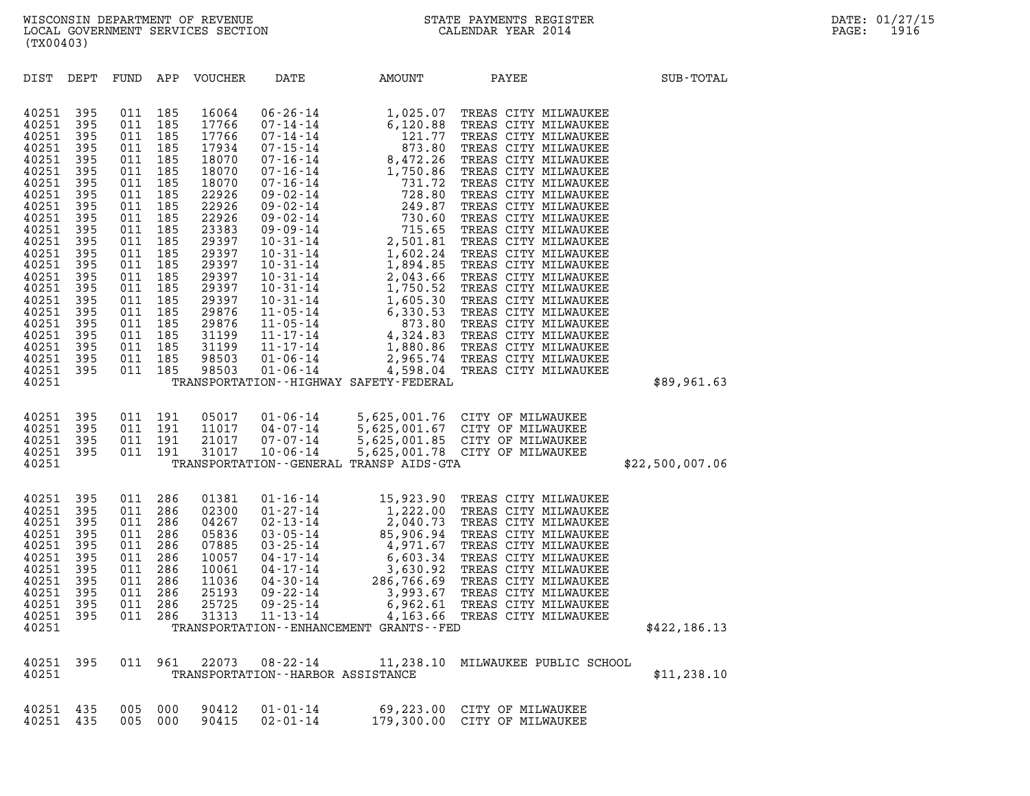| DIST | DEPT | FUND | APP | VOUCHER | DATE | AMOUNT | PAYEE | SUB-TOTAL |
|---|---|---|---|---|---|---|---|---|
| 40251 | 395 | 011 | 185 | 16064 | 06-26-14 | 1,025.07 | TREAS CITY MILWAUKEE | |
| 40251 | 395 | 011 | 185 | 17766 | 07-14-14 | 6,120.88 | TREAS CITY MILWAUKEE | |
| 40251 | 395 | 011 | 185 | 17766 | 07-14-14 | 121.77 | TREAS CITY MILWAUKEE | |
| 40251 | 395 | 011 | 185 | 17934 | 07-15-14 | 873.80 | TREAS CITY MILWAUKEE | |
| 40251 | 395 | 011 | 185 | 18070 | 07-16-14 | 8,472.26 | TREAS CITY MILWAUKEE | |
| 40251 | 395 | 011 | 185 | 18070 | 07-16-14 | 1,750.86 | TREAS CITY MILWAUKEE | |
| 40251 | 395 | 011 | 185 | 18070 | 07-16-14 | 731.72 | TREAS CITY MILWAUKEE | |
| 40251 | 395 | 011 | 185 | 22926 | 09-02-14 | 728.80 | TREAS CITY MILWAUKEE | |
| 40251 | 395 | 011 | 185 | 22926 | 09-02-14 | 249.87 | TREAS CITY MILWAUKEE | |
| 40251 | 395 | 011 | 185 | 22926 | 09-02-14 | 730.60 | TREAS CITY MILWAUKEE | |
| 40251 | 395 | 011 | 185 | 23383 | 09-09-14 | 715.65 | TREAS CITY MILWAUKEE | |
| 40251 | 395 | 011 | 185 | 29397 | 10-31-14 | 2,501.81 | TREAS CITY MILWAUKEE | |
| 40251 | 395 | 011 | 185 | 29397 | 10-31-14 | 1,602.24 | TREAS CITY MILWAUKEE | |
| 40251 | 395 | 011 | 185 | 29397 | 10-31-14 | 1,894.85 | TREAS CITY MILWAUKEE | |
| 40251 | 395 | 011 | 185 | 29397 | 10-31-14 | 2,043.66 | TREAS CITY MILWAUKEE | |
| 40251 | 395 | 011 | 185 | 29397 | 10-31-14 | 1,750.52 | TREAS CITY MILWAUKEE | |
| 40251 | 395 | 011 | 185 | 29397 | 10-31-14 | 1,605.30 | TREAS CITY MILWAUKEE | |
| 40251 | 395 | 011 | 185 | 29876 | 11-05-14 | 6,330.53 | TREAS CITY MILWAUKEE | |
| 40251 | 395 | 011 | 185 | 29876 | 11-05-14 | 873.80 | TREAS CITY MILWAUKEE | |
| 40251 | 395 | 011 | 185 | 31199 | 11-17-14 | 4,324.83 | TREAS CITY MILWAUKEE | |
| 40251 | 395 | 011 | 185 | 31199 | 11-17-14 | 1,880.86 | TREAS CITY MILWAUKEE | |
| 40251 | 395 | 011 | 185 | 98503 | 01-06-14 | 2,965.74 | TREAS CITY MILWAUKEE | |
| 40251 | 395 | 011 | 185 | 98503 | 01-06-14 | 4,598.04 | TREAS CITY MILWAUKEE | |
| 40251 | | | | | | TRANSPORTATION--HIGHWAY SAFETY-FEDERAL | | $89,961.63 |
| 40251 | 395 | 011 | 191 | 05017 | 01-06-14 | 5,625,001.76 | CITY OF MILWAUKEE | |
| 40251 | 395 | 011 | 191 | 11017 | 04-07-14 | 5,625,001.67 | CITY OF MILWAUKEE | |
| 40251 | 395 | 011 | 191 | 21017 | 07-07-14 | 5,625,001.85 | CITY OF MILWAUKEE | |
| 40251 | 395 | 011 | 191 | 31017 | 10-06-14 | 5,625,001.78 | CITY OF MILWAUKEE | |
| 40251 | | | | | | TRANSPORTATION--GENERAL TRANSP AIDS-GTA | | $22,500,007.06 |
| 40251 | 395 | 011 | 286 | 01381 | 01-16-14 | 15,923.90 | TREAS CITY MILWAUKEE | |
| 40251 | 395 | 011 | 286 | 02300 | 01-27-14 | 1,222.00 | TREAS CITY MILWAUKEE | |
| 40251 | 395 | 011 | 286 | 04267 | 02-13-14 | 2,040.73 | TREAS CITY MILWAUKEE | |
| 40251 | 395 | 011 | 286 | 05836 | 03-05-14 | 85,906.94 | TREAS CITY MILWAUKEE | |
| 40251 | 395 | 011 | 286 | 07885 | 03-25-14 | 4,971.67 | TREAS CITY MILWAUKEE | |
| 40251 | 395 | 011 | 286 | 10057 | 04-17-14 | 6,603.34 | TREAS CITY MILWAUKEE | |
| 40251 | 395 | 011 | 286 | 10061 | 04-17-14 | 3,630.92 | TREAS CITY MILWAUKEE | |
| 40251 | 395 | 011 | 286 | 11036 | 04-30-14 | 286,766.69 | TREAS CITY MILWAUKEE | |
| 40251 | 395 | 011 | 286 | 25193 | 09-22-14 | 3,993.67 | TREAS CITY MILWAUKEE | |
| 40251 | 395 | 011 | 286 | 25725 | 09-25-14 | 6,962.61 | TREAS CITY MILWAUKEE | |
| 40251 | 395 | 011 | 286 | 31313 | 11-13-14 | 4,163.66 | TREAS CITY MILWAUKEE | |
| 40251 | | | | | | TRANSPORTATION--ENHANCEMENT GRANTS--FED | | $422,186.13 |
| 40251 | 395 | 011 | 961 | 22073 | 08-22-14 | 11,238.10 | MILWAUKEE PUBLIC SCHOOL | |
| 40251 | | | | | | TRANSPORTATION--HARBOR ASSISTANCE | | $11,238.10 |
| 40251 | 435 | 005 | 000 | 90412 | 01-01-14 | 69,223.00 | CITY OF MILWAUKEE | |
| 40251 | 435 | 005 | 000 | 90415 | 02-01-14 | 179,300.00 | CITY OF MILWAUKEE | |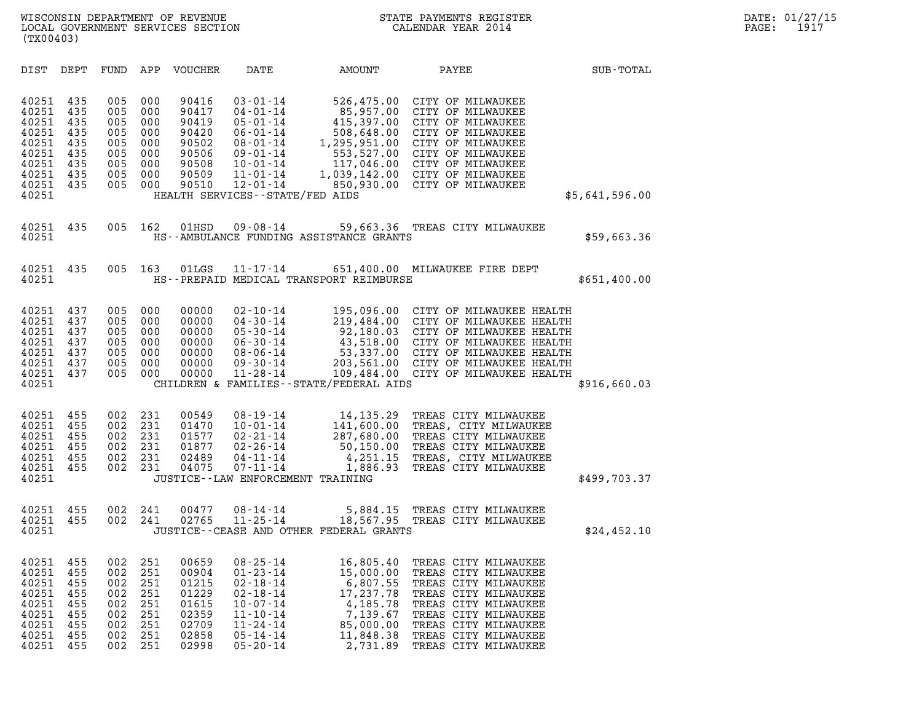WISCONSIN DEPARTMENT OF REVENUE
LOCAL GOVERNMENT SERVICES SECTION
(TX00403)

STATE PAYMENTS REGISTER
CALENDAR YEAR 2014

DATE: 01/27/15
PAGE: 1917

| DIST | DEPT | FUND | APP | VOUCHER | DATE | AMOUNT | PAYEE | SUB-TOTAL |
|---|---|---|---|---|---|---|---|---|
| 40251 | 435 | 005 | 000 | 90416 | 03-01-14 | 526,475.00 | CITY OF MILWAUKEE | |
| 40251 | 435 | 005 | 000 | 90417 | 04-01-14 | 85,957.00 | CITY OF MILWAUKEE | |
| 40251 | 435 | 005 | 000 | 90419 | 05-01-14 | 415,397.00 | CITY OF MILWAUKEE | |
| 40251 | 435 | 005 | 000 | 90420 | 06-01-14 | 508,648.00 | CITY OF MILWAUKEE | |
| 40251 | 435 | 005 | 000 | 90502 | 08-01-14 | 1,295,951.00 | CITY OF MILWAUKEE | |
| 40251 | 435 | 005 | 000 | 90506 | 09-01-14 | 553,527.00 | CITY OF MILWAUKEE | |
| 40251 | 435 | 005 | 000 | 90508 | 10-01-14 | 117,046.00 | CITY OF MILWAUKEE | |
| 40251 | 435 | 005 | 000 | 90509 | 11-01-14 | 1,039,142.00 | CITY OF MILWAUKEE | |
| 40251 | 435 | 005 | 000 | 90510 | 12-01-14 | 850,930.00 | CITY OF MILWAUKEE | |
| 40251 | | | | | HEALTH SERVICES--STATE/FED AIDS | | | $5,641,596.00 |
| 40251 | 435 | 005 | 162 | 01HSD | 09-08-14 | 59,663.36 | TREAS CITY MILWAUKEE | |
| 40251 | | | | | HS--AMBULANCE FUNDING ASSISTANCE GRANTS | | | $59,663.36 |
| 40251 | 435 | 005 | 163 | 01LGS | 11-17-14 | 651,400.00 | MILWAUKEE FIRE DEPT | |
| 40251 | | | | | HS--PREPAID MEDICAL TRANSPORT REIMBURSE | | | $651,400.00 |
| 40251 | 437 | 005 | 000 | 00000 | 02-10-14 | 195,096.00 | CITY OF MILWAUKEE HEALTH | |
| 40251 | 437 | 005 | 000 | 00000 | 04-30-14 | 219,484.00 | CITY OF MILWAUKEE HEALTH | |
| 40251 | 437 | 005 | 000 | 00000 | 05-30-14 | 92,180.03 | CITY OF MILWAUKEE HEALTH | |
| 40251 | 437 | 005 | 000 | 00000 | 06-30-14 | 43,518.00 | CITY OF MILWAUKEE HEALTH | |
| 40251 | 437 | 005 | 000 | 00000 | 08-06-14 | 53,337.00 | CITY OF MILWAUKEE HEALTH | |
| 40251 | 437 | 005 | 000 | 00000 | 09-30-14 | 203,561.00 | CITY OF MILWAUKEE HEALTH | |
| 40251 | 437 | 005 | 000 | 00000 | 11-28-14 | 109,484.00 | CITY OF MILWAUKEE HEALTH | |
| 40251 | | | | | CHILDREN & FAMILIES--STATE/FEDERAL AIDS | | | $916,660.03 |
| 40251 | 455 | 002 | 231 | 00549 | 08-19-14 | 14,135.29 | TREAS CITY MILWAUKEE | |
| 40251 | 455 | 002 | 231 | 01470 | 10-01-14 | 141,600.00 | TREAS, CITY MILWAUKEE | |
| 40251 | 455 | 002 | 231 | 01577 | 02-21-14 | 287,680.00 | TREAS CITY MILWAUKEE | |
| 40251 | 455 | 002 | 231 | 01877 | 02-26-14 | 50,150.00 | TREAS CITY MILWAUKEE | |
| 40251 | 455 | 002 | 231 | 02489 | 04-11-14 | 4,251.15 | TREAS, CITY MILWAUKEE | |
| 40251 | 455 | 002 | 231 | 04075 | 07-11-14 | 1,886.93 | TREAS CITY MILWAUKEE | |
| 40251 | | | | | JUSTICE--LAW ENFORCEMENT TRAINING | | | $499,703.37 |
| 40251 | 455 | 002 | 241 | 00477 | 08-14-14 | 5,884.15 | TREAS CITY MILWAUKEE | |
| 40251 | 455 | 002 | 241 | 02765 | 11-25-14 | 18,567.95 | TREAS CITY MILWAUKEE | |
| 40251 | | | | | JUSTICE--CEASE AND OTHER FEDERAL GRANTS | | | $24,452.10 |
| 40251 | 455 | 002 | 251 | 00659 | 08-25-14 | 16,805.40 | TREAS CITY MILWAUKEE | |
| 40251 | 455 | 002 | 251 | 00904 | 01-23-14 | 15,000.00 | TREAS CITY MILWAUKEE | |
| 40251 | 455 | 002 | 251 | 01215 | 02-18-14 | 6,807.55 | TREAS CITY MILWAUKEE | |
| 40251 | 455 | 002 | 251 | 01229 | 02-18-14 | 17,237.78 | TREAS CITY MILWAUKEE | |
| 40251 | 455 | 002 | 251 | 01615 | 10-07-14 | 4,185.78 | TREAS CITY MILWAUKEE | |
| 40251 | 455 | 002 | 251 | 02359 | 11-10-14 | 7,139.67 | TREAS CITY MILWAUKEE | |
| 40251 | 455 | 002 | 251 | 02709 | 11-24-14 | 85,000.00 | TREAS CITY MILWAUKEE | |
| 40251 | 455 | 002 | 251 | 02858 | 05-14-14 | 11,848.38 | TREAS CITY MILWAUKEE | |
| 40251 | 455 | 002 | 251 | 02998 | 05-20-14 | 2,731.89 | TREAS CITY MILWAUKEE | |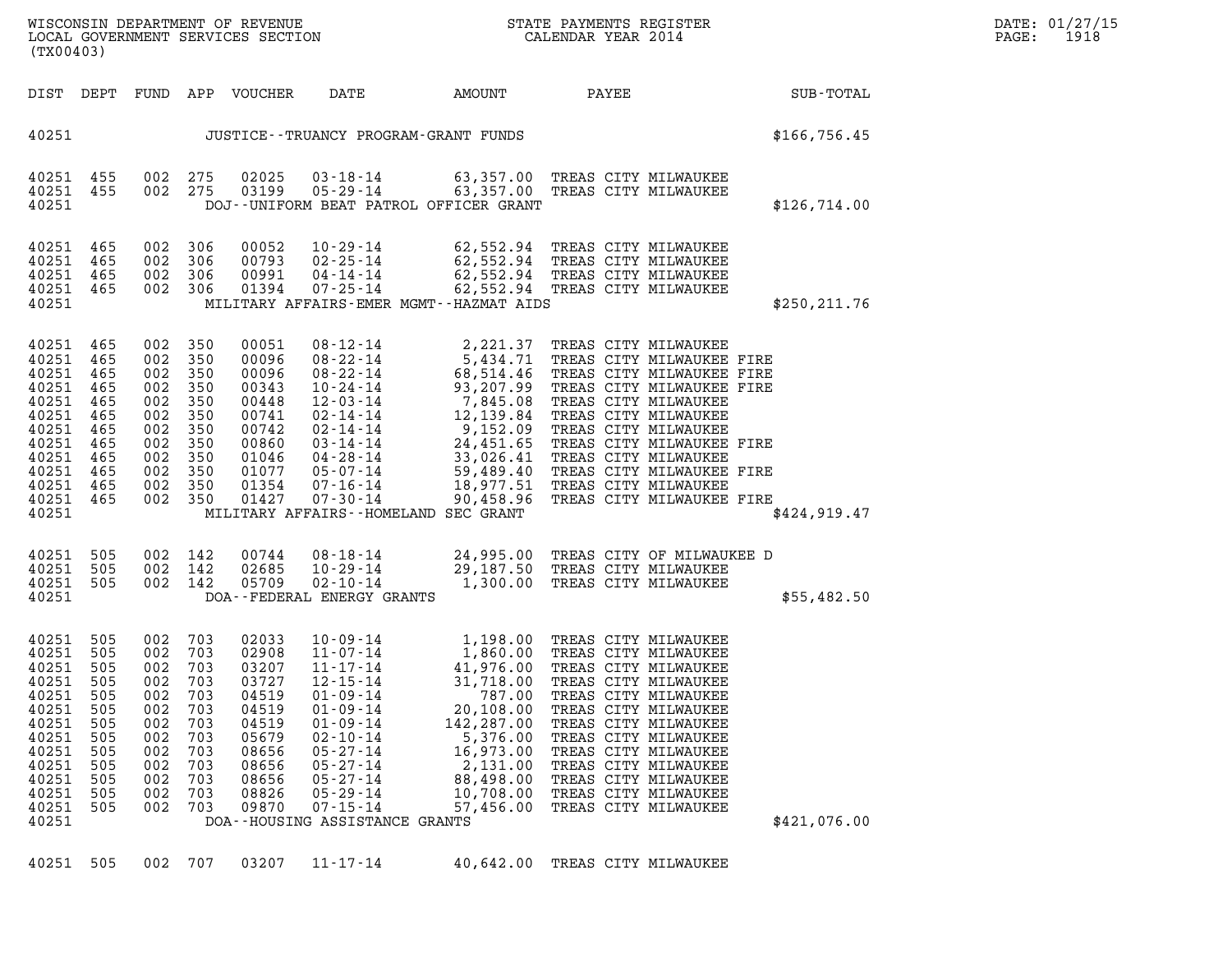WISCONSIN DEPARTMENT OF REVENUE
LOCAL GOVERNMENT SERVICES SECTION
(TX00403)

STATE PAYMENTS REGISTER
CALENDAR YEAR 2014

DATE: 01/27/15
PAGE: 1918

| DIST | DEPT | FUND | APP | VOUCHER | DATE | AMOUNT | PAYEE | SUB-TOTAL |
|---|---|---|---|---|---|---|---|---|
| 40251 | | | | | JUSTICE--TRUANCY PROGRAM-GRANT FUNDS | | | $166,756.45 |
| 40251 | 455 | 002 | 275 | 02025 | 03-18-14 | 63,357.00 | TREAS CITY MILWAUKEE | |
| 40251 | 455 | 002 | 275 | 03199 | 05-29-14 | 63,357.00 | TREAS CITY MILWAUKEE | |
| 40251 | | | | | DOJ--UNIFORM BEAT PATROL OFFICER GRANT | | | $126,714.00 |
| 40251 | 465 | 002 | 306 | 00052 | 10-29-14 | 62,552.94 | TREAS CITY MILWAUKEE | |
| 40251 | 465 | 002 | 306 | 00793 | 02-25-14 | 62,552.94 | TREAS CITY MILWAUKEE | |
| 40251 | 465 | 002 | 306 | 00991 | 04-14-14 | 62,552.94 | TREAS CITY MILWAUKEE | |
| 40251 | 465 | 002 | 306 | 01394 | 07-25-14 | 62,552.94 | TREAS CITY MILWAUKEE | |
| 40251 | | | | | MILITARY AFFAIRS-EMER MGMT--HAZMAT AIDS | | | $250,211.76 |
| 40251 | 465 | 002 | 350 | 00051 | 08-12-14 | 2,221.37 | TREAS CITY MILWAUKEE | |
| 40251 | 465 | 002 | 350 | 00096 | 08-22-14 | 5,434.71 | TREAS CITY MILWAUKEE FIRE | |
| 40251 | 465 | 002 | 350 | 00096 | 08-22-14 | 68,514.46 | TREAS CITY MILWAUKEE FIRE | |
| 40251 | 465 | 002 | 350 | 00343 | 10-24-14 | 93,207.99 | TREAS CITY MILWAUKEE FIRE | |
| 40251 | 465 | 002 | 350 | 00448 | 12-03-14 | 7,845.08 | TREAS CITY MILWAUKEE | |
| 40251 | 465 | 002 | 350 | 00741 | 02-14-14 | 12,139.84 | TREAS CITY MILWAUKEE | |
| 40251 | 465 | 002 | 350 | 00742 | 02-14-14 | 9,152.09 | TREAS CITY MILWAUKEE | |
| 40251 | 465 | 002 | 350 | 00860 | 03-14-14 | 24,451.65 | TREAS CITY MILWAUKEE FIRE | |
| 40251 | 465 | 002 | 350 | 01046 | 04-28-14 | 33,026.41 | TREAS CITY MILWAUKEE | |
| 40251 | 465 | 002 | 350 | 01077 | 05-07-14 | 59,489.40 | TREAS CITY MILWAUKEE FIRE | |
| 40251 | 465 | 002 | 350 | 01354 | 07-16-14 | 18,977.51 | TREAS CITY MILWAUKEE | |
| 40251 | 465 | 002 | 350 | 01427 | 07-30-14 | 90,458.96 | TREAS CITY MILWAUKEE FIRE | |
| 40251 | | | | | MILITARY AFFAIRS--HOMELAND SEC GRANT | | | $424,919.47 |
| 40251 | 505 | 002 | 142 | 00744 | 08-18-14 | 24,995.00 | TREAS CITY OF MILWAUKEE D | |
| 40251 | 505 | 002 | 142 | 02685 | 10-29-14 | 29,187.50 | TREAS CITY MILWAUKEE | |
| 40251 | 505 | 002 | 142 | 05709 | 02-10-14 | 1,300.00 | TREAS CITY MILWAUKEE | |
| 40251 | | | | | DOA--FEDERAL ENERGY GRANTS | | | $55,482.50 |
| 40251 | 505 | 002 | 703 | 02033 | 10-09-14 | 1,198.00 | TREAS CITY MILWAUKEE | |
| 40251 | 505 | 002 | 703 | 02908 | 11-07-14 | 1,860.00 | TREAS CITY MILWAUKEE | |
| 40251 | 505 | 002 | 703 | 03207 | 11-17-14 | 41,976.00 | TREAS CITY MILWAUKEE | |
| 40251 | 505 | 002 | 703 | 03727 | 12-15-14 | 31,718.00 | TREAS CITY MILWAUKEE | |
| 40251 | 505 | 002 | 703 | 04519 | 01-09-14 | 787.00 | TREAS CITY MILWAUKEE | |
| 40251 | 505 | 002 | 703 | 04519 | 01-09-14 | 20,108.00 | TREAS CITY MILWAUKEE | |
| 40251 | 505 | 002 | 703 | 04519 | 01-09-14 | 142,287.00 | TREAS CITY MILWAUKEE | |
| 40251 | 505 | 002 | 703 | 05679 | 02-10-14 | 5,376.00 | TREAS CITY MILWAUKEE | |
| 40251 | 505 | 002 | 703 | 08656 | 05-27-14 | 16,973.00 | TREAS CITY MILWAUKEE | |
| 40251 | 505 | 002 | 703 | 08656 | 05-27-14 | 2,131.00 | TREAS CITY MILWAUKEE | |
| 40251 | 505 | 002 | 703 | 08656 | 05-27-14 | 88,498.00 | TREAS CITY MILWAUKEE | |
| 40251 | 505 | 002 | 703 | 08826 | 05-29-14 | 10,708.00 | TREAS CITY MILWAUKEE | |
| 40251 | 505 | 002 | 703 | 09870 | 07-15-14 | 57,456.00 | TREAS CITY MILWAUKEE | |
| 40251 | | | | | DOA--HOUSING ASSISTANCE GRANTS | | | $421,076.00 |
| 40251 | 505 | 002 | 707 | 03207 | 11-17-14 | 40,642.00 | TREAS CITY MILWAUKEE | |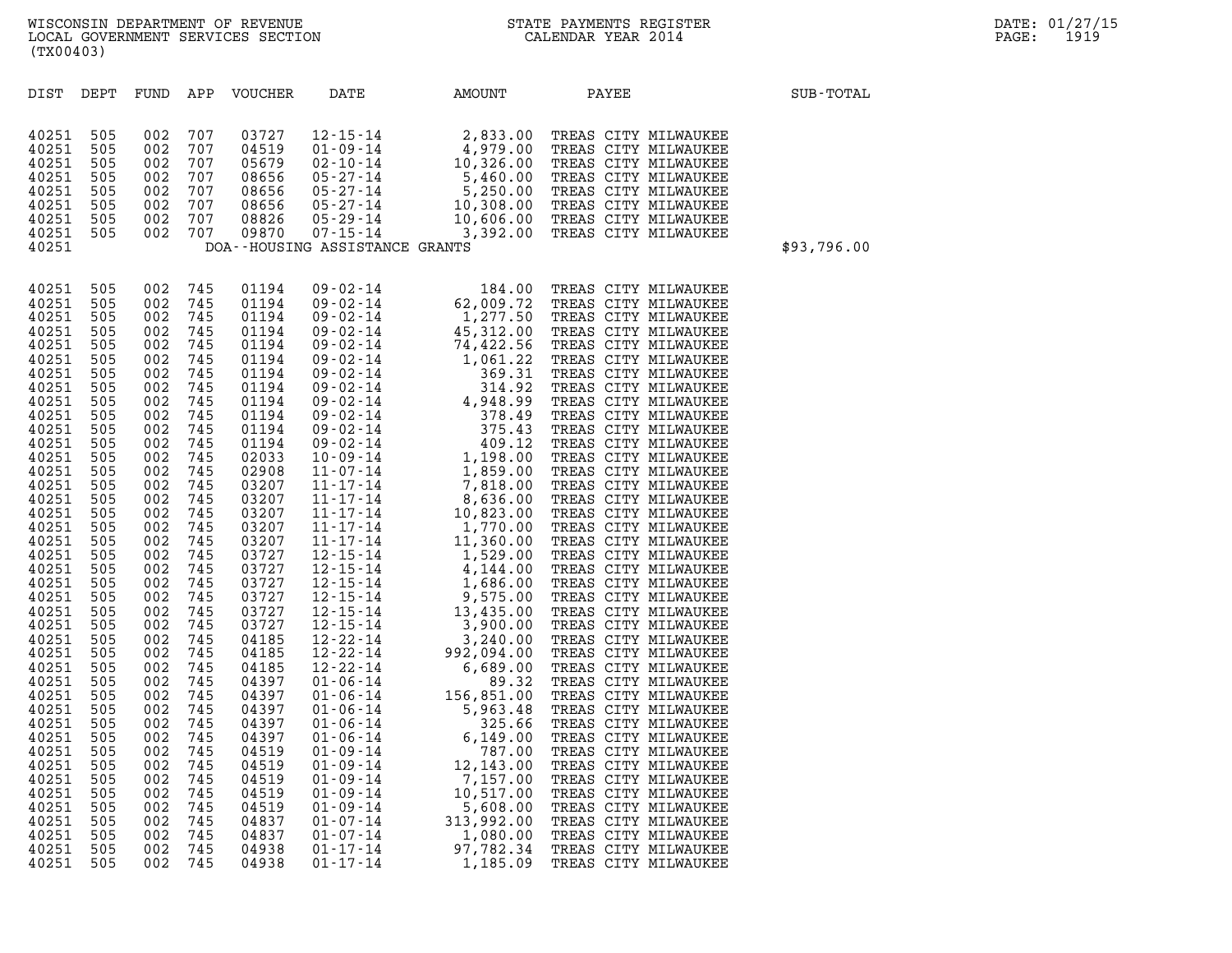WISCONSIN DEPARTMENT OF REVENUE
LOCAL GOVERNMENT SERVICES SECTION
(TX00403)

STATE PAYMENTS REGISTER
CALENDAR YEAR 2014

| DIST | DEPT | FUND | APP | VOUCHER | DATE | AMOUNT | PAYEE | SUB-TOTAL |
|---|---|---|---|---|---|---|---|---|
| 40251 | 505 | 002 | 707 | 03727 | 12-15-14 | 2,833.00 | TREAS CITY MILWAUKEE | |
| 40251 | 505 | 002 | 707 | 04519 | 01-09-14 | 4,979.00 | TREAS CITY MILWAUKEE | |
| 40251 | 505 | 002 | 707 | 05679 | 02-10-14 | 10,326.00 | TREAS CITY MILWAUKEE | |
| 40251 | 505 | 002 | 707 | 08656 | 05-27-14 | 5,460.00 | TREAS CITY MILWAUKEE | |
| 40251 | 505 | 002 | 707 | 08656 | 05-27-14 | 5,250.00 | TREAS CITY MILWAUKEE | |
| 40251 | 505 | 002 | 707 | 08656 | 05-27-14 | 10,308.00 | TREAS CITY MILWAUKEE | |
| 40251 | 505 | 002 | 707 | 08826 | 05-29-14 | 10,606.00 | TREAS CITY MILWAUKEE | |
| 40251 | 505 | 002 | 707 | 09870 | 07-15-14 | 3,392.00 | TREAS CITY MILWAUKEE | |
| 40251 | | | | | DOA--HOUSING ASSISTANCE GRANTS | | | $93,796.00 |

| DIST | DEPT | FUND | APP | VOUCHER | DATE | AMOUNT | PAYEE |
|---|---|---|---|---|---|---|---|
| 40251 | 505 | 002 | 745 | 01194 | 09-02-14 | 184.00 | TREAS CITY MILWAUKEE |
| 40251 | 505 | 002 | 745 | 01194 | 09-02-14 | 62,009.72 | TREAS CITY MILWAUKEE |
| 40251 | 505 | 002 | 745 | 01194 | 09-02-14 | 1,277.50 | TREAS CITY MILWAUKEE |
| 40251 | 505 | 002 | 745 | 01194 | 09-02-14 | 45,312.00 | TREAS CITY MILWAUKEE |
| 40251 | 505 | 002 | 745 | 01194 | 09-02-14 | 74,422.56 | TREAS CITY MILWAUKEE |
| 40251 | 505 | 002 | 745 | 01194 | 09-02-14 | 1,061.22 | TREAS CITY MILWAUKEE |
| 40251 | 505 | 002 | 745 | 01194 | 09-02-14 | 369.31 | TREAS CITY MILWAUKEE |
| 40251 | 505 | 002 | 745 | 01194 | 09-02-14 | 314.92 | TREAS CITY MILWAUKEE |
| 40251 | 505 | 002 | 745 | 01194 | 09-02-14 | 4,948.99 | TREAS CITY MILWAUKEE |
| 40251 | 505 | 002 | 745 | 01194 | 09-02-14 | 378.49 | TREAS CITY MILWAUKEE |
| 40251 | 505 | 002 | 745 | 01194 | 09-02-14 | 375.43 | TREAS CITY MILWAUKEE |
| 40251 | 505 | 002 | 745 | 01194 | 09-02-14 | 409.12 | TREAS CITY MILWAUKEE |
| 40251 | 505 | 002 | 745 | 02033 | 10-09-14 | 1,198.00 | TREAS CITY MILWAUKEE |
| 40251 | 505 | 002 | 745 | 02908 | 11-07-14 | 1,859.00 | TREAS CITY MILWAUKEE |
| 40251 | 505 | 002 | 745 | 03207 | 11-17-14 | 7,818.00 | TREAS CITY MILWAUKEE |
| 40251 | 505 | 002 | 745 | 03207 | 11-17-14 | 8,636.00 | TREAS CITY MILWAUKEE |
| 40251 | 505 | 002 | 745 | 03207 | 11-17-14 | 10,823.00 | TREAS CITY MILWAUKEE |
| 40251 | 505 | 002 | 745 | 03207 | 11-17-14 | 1,770.00 | TREAS CITY MILWAUKEE |
| 40251 | 505 | 002 | 745 | 03207 | 11-17-14 | 11,360.00 | TREAS CITY MILWAUKEE |
| 40251 | 505 | 002 | 745 | 03727 | 12-15-14 | 1,529.00 | TREAS CITY MILWAUKEE |
| 40251 | 505 | 002 | 745 | 03727 | 12-15-14 | 4,144.00 | TREAS CITY MILWAUKEE |
| 40251 | 505 | 002 | 745 | 03727 | 12-15-14 | 1,686.00 | TREAS CITY MILWAUKEE |
| 40251 | 505 | 002 | 745 | 03727 | 12-15-14 | 9,575.00 | TREAS CITY MILWAUKEE |
| 40251 | 505 | 002 | 745 | 03727 | 12-15-14 | 13,435.00 | TREAS CITY MILWAUKEE |
| 40251 | 505 | 002 | 745 | 03727 | 12-15-14 | 3,900.00 | TREAS CITY MILWAUKEE |
| 40251 | 505 | 002 | 745 | 04185 | 12-22-14 | 3,240.00 | TREAS CITY MILWAUKEE |
| 40251 | 505 | 002 | 745 | 04185 | 12-22-14 | 992,094.00 | TREAS CITY MILWAUKEE |
| 40251 | 505 | 002 | 745 | 04185 | 12-22-14 | 6,689.00 | TREAS CITY MILWAUKEE |
| 40251 | 505 | 002 | 745 | 04397 | 01-06-14 | 89.32 | TREAS CITY MILWAUKEE |
| 40251 | 505 | 002 | 745 | 04397 | 01-06-14 | 156,851.00 | TREAS CITY MILWAUKEE |
| 40251 | 505 | 002 | 745 | 04397 | 01-06-14 | 5,963.48 | TREAS CITY MILWAUKEE |
| 40251 | 505 | 002 | 745 | 04397 | 01-06-14 | 325.66 | TREAS CITY MILWAUKEE |
| 40251 | 505 | 002 | 745 | 04397 | 01-06-14 | 6,149.00 | TREAS CITY MILWAUKEE |
| 40251 | 505 | 002 | 745 | 04519 | 01-09-14 | 787.00 | TREAS CITY MILWAUKEE |
| 40251 | 505 | 002 | 745 | 04519 | 01-09-14 | 12,143.00 | TREAS CITY MILWAUKEE |
| 40251 | 505 | 002 | 745 | 04519 | 01-09-14 | 7,157.00 | TREAS CITY MILWAUKEE |
| 40251 | 505 | 002 | 745 | 04519 | 01-09-14 | 10,517.00 | TREAS CITY MILWAUKEE |
| 40251 | 505 | 002 | 745 | 04519 | 01-09-14 | 5,608.00 | TREAS CITY MILWAUKEE |
| 40251 | 505 | 002 | 745 | 04837 | 01-07-14 | 313,992.00 | TREAS CITY MILWAUKEE |
| 40251 | 505 | 002 | 745 | 04837 | 01-07-14 | 1,080.00 | TREAS CITY MILWAUKEE |
| 40251 | 505 | 002 | 745 | 04938 | 01-17-14 | 97,782.34 | TREAS CITY MILWAUKEE |
| 40251 | 505 | 002 | 745 | 04938 | 01-17-14 | 1,185.09 | TREAS CITY MILWAUKEE |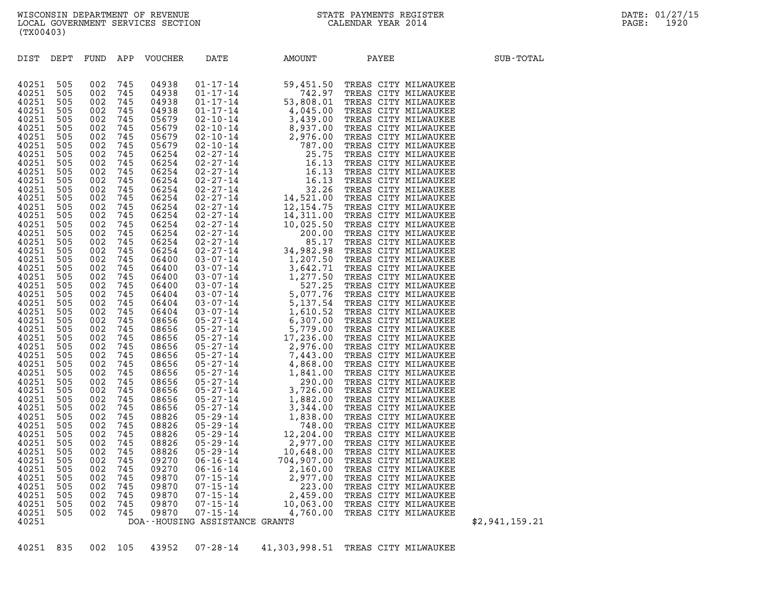WISCONSIN DEPARTMENT OF REVENUE
LOCAL GOVERNMENT SERVICES SECTION
(TX00403)

STATE PAYMENTS REGISTER
CALENDAR YEAR 2014

DATE: 01/27/15
PAGE: 1920

| DIST | DEPT | FUND | APP | VOUCHER | DATE | AMOUNT | PAYEE | SUB-TOTAL |
|---|---|---|---|---|---|---|---|---|
| 40251 | 505 | 002 | 745 | 04938 | 01-17-14 | 59,451.50 | TREAS CITY MILWAUKEE | |
| 40251 | 505 | 002 | 745 | 04938 | 01-17-14 | 742.97 | TREAS CITY MILWAUKEE | |
| 40251 | 505 | 002 | 745 | 04938 | 01-17-14 | 53,808.01 | TREAS CITY MILWAUKEE | |
| 40251 | 505 | 002 | 745 | 04938 | 01-17-14 | 4,045.00 | TREAS CITY MILWAUKEE | |
| 40251 | 505 | 002 | 745 | 05679 | 02-10-14 | 3,439.00 | TREAS CITY MILWAUKEE | |
| 40251 | 505 | 002 | 745 | 05679 | 02-10-14 | 8,937.00 | TREAS CITY MILWAUKEE | |
| 40251 | 505 | 002 | 745 | 05679 | 02-10-14 | 2,976.00 | TREAS CITY MILWAUKEE | |
| 40251 | 505 | 002 | 745 | 05679 | 02-10-14 | 787.00 | TREAS CITY MILWAUKEE | |
| 40251 | 505 | 002 | 745 | 06254 | 02-27-14 | 25.75 | TREAS CITY MILWAUKEE | |
| 40251 | 505 | 002 | 745 | 06254 | 02-27-14 | 16.13 | TREAS CITY MILWAUKEE | |
| 40251 | 505 | 002 | 745 | 06254 | 02-27-14 | 16.13 | TREAS CITY MILWAUKEE | |
| 40251 | 505 | 002 | 745 | 06254 | 02-27-14 | 16.13 | TREAS CITY MILWAUKEE | |
| 40251 | 505 | 002 | 745 | 06254 | 02-27-14 | 32.26 | TREAS CITY MILWAUKEE | |
| 40251 | 505 | 002 | 745 | 06254 | 02-27-14 | 14,521.00 | TREAS CITY MILWAUKEE | |
| 40251 | 505 | 002 | 745 | 06254 | 02-27-14 | 12,154.75 | TREAS CITY MILWAUKEE | |
| 40251 | 505 | 002 | 745 | 06254 | 02-27-14 | 14,311.00 | TREAS CITY MILWAUKEE | |
| 40251 | 505 | 002 | 745 | 06254 | 02-27-14 | 10,025.50 | TREAS CITY MILWAUKEE | |
| 40251 | 505 | 002 | 745 | 06254 | 02-27-14 | 200.00 | TREAS CITY MILWAUKEE | |
| 40251 | 505 | 002 | 745 | 06254 | 02-27-14 | 85.17 | TREAS CITY MILWAUKEE | |
| 40251 | 505 | 002 | 745 | 06254 | 02-27-14 | 34,982.98 | TREAS CITY MILWAUKEE | |
| 40251 | 505 | 002 | 745 | 06400 | 03-07-14 | 1,207.50 | TREAS CITY MILWAUKEE | |
| 40251 | 505 | 002 | 745 | 06400 | 03-07-14 | 3,642.71 | TREAS CITY MILWAUKEE | |
| 40251 | 505 | 002 | 745 | 06400 | 03-07-14 | 1,277.50 | TREAS CITY MILWAUKEE | |
| 40251 | 505 | 002 | 745 | 06400 | 03-07-14 | 527.25 | TREAS CITY MILWAUKEE | |
| 40251 | 505 | 002 | 745 | 06404 | 03-07-14 | 5,077.76 | TREAS CITY MILWAUKEE | |
| 40251 | 505 | 002 | 745 | 06404 | 03-07-14 | 5,137.54 | TREAS CITY MILWAUKEE | |
| 40251 | 505 | 002 | 745 | 06404 | 03-07-14 | 1,610.52 | TREAS CITY MILWAUKEE | |
| 40251 | 505 | 002 | 745 | 08656 | 05-27-14 | 6,307.00 | TREAS CITY MILWAUKEE | |
| 40251 | 505 | 002 | 745 | 08656 | 05-27-14 | 5,779.00 | TREAS CITY MILWAUKEE | |
| 40251 | 505 | 002 | 745 | 08656 | 05-27-14 | 17,236.00 | TREAS CITY MILWAUKEE | |
| 40251 | 505 | 002 | 745 | 08656 | 05-27-14 | 2,976.00 | TREAS CITY MILWAUKEE | |
| 40251 | 505 | 002 | 745 | 08656 | 05-27-14 | 7,443.00 | TREAS CITY MILWAUKEE | |
| 40251 | 505 | 002 | 745 | 08656 | 05-27-14 | 4,868.00 | TREAS CITY MILWAUKEE | |
| 40251 | 505 | 002 | 745 | 08656 | 05-27-14 | 1,841.00 | TREAS CITY MILWAUKEE | |
| 40251 | 505 | 002 | 745 | 08656 | 05-27-14 | 290.00 | TREAS CITY MILWAUKEE | |
| 40251 | 505 | 002 | 745 | 08656 | 05-27-14 | 3,726.00 | TREAS CITY MILWAUKEE | |
| 40251 | 505 | 002 | 745 | 08656 | 05-27-14 | 1,882.00 | TREAS CITY MILWAUKEE | |
| 40251 | 505 | 002 | 745 | 08656 | 05-27-14 | 3,344.00 | TREAS CITY MILWAUKEE | |
| 40251 | 505 | 002 | 745 | 08826 | 05-29-14 | 1,838.00 | TREAS CITY MILWAUKEE | |
| 40251 | 505 | 002 | 745 | 08826 | 05-29-14 | 748.00 | TREAS CITY MILWAUKEE | |
| 40251 | 505 | 002 | 745 | 08826 | 05-29-14 | 12,204.00 | TREAS CITY MILWAUKEE | |
| 40251 | 505 | 002 | 745 | 08826 | 05-29-14 | 2,977.00 | TREAS CITY MILWAUKEE | |
| 40251 | 505 | 002 | 745 | 08826 | 05-29-14 | 10,648.00 | TREAS CITY MILWAUKEE | |
| 40251 | 505 | 002 | 745 | 09270 | 06-16-14 | 704,907.00 | TREAS CITY MILWAUKEE | |
| 40251 | 505 | 002 | 745 | 09270 | 06-16-14 | 2,160.00 | TREAS CITY MILWAUKEE | |
| 40251 | 505 | 002 | 745 | 09870 | 07-15-14 | 2,977.00 | TREAS CITY MILWAUKEE | |
| 40251 | 505 | 002 | 745 | 09870 | 07-15-14 | 223.00 | TREAS CITY MILWAUKEE | |
| 40251 | 505 | 002 | 745 | 09870 | 07-15-14 | 2,459.00 | TREAS CITY MILWAUKEE | |
| 40251 | 505 | 002 | 745 | 09870 | 07-15-14 | 10,063.00 | TREAS CITY MILWAUKEE | |
| 40251 | 505 | 002 | 745 | 09870 | 07-15-14 | 4,760.00 | TREAS CITY MILWAUKEE | |
| 40251 | | | | DOA--HOUSING ASSISTANCE GRANTS | | | | $2,941,159.21 |
| 40251 | 835 | 002 | 105 | 43952 | 07-28-14 | 41,303,998.51 | TREAS CITY MILWAUKEE | |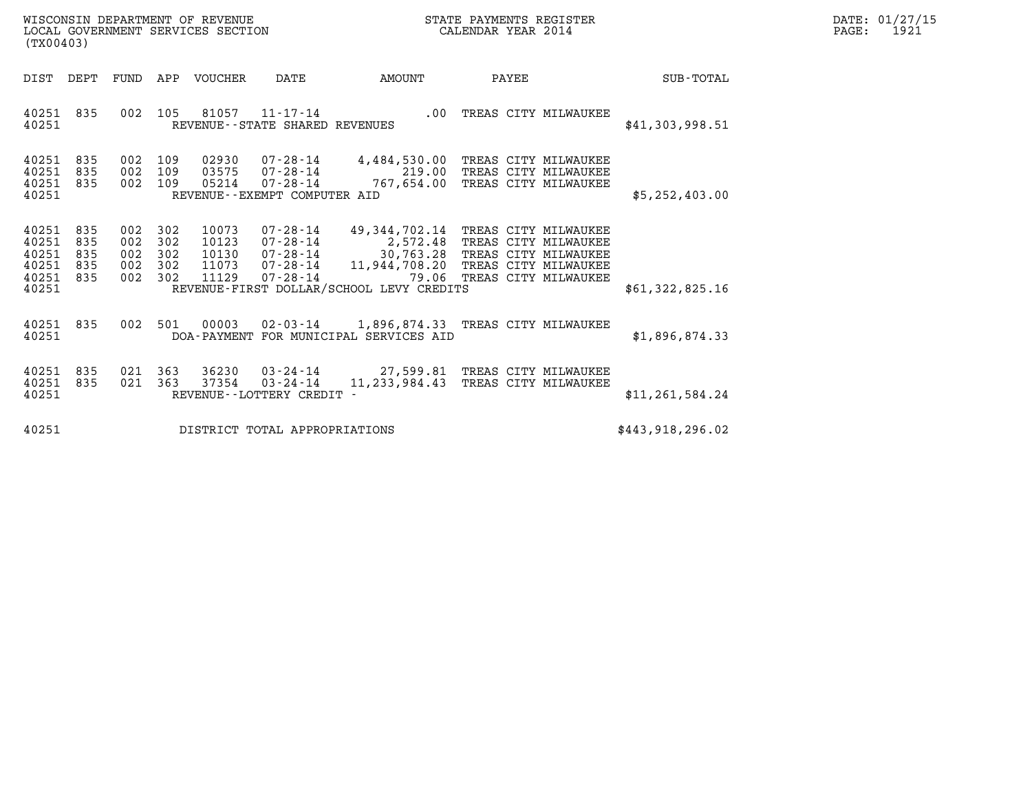WISCONSIN DEPARTMENT OF REVENUE
LOCAL GOVERNMENT SERVICES SECTION
(TX00403)

STATE PAYMENTS REGISTER
CALENDAR YEAR 2014

DATE: 01/27/15
PAGE: 1921

| DIST | DEPT | FUND | APP | VOUCHER | DATE | AMOUNT | PAYEE | SUB-TOTAL |
|---|---|---|---|---|---|---|---|---|
| 40251 | 835 | 002 | 105 | 81057 | 11-17-14 | .00 | TREAS CITY MILWAUKEE | |
| 40251 | | | | | REVENUE--STATE SHARED REVENUES | | | $41,303,998.51 |
| 40251 | 835 | 002 | 109 | 02930 | 07-28-14 | 4,484,530.00 | TREAS CITY MILWAUKEE | |
| 40251 | 835 | 002 | 109 | 03575 | 07-28-14 | 219.00 | TREAS CITY MILWAUKEE | |
| 40251 | 835 | 002 | 109 | 05214 | 07-28-14 | 767,654.00 | TREAS CITY MILWAUKEE | |
| 40251 | | | | | REVENUE--EXEMPT COMPUTER AID | | | $5,252,403.00 |
| 40251 | 835 | 002 | 302 | 10073 | 07-28-14 | 49,344,702.14 | TREAS CITY MILWAUKEE | |
| 40251 | 835 | 002 | 302 | 10123 | 07-28-14 | 2,572.48 | TREAS CITY MILWAUKEE | |
| 40251 | 835 | 002 | 302 | 10130 | 07-28-14 | 30,763.28 | TREAS CITY MILWAUKEE | |
| 40251 | 835 | 002 | 302 | 11073 | 07-28-14 | 11,944,708.20 | TREAS CITY MILWAUKEE | |
| 40251 | 835 | 002 | 302 | 11129 | 07-28-14 | 79.06 | TREAS CITY MILWAUKEE | |
| 40251 | | | | | REVENUE-FIRST DOLLAR/SCHOOL LEVY CREDITS | | | $61,322,825.16 |
| 40251 | 835 | 002 | 501 | 00003 | 02-03-14 | 1,896,874.33 | TREAS CITY MILWAUKEE | |
| 40251 | | | | | DOA-PAYMENT FOR MUNICIPAL SERVICES AID | | | $1,896,874.33 |
| 40251 | 835 | 021 | 363 | 36230 | 03-24-14 | 27,599.81 | TREAS CITY MILWAUKEE | |
| 40251 | 835 | 021 | 363 | 37354 | 03-24-14 | 11,233,984.43 | TREAS CITY MILWAUKEE | |
| 40251 | | | | | REVENUE--LOTTERY CREDIT - | | | $11,261,584.24 |
| 40251 | | | | | DISTRICT TOTAL APPROPRIATIONS | | | $443,918,296.02 |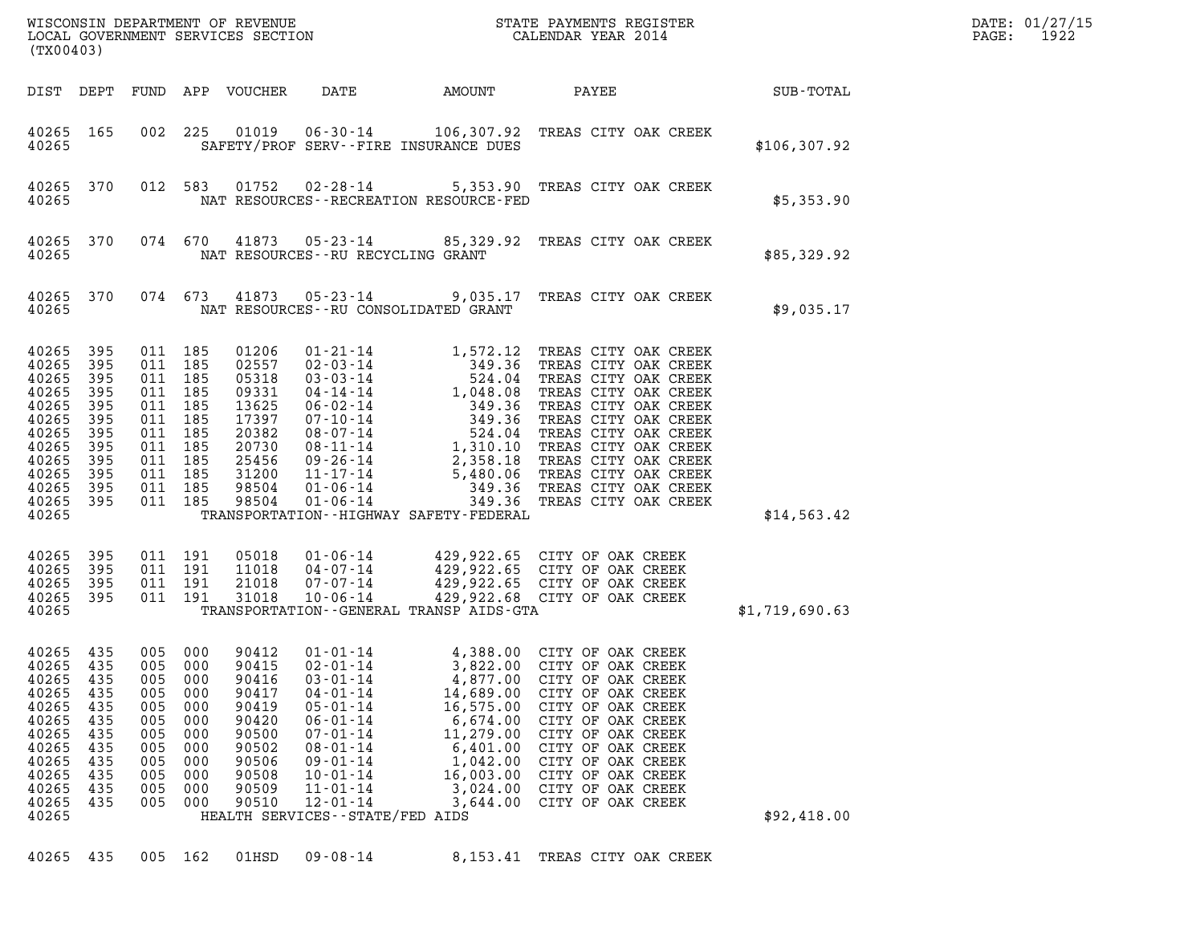WISCONSIN DEPARTMENT OF REVENUE
LOCAL GOVERNMENT SERVICES SECTION
(TX00403)

STATE PAYMENTS REGISTER
CALENDAR YEAR 2014

DATE: 01/27/15
PAGE: 1922

| DIST | DEPT | FUND | APP | VOUCHER | DATE | AMOUNT | PAYEE | SUB-TOTAL |
|---|---|---|---|---|---|---|---|---|
| 40265 | 165 | 002 | 225 | 01019 | 06-30-14 | 106,307.92 | TREAS CITY OAK CREEK | |
| 40265 | | | | SAFETY/PROF SERV--FIRE INSURANCE DUES | | | | $106,307.92 |
| 40265 | 370 | 012 | 583 | 01752 | 02-28-14 | 5,353.90 | TREAS CITY OAK CREEK | |
| 40265 | | | | NAT RESOURCES--RECREATION RESOURCE-FED | | | | $5,353.90 |
| 40265 | 370 | 074 | 670 | 41873 | 05-23-14 | 85,329.92 | TREAS CITY OAK CREEK | |
| 40265 | | | | NAT RESOURCES--RU RECYCLING GRANT | | | | $85,329.92 |
| 40265 | 370 | 074 | 673 | 41873 | 05-23-14 | 9,035.17 | TREAS CITY OAK CREEK | |
| 40265 | | | | NAT RESOURCES--RU CONSOLIDATED GRANT | | | | $9,035.17 |
| 40265 | 395 | 011 | 185 | 01206 | 01-21-14 | 1,572.12 | TREAS CITY OAK CREEK | |
| 40265 | 395 | 011 | 185 | 02557 | 02-03-14 | 349.36 | TREAS CITY OAK CREEK | |
| 40265 | 395 | 011 | 185 | 05318 | 03-03-14 | 524.04 | TREAS CITY OAK CREEK | |
| 40265 | 395 | 011 | 185 | 09331 | 04-14-14 | 1,048.08 | TREAS CITY OAK CREEK | |
| 40265 | 395 | 011 | 185 | 13625 | 06-02-14 | 349.36 | TREAS CITY OAK CREEK | |
| 40265 | 395 | 011 | 185 | 17397 | 07-10-14 | 349.36 | TREAS CITY OAK CREEK | |
| 40265 | 395 | 011 | 185 | 20382 | 08-07-14 | 524.04 | TREAS CITY OAK CREEK | |
| 40265 | 395 | 011 | 185 | 20730 | 08-11-14 | 1,310.10 | TREAS CITY OAK CREEK | |
| 40265 | 395 | 011 | 185 | 25456 | 09-26-14 | 2,358.18 | TREAS CITY OAK CREEK | |
| 40265 | 395 | 011 | 185 | 31200 | 11-17-14 | 5,480.06 | TREAS CITY OAK CREEK | |
| 40265 | 395 | 011 | 185 | 98504 | 01-06-14 | 349.36 | TREAS CITY OAK CREEK | |
| 40265 | 395 | 011 | 185 | 98504 | 01-06-14 | 349.36 | TREAS CITY OAK CREEK | |
| 40265 | | | | TRANSPORTATION--HIGHWAY SAFETY-FEDERAL | | | | $14,563.42 |
| 40265 | 395 | 011 | 191 | 05018 | 01-06-14 | 429,922.65 | CITY OF OAK CREEK | |
| 40265 | 395 | 011 | 191 | 11018 | 04-07-14 | 429,922.65 | CITY OF OAK CREEK | |
| 40265 | 395 | 011 | 191 | 21018 | 07-07-14 | 429,922.65 | CITY OF OAK CREEK | |
| 40265 | 395 | 011 | 191 | 31018 | 10-06-14 | 429,922.68 | CITY OF OAK CREEK | |
| 40265 | | | | TRANSPORTATION--GENERAL TRANSP AIDS-GTA | | | | $1,719,690.63 |
| 40265 | 435 | 005 | 000 | 90412 | 01-01-14 | 4,388.00 | CITY OF OAK CREEK | |
| 40265 | 435 | 005 | 000 | 90415 | 02-01-14 | 3,822.00 | CITY OF OAK CREEK | |
| 40265 | 435 | 005 | 000 | 90416 | 03-01-14 | 4,877.00 | CITY OF OAK CREEK | |
| 40265 | 435 | 005 | 000 | 90417 | 04-01-14 | 14,689.00 | CITY OF OAK CREEK | |
| 40265 | 435 | 005 | 000 | 90419 | 05-01-14 | 16,575.00 | CITY OF OAK CREEK | |
| 40265 | 435 | 005 | 000 | 90420 | 06-01-14 | 6,674.00 | CITY OF OAK CREEK | |
| 40265 | 435 | 005 | 000 | 90500 | 07-01-14 | 11,279.00 | CITY OF OAK CREEK | |
| 40265 | 435 | 005 | 000 | 90502 | 08-01-14 | 6,401.00 | CITY OF OAK CREEK | |
| 40265 | 435 | 005 | 000 | 90506 | 09-01-14 | 1,042.00 | CITY OF OAK CREEK | |
| 40265 | 435 | 005 | 000 | 90508 | 10-01-14 | 16,003.00 | CITY OF OAK CREEK | |
| 40265 | 435 | 005 | 000 | 90509 | 11-01-14 | 3,024.00 | CITY OF OAK CREEK | |
| 40265 | 435 | 005 | 000 | 90510 | 12-01-14 | 3,644.00 | CITY OF OAK CREEK | |
| 40265 | | | | HEALTH SERVICES--STATE/FED AIDS | | | | $92,418.00 |
| 40265 | 435 | 005 | 162 | 01HSD | 09-08-14 | 8,153.41 | TREAS CITY OAK CREEK | |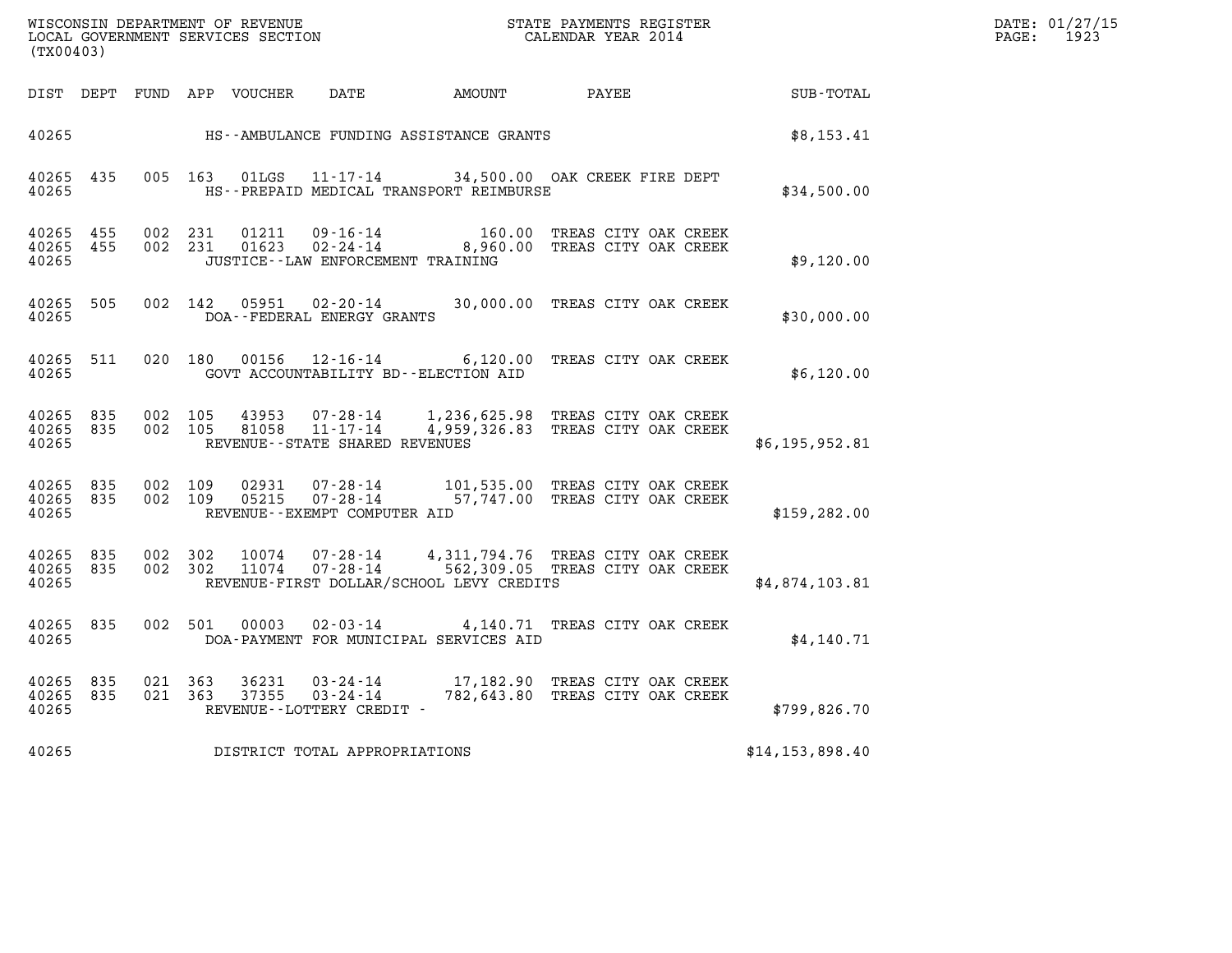WISCONSIN DEPARTMENT OF REVENUE
LOCAL GOVERNMENT SERVICES SECTION
(TX00403)

STATE PAYMENTS REGISTER
CALENDAR YEAR 2014

DATE: 01/27/15

| DIST | DEPT | FUND | APP | VOUCHER | DATE | AMOUNT | PAYEE | SUB-TOTAL |
|---|---|---|---|---|---|---|---|---|
| 40265 | | | | | HS--AMBULANCE FUNDING ASSISTANCE GRANTS | | | $8,153.41 |
| 40265 | 435 | 005 | 163 | 01LGS | 11-17-14 | 34,500.00 | OAK CREEK FIRE DEPT | |
| 40265 | | | | | HS--PREPAID MEDICAL TRANSPORT REIMBURSE | | | $34,500.00 |
| 40265 | 455 | 002 | 231 | 01211 | 09-16-14 | 160.00 | TREAS CITY OAK CREEK | |
| 40265 | 455 | 002 | 231 | 01623 | 02-24-14 | 8,960.00 | TREAS CITY OAK CREEK | |
| 40265 | | | | | JUSTICE--LAW ENFORCEMENT TRAINING | | | $9,120.00 |
| 40265 | 505 | 002 | 142 | 05951 | 02-20-14 | 30,000.00 | TREAS CITY OAK CREEK | |
| 40265 | | | | | DOA--FEDERAL ENERGY GRANTS | | | $30,000.00 |
| 40265 | 511 | 020 | 180 | 00156 | 12-16-14 | 6,120.00 | TREAS CITY OAK CREEK | |
| 40265 | | | | | GOVT ACCOUNTABILITY BD--ELECTION AID | | | $6,120.00 |
| 40265 | 835 | 002 | 105 | 43953 | 07-28-14 | 1,236,625.98 | TREAS CITY OAK CREEK | |
| 40265 | 835 | 002 | 105 | 81058 | 11-17-14 | 4,959,326.83 | TREAS CITY OAK CREEK | |
| 40265 | | | | | REVENUE--STATE SHARED REVENUES | | | $6,195,952.81 |
| 40265 | 835 | 002 | 109 | 02931 | 07-28-14 | 101,535.00 | TREAS CITY OAK CREEK | |
| 40265 | 835 | 002 | 109 | 05215 | 07-28-14 | 57,747.00 | TREAS CITY OAK CREEK | |
| 40265 | | | | | REVENUE--EXEMPT COMPUTER AID | | | $159,282.00 |
| 40265 | 835 | 002 | 302 | 10074 | 07-28-14 | 4,311,794.76 | TREAS CITY OAK CREEK | |
| 40265 | 835 | 002 | 302 | 11074 | 07-28-14 | 562,309.05 | TREAS CITY OAK CREEK | |
| 40265 | | | | | REVENUE-FIRST DOLLAR/SCHOOL LEVY CREDITS | | | $4,874,103.81 |
| 40265 | 835 | 002 | 501 | 00003 | 02-03-14 | 4,140.71 | TREAS CITY OAK CREEK | |
| 40265 | | | | | DOA-PAYMENT FOR MUNICIPAL SERVICES AID | | | $4,140.71 |
| 40265 | 835 | 021 | 363 | 36231 | 03-24-14 | 17,182.90 | TREAS CITY OAK CREEK | |
| 40265 | 835 | 021 | 363 | 37355 | 03-24-14 | 782,643.80 | TREAS CITY OAK CREEK | |
| 40265 | | | | | REVENUE--LOTTERY CREDIT - | | | $799,826.70 |
| 40265 | | | | | DISTRICT TOTAL APPROPRIATIONS | | | $14,153,898.40 |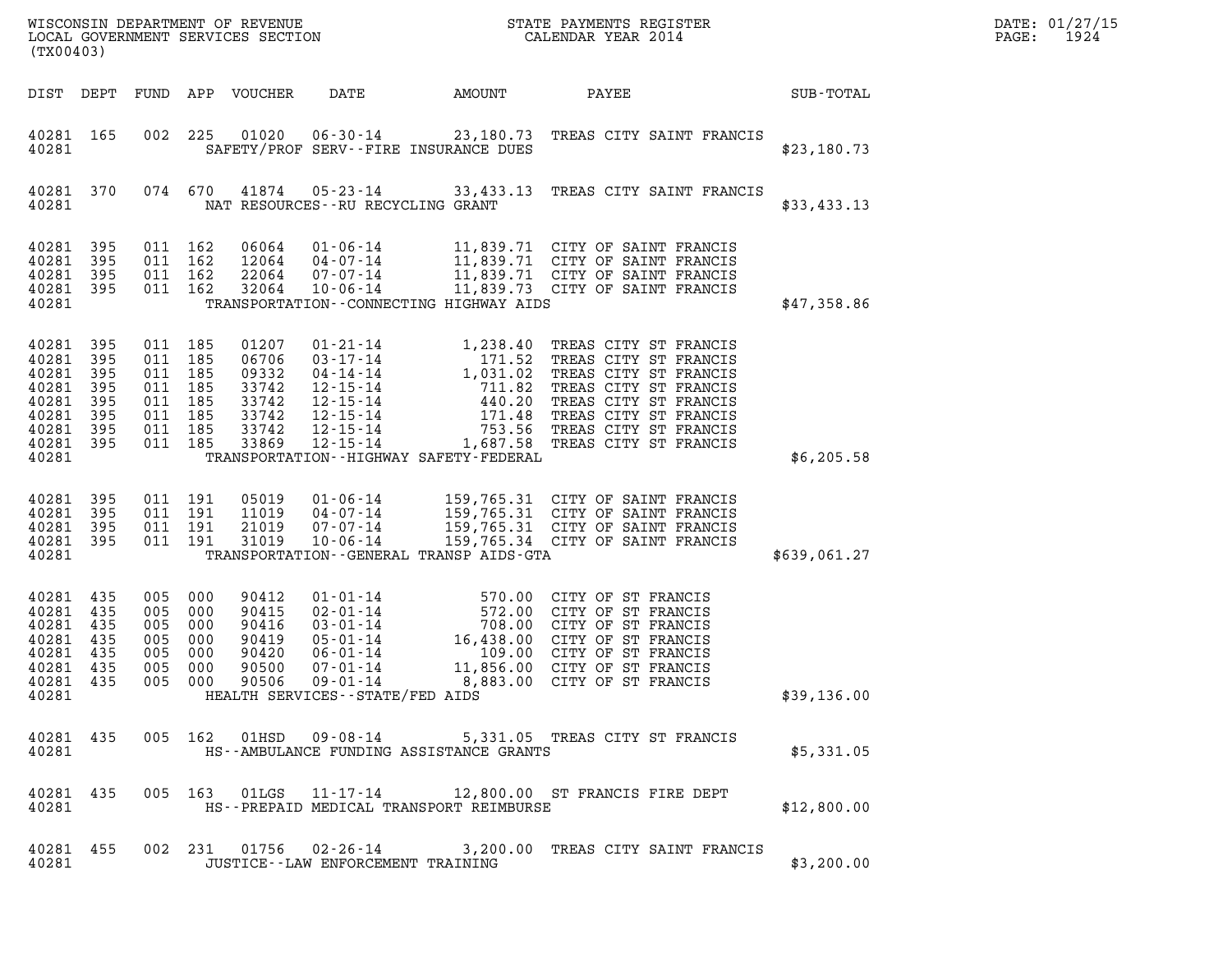WISCONSIN DEPARTMENT OF REVENUE
LOCAL GOVERNMENT SERVICES SECTION
(TX00403)

STATE PAYMENTS REGISTER
CALENDAR YEAR 2014

DATE: 01/27/15
PAGE: 1924

| DIST | DEPT | FUND | APP | VOUCHER | DATE | AMOUNT | PAYEE | SUB-TOTAL |
|---|---|---|---|---|---|---|---|---|
| 40281 | 165 | 002 | 225 | 01020 | 06-30-14 | 23,180.73 | TREAS CITY SAINT FRANCIS | |
| 40281 | | | | | SAFETY/PROF SERV--FIRE INSURANCE DUES | | | $23,180.73 |
| 40281 | 370 | 074 | 670 | 41874 | 05-23-14 | 33,433.13 | TREAS CITY SAINT FRANCIS | |
| 40281 | | | | | NAT RESOURCES--RU RECYCLING GRANT | | | $33,433.13 |
| 40281 | 395 | 011 | 162 | 06064 | 01-06-14 | 11,839.71 | CITY OF SAINT FRANCIS | |
| 40281 | 395 | 011 | 162 | 12064 | 04-07-14 | 11,839.71 | CITY OF SAINT FRANCIS | |
| 40281 | 395 | 011 | 162 | 22064 | 07-07-14 | 11,839.71 | CITY OF SAINT FRANCIS | |
| 40281 | 395 | 011 | 162 | 32064 | 10-06-14 | 11,839.73 | CITY OF SAINT FRANCIS | |
| 40281 | | | | | TRANSPORTATION--CONNECTING HIGHWAY AIDS | | | $47,358.86 |
| 40281 | 395 | 011 | 185 | 01207 | 01-21-14 | 1,238.40 | TREAS CITY ST FRANCIS | |
| 40281 | 395 | 011 | 185 | 06706 | 03-17-14 | 171.52 | TREAS CITY ST FRANCIS | |
| 40281 | 395 | 011 | 185 | 09332 | 04-14-14 | 1,031.02 | TREAS CITY ST FRANCIS | |
| 40281 | 395 | 011 | 185 | 33742 | 12-15-14 | 711.82 | TREAS CITY ST FRANCIS | |
| 40281 | 395 | 011 | 185 | 33742 | 12-15-14 | 440.20 | TREAS CITY ST FRANCIS | |
| 40281 | 395 | 011 | 185 | 33742 | 12-15-14 | 171.48 | TREAS CITY ST FRANCIS | |
| 40281 | 395 | 011 | 185 | 33742 | 12-15-14 | 753.56 | TREAS CITY ST FRANCIS | |
| 40281 | 395 | 011 | 185 | 33869 | 12-15-14 | 1,687.58 | TREAS CITY ST FRANCIS | |
| 40281 | | | | | TRANSPORTATION--HIGHWAY SAFETY-FEDERAL | | | $6,205.58 |
| 40281 | 395 | 011 | 191 | 05019 | 01-06-14 | 159,765.31 | CITY OF SAINT FRANCIS | |
| 40281 | 395 | 011 | 191 | 11019 | 04-07-14 | 159,765.31 | CITY OF SAINT FRANCIS | |
| 40281 | 395 | 011 | 191 | 21019 | 07-07-14 | 159,765.31 | CITY OF SAINT FRANCIS | |
| 40281 | 395 | 011 | 191 | 31019 | 10-06-14 | 159,765.34 | CITY OF SAINT FRANCIS | |
| 40281 | | | | | TRANSPORTATION--GENERAL TRANSP AIDS-GTA | | | $639,061.27 |
| 40281 | 435 | 005 | 000 | 90412 | 01-01-14 | 570.00 | CITY OF ST FRANCIS | |
| 40281 | 435 | 005 | 000 | 90415 | 02-01-14 | 572.00 | CITY OF ST FRANCIS | |
| 40281 | 435 | 005 | 000 | 90416 | 03-01-14 | 708.00 | CITY OF ST FRANCIS | |
| 40281 | 435 | 005 | 000 | 90419 | 05-01-14 | 16,438.00 | CITY OF ST FRANCIS | |
| 40281 | 435 | 005 | 000 | 90420 | 06-01-14 | 109.00 | CITY OF ST FRANCIS | |
| 40281 | 435 | 005 | 000 | 90500 | 07-01-14 | 11,856.00 | CITY OF ST FRANCIS | |
| 40281 | 435 | 005 | 000 | 90506 | 09-01-14 | 8,883.00 | CITY OF ST FRANCIS | |
| 40281 | | | | | HEALTH SERVICES--STATE/FED AIDS | | | $39,136.00 |
| 40281 | 435 | 005 | 162 | 01HSD | 09-08-14 | 5,331.05 | TREAS CITY ST FRANCIS | |
| 40281 | | | | | HS--AMBULANCE FUNDING ASSISTANCE GRANTS | | | $5,331.05 |
| 40281 | 435 | 005 | 163 | 01LGS | 11-17-14 | 12,800.00 | ST FRANCIS FIRE DEPT | |
| 40281 | | | | | HS--PREPAID MEDICAL TRANSPORT REIMBURSE | | | $12,800.00 |
| 40281 | 455 | 002 | 231 | 01756 | 02-26-14 | 3,200.00 | TREAS CITY SAINT FRANCIS | |
| 40281 | | | | | JUSTICE--LAW ENFORCEMENT TRAINING | | | $3,200.00 |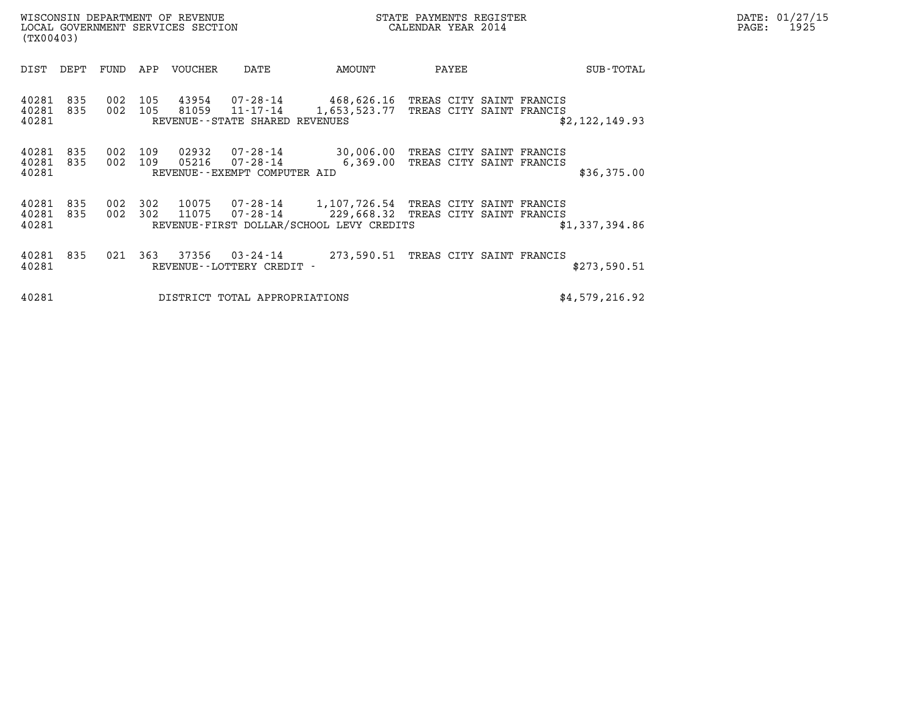WISCONSIN DEPARTMENT OF REVENUE
LOCAL GOVERNMENT SERVICES SECTION
(TX00403)

STATE PAYMENTS REGISTER
CALENDAR YEAR 2014

DATE: 01/27/15

| DIST | DEPT | FUND | APP | VOUCHER | DATE | AMOUNT | PAYEE | SUB-TOTAL |
|---|---|---|---|---|---|---|---|---|
| 40281 | 835 | 002 | 105 | 43954 | 07-28-14 | 468,626.16 | TREAS CITY SAINT FRANCIS | |
| 40281 | 835 | 002 | 105 | 81059 | 11-17-14 | 1,653,523.77 | TREAS CITY SAINT FRANCIS | |
| 40281 | | | | | REVENUE--STATE SHARED REVENUES | | | $2,122,149.93 |
| 40281 | 835 | 002 | 109 | 02932 | 07-28-14 | 30,006.00 | TREAS CITY SAINT FRANCIS | |
| 40281 | 835 | 002 | 109 | 05216 | 07-28-14 | 6,369.00 | TREAS CITY SAINT FRANCIS | |
| 40281 | | | | | REVENUE--EXEMPT COMPUTER AID | | | $36,375.00 |
| 40281 | 835 | 002 | 302 | 10075 | 07-28-14 | 1,107,726.54 | TREAS CITY SAINT FRANCIS | |
| 40281 | 835 | 002 | 302 | 11075 | 07-28-14 | 229,668.32 | TREAS CITY SAINT FRANCIS | |
| 40281 | | | | | REVENUE-FIRST DOLLAR/SCHOOL LEVY CREDITS | | | $1,337,394.86 |
| 40281 | 835 | 021 | 363 | 37356 | 03-24-14 | 273,590.51 | TREAS CITY SAINT FRANCIS | |
| 40281 | | | | | REVENUE--LOTTERY CREDIT - | | | $273,590.51 |
| 40281 | | | | | DISTRICT TOTAL APPROPRIATIONS | | | $4,579,216.92 |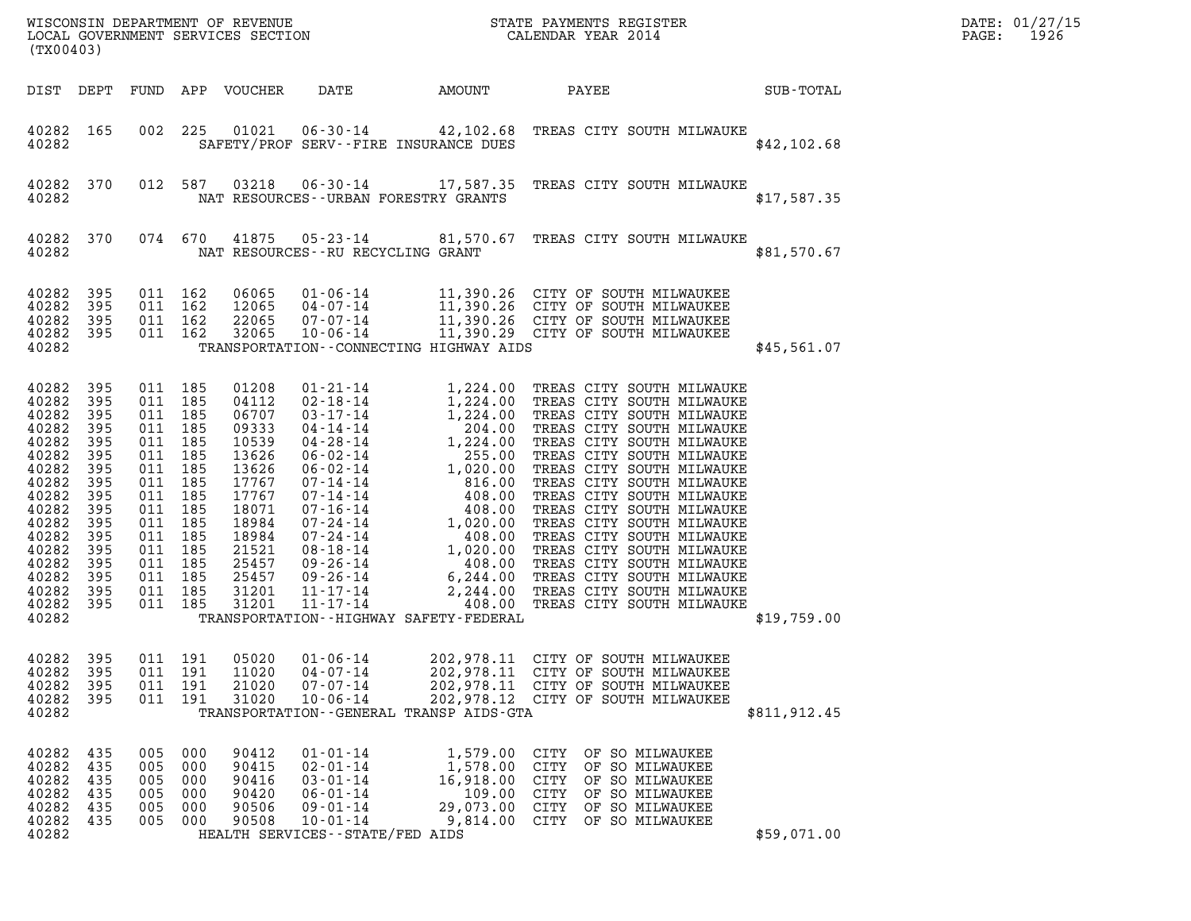WISCONSIN DEPARTMENT OF REVENUE
LOCAL GOVERNMENT SERVICES SECTION
(TX00403)

STATE PAYMENTS REGISTER
CALENDAR YEAR 2014

DATE: 01/27/15

| DIST | DEPT | FUND | APP | VOUCHER | DATE | AMOUNT | PAYEE | SUB-TOTAL |
|---|---|---|---|---|---|---|---|---|
| 40282 | 165 | 002 | 225 | 01021 | 06-30-14 | 42,102.68 | TREAS CITY SOUTH MILWAUKE | |
| 40282 | | | | | SAFETY/PROF SERV--FIRE INSURANCE DUES | | | $42,102.68 |
| 40282 | 370 | 012 | 587 | 03218 | 06-30-14 | 17,587.35 | TREAS CITY SOUTH MILWAUKE | |
| 40282 | | | | | NAT RESOURCES--URBAN FORESTRY GRANTS | | | $17,587.35 |
| 40282 | 370 | 074 | 670 | 41875 | 05-23-14 | 81,570.67 | TREAS CITY SOUTH MILWAUKE | |
| 40282 | | | | | NAT RESOURCES--RU RECYCLING GRANT | | | $81,570.67 |
| 40282 | 395 | 011 | 162 | 06065 | 01-06-14 | 11,390.26 | CITY OF SOUTH MILWAUKEE | |
| 40282 | 395 | 011 | 162 | 12065 | 04-07-14 | 11,390.26 | CITY OF SOUTH MILWAUKEE | |
| 40282 | 395 | 011 | 162 | 22065 | 07-07-14 | 11,390.26 | CITY OF SOUTH MILWAUKEE | |
| 40282 | 395 | 011 | 162 | 32065 | 10-06-14 | 11,390.29 | CITY OF SOUTH MILWAUKEE | |
| 40282 | | | | | TRANSPORTATION--CONNECTING HIGHWAY AIDS | | | $45,561.07 |
| 40282 | 395 | 011 | 185 | 01208 | 01-21-14 | 1,224.00 | TREAS CITY SOUTH MILWAUKE | |
| 40282 | 395 | 011 | 185 | 04112 | 02-18-14 | 1,224.00 | TREAS CITY SOUTH MILWAUKE | |
| 40282 | 395 | 011 | 185 | 06707 | 03-17-14 | 1,224.00 | TREAS CITY SOUTH MILWAUKE | |
| 40282 | 395 | 011 | 185 | 09333 | 04-14-14 | 204.00 | TREAS CITY SOUTH MILWAUKE | |
| 40282 | 395 | 011 | 185 | 10539 | 04-28-14 | 1,224.00 | TREAS CITY SOUTH MILWAUKE | |
| 40282 | 395 | 011 | 185 | 13626 | 06-02-14 | 255.00 | TREAS CITY SOUTH MILWAUKE | |
| 40282 | 395 | 011 | 185 | 13626 | 06-02-14 | 1,020.00 | TREAS CITY SOUTH MILWAUKE | |
| 40282 | 395 | 011 | 185 | 17767 | 07-14-14 | 816.00 | TREAS CITY SOUTH MILWAUKE | |
| 40282 | 395 | 011 | 185 | 17767 | 07-14-14 | 408.00 | TREAS CITY SOUTH MILWAUKE | |
| 40282 | 395 | 011 | 185 | 18071 | 07-16-14 | 408.00 | TREAS CITY SOUTH MILWAUKE | |
| 40282 | 395 | 011 | 185 | 18984 | 07-24-14 | 1,020.00 | TREAS CITY SOUTH MILWAUKE | |
| 40282 | 395 | 011 | 185 | 18984 | 07-24-14 | 408.00 | TREAS CITY SOUTH MILWAUKE | |
| 40282 | 395 | 011 | 185 | 21521 | 08-18-14 | 1,020.00 | TREAS CITY SOUTH MILWAUKE | |
| 40282 | 395 | 011 | 185 | 25457 | 09-26-14 | 408.00 | TREAS CITY SOUTH MILWAUKE | |
| 40282 | 395 | 011 | 185 | 25457 | 09-26-14 | 6,244.00 | TREAS CITY SOUTH MILWAUKE | |
| 40282 | 395 | 011 | 185 | 31201 | 11-17-14 | 2,244.00 | TREAS CITY SOUTH MILWAUKE | |
| 40282 | 395 | 011 | 185 | 31201 | 11-17-14 | 408.00 | TREAS CITY SOUTH MILWAUKE | |
| 40282 | | | | | TRANSPORTATION--HIGHWAY SAFETY-FEDERAL | | | $19,759.00 |
| 40282 | 395 | 011 | 191 | 05020 | 01-06-14 | 202,978.11 | CITY OF SOUTH MILWAUKEE | |
| 40282 | 395 | 011 | 191 | 11020 | 04-07-14 | 202,978.11 | CITY OF SOUTH MILWAUKEE | |
| 40282 | 395 | 011 | 191 | 21020 | 07-07-14 | 202,978.11 | CITY OF SOUTH MILWAUKEE | |
| 40282 | 395 | 011 | 191 | 31020 | 10-06-14 | 202,978.12 | CITY OF SOUTH MILWAUKEE | |
| 40282 | | | | | TRANSPORTATION--GENERAL TRANSP AIDS-GTA | | | $811,912.45 |
| 40282 | 435 | 005 | 000 | 90412 | 01-01-14 | 1,579.00 | CITY OF SO MILWAUKEE | |
| 40282 | 435 | 005 | 000 | 90415 | 02-01-14 | 1,578.00 | CITY OF SO MILWAUKEE | |
| 40282 | 435 | 005 | 000 | 90416 | 03-01-14 | 16,918.00 | CITY OF SO MILWAUKEE | |
| 40282 | 435 | 005 | 000 | 90420 | 06-01-14 | 109.00 | CITY OF SO MILWAUKEE | |
| 40282 | 435 | 005 | 000 | 90506 | 09-01-14 | 29,073.00 | CITY OF SO MILWAUKEE | |
| 40282 | 435 | 005 | 000 | 90508 | 10-01-14 | 9,814.00 | CITY OF SO MILWAUKEE | |
| 40282 | | | | | HEALTH SERVICES--STATE/FED AIDS | | | $59,071.00 |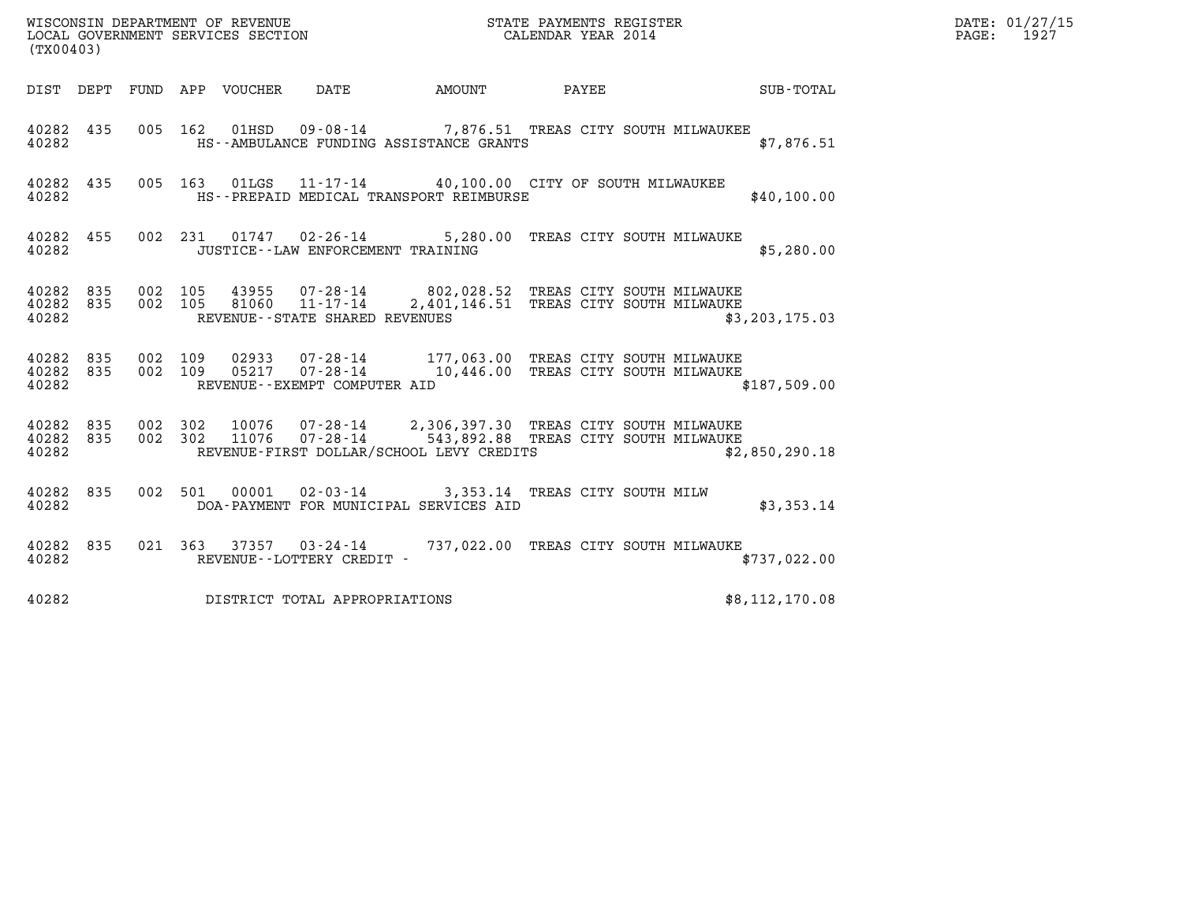WISCONSIN DEPARTMENT OF REVENUE
LOCAL GOVERNMENT SERVICES SECTION
(TX00403)

STATE PAYMENTS REGISTER
CALENDAR YEAR 2014

DATE: 01/27/15
PAGE: 1927

| DIST | DEPT | FUND | APP | VOUCHER | DATE | AMOUNT | PAYEE | SUB-TOTAL |
|---|---|---|---|---|---|---|---|---|
| 40282 | 435 | 005 | 162 | 01HSD | 09-08-14 | 7,876.51 | TREAS CITY SOUTH MILWAUKEE | |
| 40282 | | | | | HS--AMBULANCE FUNDING ASSISTANCE GRANTS | | | $7,876.51 |
| 40282 | 435 | 005 | 163 | 01LGS | 11-17-14 | 40,100.00 | CITY OF SOUTH MILWAUKEE | |
| 40282 | | | | | HS--PREPAID MEDICAL TRANSPORT REIMBURSE | | | $40,100.00 |
| 40282 | 455 | 002 | 231 | 01747 | 02-26-14 | 5,280.00 | TREAS CITY SOUTH MILWAUKE | |
| 40282 | | | | | JUSTICE--LAW ENFORCEMENT TRAINING | | | $5,280.00 |
| 40282 | 835 | 002 | 105 | 43955 | 07-28-14 | 802,028.52 | TREAS CITY SOUTH MILWAUKE | |
| 40282 | 835 | 002 | 105 | 81060 | 11-17-14 | 2,401,146.51 | TREAS CITY SOUTH MILWAUKE | |
| 40282 | | | | | REVENUE--STATE SHARED REVENUES | | | $3,203,175.03 |
| 40282 | 835 | 002 | 109 | 02933 | 07-28-14 | 177,063.00 | TREAS CITY SOUTH MILWAUKE | |
| 40282 | 835 | 002 | 109 | 05217 | 07-28-14 | 10,446.00 | TREAS CITY SOUTH MILWAUKE | |
| 40282 | | | | | REVENUE--EXEMPT COMPUTER AID | | | $187,509.00 |
| 40282 | 835 | 002 | 302 | 10076 | 07-28-14 | 2,306,397.30 | TREAS CITY SOUTH MILWAUKE | |
| 40282 | 835 | 002 | 302 | 11076 | 07-28-14 | 543,892.88 | TREAS CITY SOUTH MILWAUKE | |
| 40282 | | | | | REVENUE-FIRST DOLLAR/SCHOOL LEVY CREDITS | | | $2,850,290.18 |
| 40282 | 835 | 002 | 501 | 00001 | 02-03-14 | 3,353.14 | TREAS CITY SOUTH MILW | |
| 40282 | | | | | DOA-PAYMENT FOR MUNICIPAL SERVICES AID | | | $3,353.14 |
| 40282 | 835 | 021 | 363 | 37357 | 03-24-14 | 737,022.00 | TREAS CITY SOUTH MILWAUKE | |
| 40282 | | | | | REVENUE--LOTTERY CREDIT - | | | $737,022.00 |
| 40282 | | | | | DISTRICT TOTAL APPROPRIATIONS | | | $8,112,170.08 |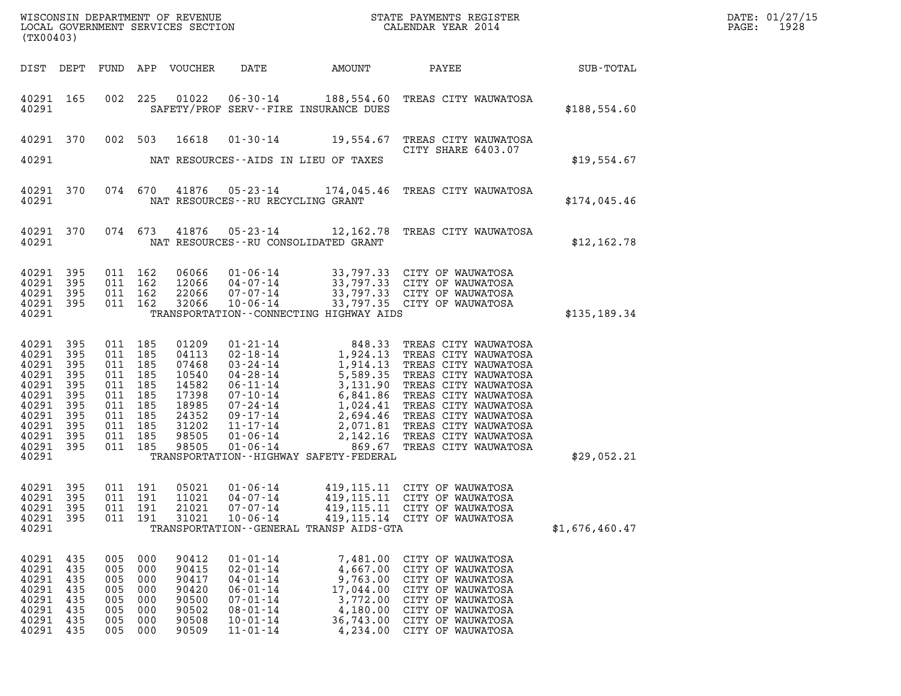WISCONSIN DEPARTMENT OF REVENUE
LOCAL GOVERNMENT SERVICES SECTION
(TX00403)

STATE PAYMENTS REGISTER
CALENDAR YEAR 2014

DATE: 01/27/15
PAGE: 1928

| DIST | DEPT | FUND | APP | VOUCHER | DATE | AMOUNT | PAYEE | SUB-TOTAL |
|---|---|---|---|---|---|---|---|---|
| 40291 | 165 | 002 | 225 | 01022 | 06-30-14 | 188,554.60 | TREAS CITY WAUWATOSA | |
| 40291 | | | | | SAFETY/PROF SERV--FIRE INSURANCE DUES | | | $188,554.60 |
| 40291 | 370 | 002 | 503 | 16618 | 01-30-14 | 19,554.67 | TREAS CITY WAUWATOSA CITY SHARE 6403.07 | |
| 40291 | | | | | NAT RESOURCES--AIDS IN LIEU OF TAXES | | | $19,554.67 |
| 40291 | 370 | 074 | 670 | 41876 | 05-23-14 | 174,045.46 | TREAS CITY WAUWATOSA | |
| 40291 | | | | | NAT RESOURCES--RU RECYCLING GRANT | | | $174,045.46 |
| 40291 | 370 | 074 | 673 | 41876 | 05-23-14 | 12,162.78 | TREAS CITY WAUWATOSA | |
| 40291 | | | | | NAT RESOURCES--RU CONSOLIDATED GRANT | | | $12,162.78 |
| 40291 | 395 | 011 | 162 | 06066 | 01-06-14 | 33,797.33 | CITY OF WAUWATOSA | |
| 40291 | 395 | 011 | 162 | 12066 | 04-07-14 | 33,797.33 | CITY OF WAUWATOSA | |
| 40291 | 395 | 011 | 162 | 22066 | 07-07-14 | 33,797.33 | CITY OF WAUWATOSA | |
| 40291 | 395 | 011 | 162 | 32066 | 10-06-14 | 33,797.35 | CITY OF WAUWATOSA | |
| 40291 | | | | | TRANSPORTATION--CONNECTING HIGHWAY AIDS | | | $135,189.34 |
| 40291 | 395 | 011 | 185 | 01209 | 01-21-14 | 848.33 | TREAS CITY WAUWATOSA | |
| 40291 | 395 | 011 | 185 | 04113 | 02-18-14 | 1,924.13 | TREAS CITY WAUWATOSA | |
| 40291 | 395 | 011 | 185 | 07468 | 03-24-14 | 1,914.13 | TREAS CITY WAUWATOSA | |
| 40291 | 395 | 011 | 185 | 10540 | 04-28-14 | 5,589.35 | TREAS CITY WAUWATOSA | |
| 40291 | 395 | 011 | 185 | 14582 | 06-11-14 | 3,131.90 | TREAS CITY WAUWATOSA | |
| 40291 | 395 | 011 | 185 | 17398 | 07-10-14 | 6,841.86 | TREAS CITY WAUWATOSA | |
| 40291 | 395 | 011 | 185 | 18985 | 07-24-14 | 1,024.41 | TREAS CITY WAUWATOSA | |
| 40291 | 395 | 011 | 185 | 24352 | 09-17-14 | 2,694.46 | TREAS CITY WAUWATOSA | |
| 40291 | 395 | 011 | 185 | 31202 | 11-17-14 | 2,071.81 | TREAS CITY WAUWATOSA | |
| 40291 | 395 | 011 | 185 | 98505 | 01-06-14 | 2,142.16 | TREAS CITY WAUWATOSA | |
| 40291 | 395 | 011 | 185 | 98505 | 01-06-14 | 869.67 | TREAS CITY WAUWATOSA | |
| 40291 | | | | | TRANSPORTATION--HIGHWAY SAFETY-FEDERAL | | | $29,052.21 |
| 40291 | 395 | 011 | 191 | 05021 | 01-06-14 | 419,115.11 | CITY OF WAUWATOSA | |
| 40291 | 395 | 011 | 191 | 11021 | 04-07-14 | 419,115.11 | CITY OF WAUWATOSA | |
| 40291 | 395 | 011 | 191 | 21021 | 07-07-14 | 419,115.11 | CITY OF WAUWATOSA | |
| 40291 | 395 | 011 | 191 | 31021 | 10-06-14 | 419,115.14 | CITY OF WAUWATOSA | |
| 40291 | | | | | TRANSPORTATION--GENERAL TRANSP AIDS-GTA | | | $1,676,460.47 |
| 40291 | 435 | 005 | 000 | 90412 | 01-01-14 | 7,481.00 | CITY OF WAUWATOSA | |
| 40291 | 435 | 005 | 000 | 90415 | 02-01-14 | 4,667.00 | CITY OF WAUWATOSA | |
| 40291 | 435 | 005 | 000 | 90417 | 04-01-14 | 9,763.00 | CITY OF WAUWATOSA | |
| 40291 | 435 | 005 | 000 | 90420 | 06-01-14 | 17,044.00 | CITY OF WAUWATOSA | |
| 40291 | 435 | 005 | 000 | 90500 | 07-01-14 | 3,772.00 | CITY OF WAUWATOSA | |
| 40291 | 435 | 005 | 000 | 90502 | 08-01-14 | 4,180.00 | CITY OF WAUWATOSA | |
| 40291 | 435 | 005 | 000 | 90508 | 10-01-14 | 36,743.00 | CITY OF WAUWATOSA | |
| 40291 | 435 | 005 | 000 | 90509 | 11-01-14 | 4,234.00 | CITY OF WAUWATOSA | |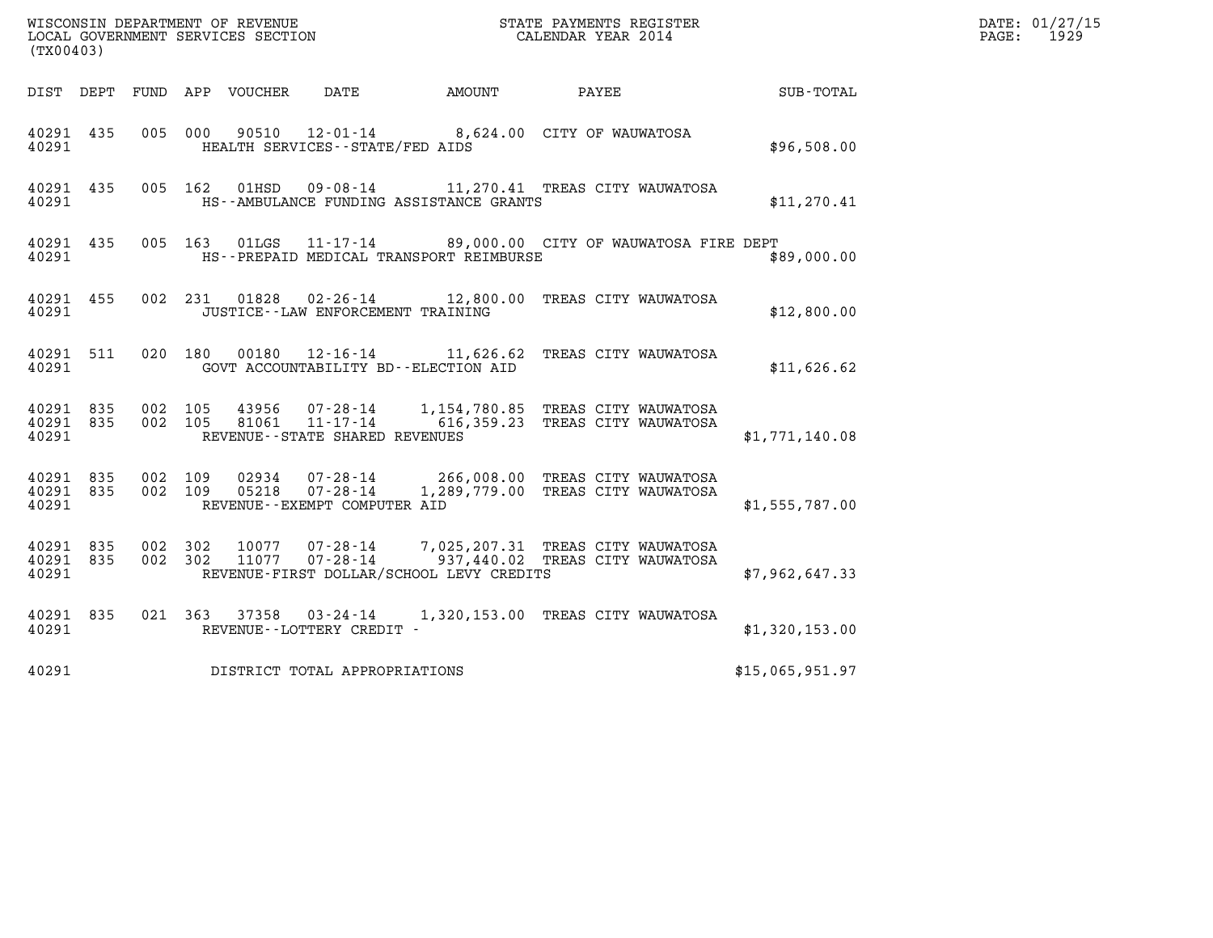WISCONSIN DEPARTMENT OF REVENUE
LOCAL GOVERNMENT SERVICES SECTION
(TX00403)

STATE PAYMENTS REGISTER
CALENDAR YEAR 2014

DATE: 01/27/15
PAGE: 1929

| DIST | DEPT | FUND | APP | VOUCHER | DATE | AMOUNT | PAYEE | SUB-TOTAL |
|---|---|---|---|---|---|---|---|---|
| 40291 | 435 | 005 | 000 | 90510 | 12-01-14 | 8,624.00 | CITY OF WAUWATOSA | |
| 40291 | | | | HEALTH SERVICES--STATE/FED AIDS | | | | $96,508.00 |
| 40291 | 435 | 005 | 162 | 01HSD | 09-08-14 | 11,270.41 | TREAS CITY WAUWATOSA | |
| 40291 | | | | HS--AMBULANCE FUNDING ASSISTANCE GRANTS | | | | $11,270.41 |
| 40291 | 435 | 005 | 163 | 01LGS | 11-17-14 | 89,000.00 | CITY OF WAUWATOSA FIRE DEPT | |
| 40291 | | | | HS--PREPAID MEDICAL TRANSPORT REIMBURSE | | | | $89,000.00 |
| 40291 | 455 | 002 | 231 | 01828 | 02-26-14 | 12,800.00 | TREAS CITY WAUWATOSA | |
| 40291 | | | | JUSTICE--LAW ENFORCEMENT TRAINING | | | | $12,800.00 |
| 40291 | 511 | 020 | 180 | 00180 | 12-16-14 | 11,626.62 | TREAS CITY WAUWATOSA | |
| 40291 | | | | GOVT ACCOUNTABILITY BD--ELECTION AID | | | | $11,626.62 |
| 40291 | 835 | 002 | 105 | 43956 | 07-28-14 | 1,154,780.85 | TREAS CITY WAUWATOSA | |
| 40291 | 835 | 002 | 105 | 81061 | 11-17-14 | 616,359.23 | TREAS CITY WAUWATOSA | |
| 40291 | | | | REVENUE--STATE SHARED REVENUES | | | | $1,771,140.08 |
| 40291 | 835 | 002 | 109 | 02934 | 07-28-14 | 266,008.00 | TREAS CITY WAUWATOSA | |
| 40291 | 835 | 002 | 109 | 05218 | 07-28-14 | 1,289,779.00 | TREAS CITY WAUWATOSA | |
| 40291 | | | | REVENUE--EXEMPT COMPUTER AID | | | | $1,555,787.00 |
| 40291 | 835 | 002 | 302 | 10077 | 07-28-14 | 7,025,207.31 | TREAS CITY WAUWATOSA | |
| 40291 | 835 | 002 | 302 | 11077 | 07-28-14 | 937,440.02 | TREAS CITY WAUWATOSA | |
| 40291 | | | | REVENUE-FIRST DOLLAR/SCHOOL LEVY CREDITS | | | | $7,962,647.33 |
| 40291 | 835 | 021 | 363 | 37358 | 03-24-14 | 1,320,153.00 | TREAS CITY WAUWATOSA | |
| 40291 | | | | REVENUE--LOTTERY CREDIT - | | | | $1,320,153.00 |
| 40291 | | | | DISTRICT TOTAL APPROPRIATIONS | | | | $15,065,951.97 |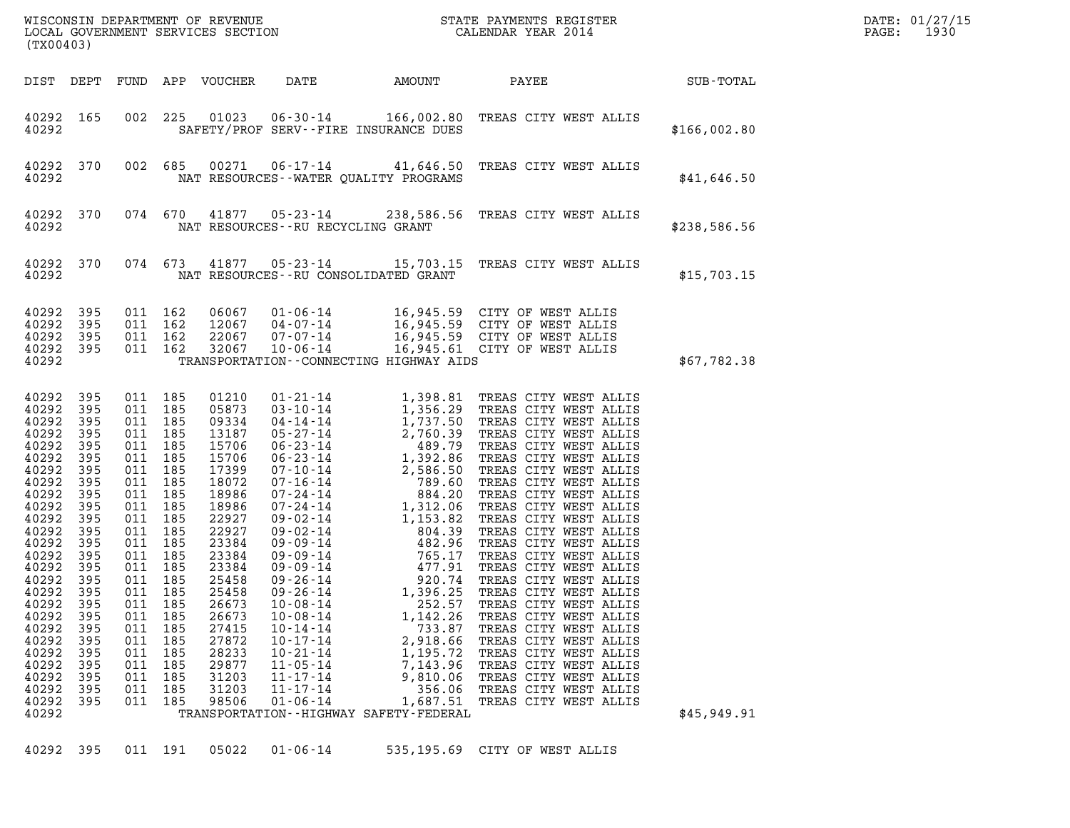WISCONSIN DEPARTMENT OF REVENUE
LOCAL GOVERNMENT SERVICES SECTION
(TX00403)

STATE PAYMENTS REGISTER
CALENDAR YEAR 2014

DATE: 01/27/15
PAGE: 1930

| DIST | DEPT | FUND | APP | VOUCHER | DATE | AMOUNT | PAYEE | SUB-TOTAL |
|---|---|---|---|---|---|---|---|---|
| 40292 | 165 | 002 | 225 | 01023 | 06-30-14 | 166,002.80 | TREAS CITY WEST ALLIS | |
| 40292 | | | | | SAFETY/PROF SERV--FIRE INSURANCE DUES | | | $166,002.80 |
| 40292 | 370 | 002 | 685 | 00271 | 06-17-14 | 41,646.50 | TREAS CITY WEST ALLIS | |
| 40292 | | | | | NAT RESOURCES--WATER QUALITY PROGRAMS | | | $41,646.50 |
| 40292 | 370 | 074 | 670 | 41877 | 05-23-14 | 238,586.56 | TREAS CITY WEST ALLIS | |
| 40292 | | | | | NAT RESOURCES--RU RECYCLING GRANT | | | $238,586.56 |
| 40292 | 370 | 074 | 673 | 41877 | 05-23-14 | 15,703.15 | TREAS CITY WEST ALLIS | |
| 40292 | | | | | NAT RESOURCES--RU CONSOLIDATED GRANT | | | $15,703.15 |
| 40292 | 395 | 011 | 162 | 06067 | 01-06-14 | 16,945.59 | CITY OF WEST ALLIS | |
| 40292 | 395 | 011 | 162 | 12067 | 04-07-14 | 16,945.59 | CITY OF WEST ALLIS | |
| 40292 | 395 | 011 | 162 | 22067 | 07-07-14 | 16,945.59 | CITY OF WEST ALLIS | |
| 40292 | 395 | 011 | 162 | 32067 | 10-06-14 | 16,945.61 | CITY OF WEST ALLIS | |
| 40292 | | | | | TRANSPORTATION--CONNECTING HIGHWAY AIDS | | | $67,782.38 |
| 40292 | 395 | 011 | 185 | 01210 | 01-21-14 | 1,398.81 | TREAS CITY WEST ALLIS | |
| 40292 | 395 | 011 | 185 | 05873 | 03-10-14 | 1,356.29 | TREAS CITY WEST ALLIS | |
| 40292 | 395 | 011 | 185 | 09334 | 04-14-14 | 1,737.50 | TREAS CITY WEST ALLIS | |
| 40292 | 395 | 011 | 185 | 13187 | 05-27-14 | 2,760.39 | TREAS CITY WEST ALLIS | |
| 40292 | 395 | 011 | 185 | 15706 | 06-23-14 | 489.79 | TREAS CITY WEST ALLIS | |
| 40292 | 395 | 011 | 185 | 15706 | 06-23-14 | 1,392.86 | TREAS CITY WEST ALLIS | |
| 40292 | 395 | 011 | 185 | 17399 | 07-10-14 | 2,586.50 | TREAS CITY WEST ALLIS | |
| 40292 | 395 | 011 | 185 | 18072 | 07-16-14 | 789.60 | TREAS CITY WEST ALLIS | |
| 40292 | 395 | 011 | 185 | 18986 | 07-24-14 | 884.20 | TREAS CITY WEST ALLIS | |
| 40292 | 395 | 011 | 185 | 18986 | 07-24-14 | 1,312.06 | TREAS CITY WEST ALLIS | |
| 40292 | 395 | 011 | 185 | 22927 | 09-02-14 | 1,153.82 | TREAS CITY WEST ALLIS | |
| 40292 | 395 | 011 | 185 | 22927 | 09-02-14 | 804.39 | TREAS CITY WEST ALLIS | |
| 40292 | 395 | 011 | 185 | 23384 | 09-09-14 | 482.96 | TREAS CITY WEST ALLIS | |
| 40292 | 395 | 011 | 185 | 23384 | 09-09-14 | 765.17 | TREAS CITY WEST ALLIS | |
| 40292 | 395 | 011 | 185 | 23384 | 09-09-14 | 477.91 | TREAS CITY WEST ALLIS | |
| 40292 | 395 | 011 | 185 | 25458 | 09-26-14 | 920.74 | TREAS CITY WEST ALLIS | |
| 40292 | 395 | 011 | 185 | 25458 | 09-26-14 | 1,396.25 | TREAS CITY WEST ALLIS | |
| 40292 | 395 | 011 | 185 | 26673 | 10-08-14 | 252.57 | TREAS CITY WEST ALLIS | |
| 40292 | 395 | 011 | 185 | 26673 | 10-08-14 | 1,142.26 | TREAS CITY WEST ALLIS | |
| 40292 | 395 | 011 | 185 | 27415 | 10-14-14 | 733.87 | TREAS CITY WEST ALLIS | |
| 40292 | 395 | 011 | 185 | 27872 | 10-17-14 | 2,918.66 | TREAS CITY WEST ALLIS | |
| 40292 | 395 | 011 | 185 | 28233 | 10-21-14 | 1,195.72 | TREAS CITY WEST ALLIS | |
| 40292 | 395 | 011 | 185 | 29877 | 11-05-14 | 7,143.96 | TREAS CITY WEST ALLIS | |
| 40292 | 395 | 011 | 185 | 31203 | 11-17-14 | 9,810.06 | TREAS CITY WEST ALLIS | |
| 40292 | 395 | 011 | 185 | 31203 | 11-17-14 | 356.06 | TREAS CITY WEST ALLIS | |
| 40292 | 395 | 011 | 185 | 98506 | 01-06-14 | 1,687.51 | TREAS CITY WEST ALLIS | |
| 40292 | | | | | TRANSPORTATION--HIGHWAY SAFETY-FEDERAL | | | $45,949.91 |
| 40292 | 395 | 011 | 191 | 05022 | 01-06-14 | 535,195.69 | CITY OF WEST ALLIS | |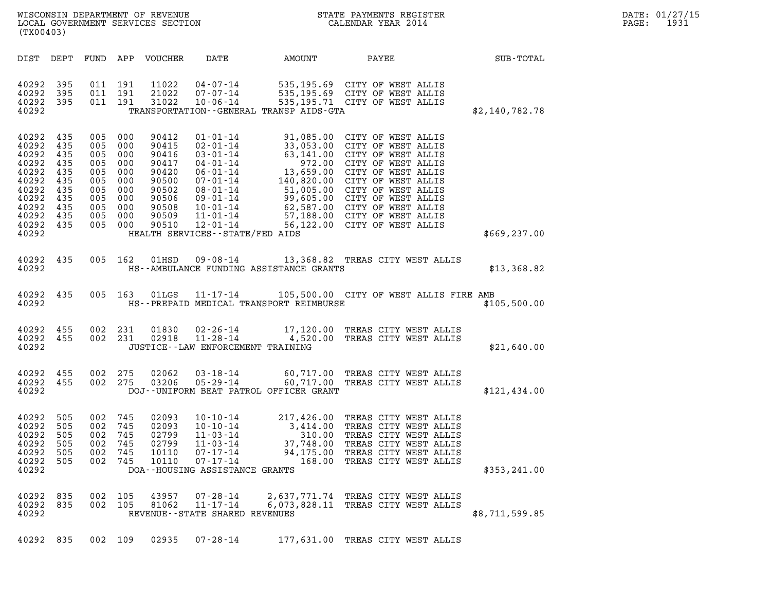WISCONSIN DEPARTMENT OF REVENUE
LOCAL GOVERNMENT SERVICES SECTION
(TX00403)

STATE PAYMENTS REGISTER
CALENDAR YEAR 2014

DATE: 01/27/15

| DIST | DEPT | FUND | APP | VOUCHER | DATE | AMOUNT | PAYEE | SUB-TOTAL |
|---|---|---|---|---|---|---|---|---|
| 40292 | 395 | 011 | 191 | 11022 | 04-07-14 | 535,195.69 | CITY OF WEST ALLIS | |
| 40292 | 395 | 011 | 191 | 21022 | 07-07-14 | 535,195.69 | CITY OF WEST ALLIS | |
| 40292 | 395 | 011 | 191 | 31022 | 10-06-14 | 535,195.71 | CITY OF WEST ALLIS | |
| 40292 | | | | | TRANSPORTATION--GENERAL TRANSP AIDS-GTA | | | $2,140,782.78 |
| 40292 | 435 | 005 | 000 | 90412 | 01-01-14 | 91,085.00 | CITY OF WEST ALLIS | |
| 40292 | 435 | 005 | 000 | 90415 | 02-01-14 | 33,053.00 | CITY OF WEST ALLIS | |
| 40292 | 435 | 005 | 000 | 90416 | 03-01-14 | 63,141.00 | CITY OF WEST ALLIS | |
| 40292 | 435 | 005 | 000 | 90417 | 04-01-14 | 972.00 | CITY OF WEST ALLIS | |
| 40292 | 435 | 005 | 000 | 90420 | 06-01-14 | 13,659.00 | CITY OF WEST ALLIS | |
| 40292 | 435 | 005 | 000 | 90500 | 07-01-14 | 140,820.00 | CITY OF WEST ALLIS | |
| 40292 | 435 | 005 | 000 | 90502 | 08-01-14 | 51,005.00 | CITY OF WEST ALLIS | |
| 40292 | 435 | 005 | 000 | 90506 | 09-01-14 | 99,605.00 | CITY OF WEST ALLIS | |
| 40292 | 435 | 005 | 000 | 90508 | 10-01-14 | 62,587.00 | CITY OF WEST ALLIS | |
| 40292 | 435 | 005 | 000 | 90509 | 11-01-14 | 57,188.00 | CITY OF WEST ALLIS | |
| 40292 | 435 | 005 | 000 | 90510 | 12-01-14 | 56,122.00 | CITY OF WEST ALLIS | |
| 40292 | | | | | HEALTH SERVICES--STATE/FED AIDS | | | $669,237.00 |
| 40292 | 435 | 005 | 162 | 01HSD | 09-08-14 | 13,368.82 | TREAS CITY WEST ALLIS | |
| 40292 | | | | | HS--AMBULANCE FUNDING ASSISTANCE GRANTS | | | $13,368.82 |
| 40292 | 435 | 005 | 163 | 01LGS | 11-17-14 | 105,500.00 | CITY OF WEST ALLIS FIRE AMB | |
| 40292 | | | | | HS--PREPAID MEDICAL TRANSPORT REIMBURSE | | | $105,500.00 |
| 40292 | 455 | 002 | 231 | 01830 | 02-26-14 | 17,120.00 | TREAS CITY WEST ALLIS | |
| 40292 | 455 | 002 | 231 | 02918 | 11-28-14 | 4,520.00 | TREAS CITY WEST ALLIS | |
| 40292 | | | | | JUSTICE--LAW ENFORCEMENT TRAINING | | | $21,640.00 |
| 40292 | 455 | 002 | 275 | 02062 | 03-18-14 | 60,717.00 | TREAS CITY WEST ALLIS | |
| 40292 | 455 | 002 | 275 | 03206 | 05-29-14 | 60,717.00 | TREAS CITY WEST ALLIS | |
| 40292 | | | | | DOJ--UNIFORM BEAT PATROL OFFICER GRANT | | | $121,434.00 |
| 40292 | 505 | 002 | 745 | 02093 | 10-10-14 | 217,426.00 | TREAS CITY WEST ALLIS | |
| 40292 | 505 | 002 | 745 | 02093 | 10-10-14 | 3,414.00 | TREAS CITY WEST ALLIS | |
| 40292 | 505 | 002 | 745 | 02799 | 11-03-14 | 310.00 | TREAS CITY WEST ALLIS | |
| 40292 | 505 | 002 | 745 | 02799 | 11-03-14 | 37,748.00 | TREAS CITY WEST ALLIS | |
| 40292 | 505 | 002 | 745 | 10110 | 07-17-14 | 94,175.00 | TREAS CITY WEST ALLIS | |
| 40292 | 505 | 002 | 745 | 10110 | 07-17-14 | 168.00 | TREAS CITY WEST ALLIS | |
| 40292 | | | | | DOA--HOUSING ASSISTANCE GRANTS | | | $353,241.00 |
| 40292 | 835 | 002 | 105 | 43957 | 07-28-14 | 2,637,771.74 | TREAS CITY WEST ALLIS | |
| 40292 | 835 | 002 | 105 | 81062 | 11-17-14 | 6,073,828.11 | TREAS CITY WEST ALLIS | |
| 40292 | | | | | REVENUE--STATE SHARED REVENUES | | | $8,711,599.85 |
| 40292 | 835 | 002 | 109 | 02935 | 07-28-14 | 177,631.00 | TREAS CITY WEST ALLIS | |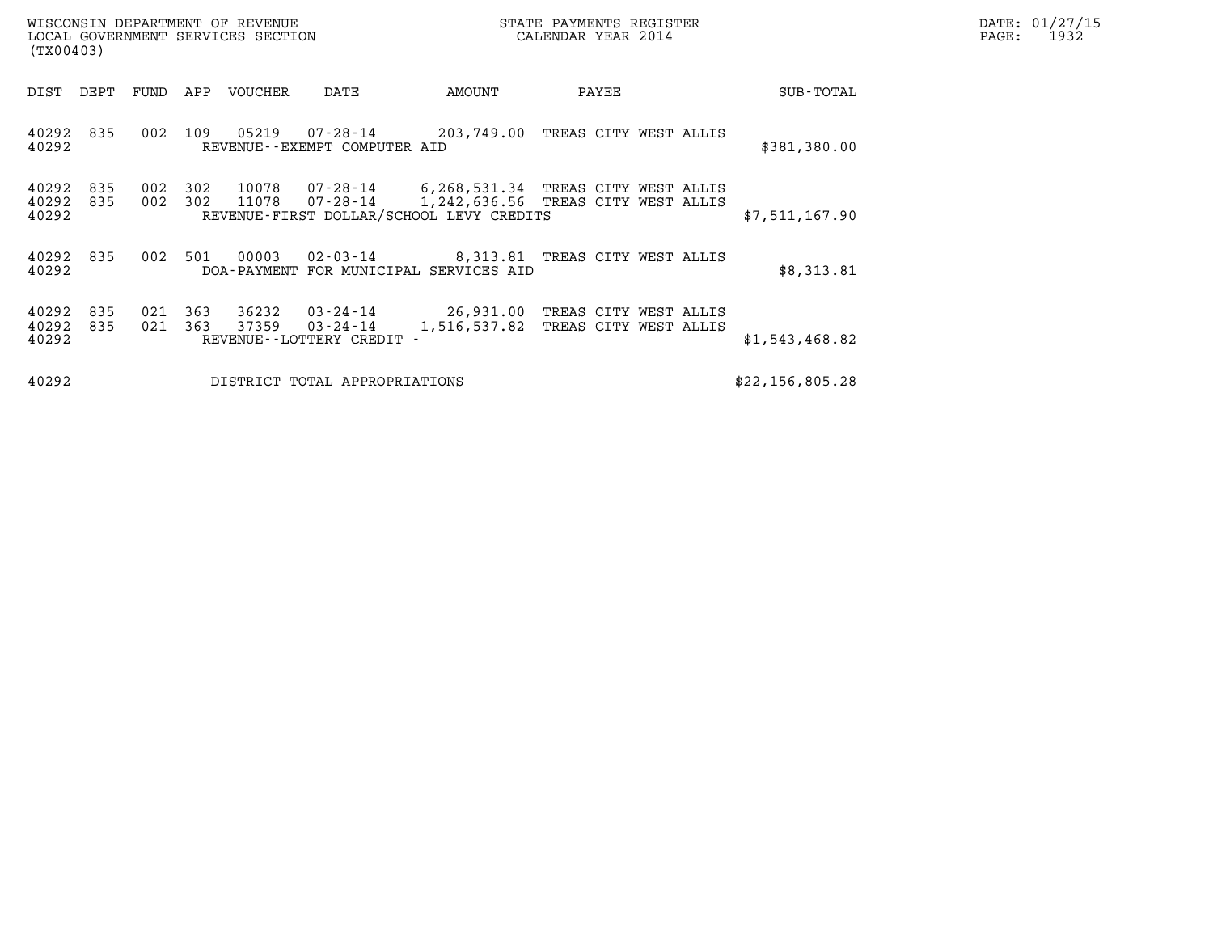WISCONSIN DEPARTMENT OF REVENUE
LOCAL GOVERNMENT SERVICES SECTION
(TX00403)

STATE PAYMENTS REGISTER
CALENDAR YEAR 2014

DATE: 01/27/15
PAGE: 1932

| DIST | DEPT | FUND | APP | VOUCHER | DATE | AMOUNT | PAYEE | SUB-TOTAL |
|---|---|---|---|---|---|---|---|---|
| 40292 | 835 | 002 | 109 | 05219 | 07-28-14 | 203,749.00 | TREAS CITY WEST ALLIS | |
| 40292 | | | | REVENUE--EXEMPT COMPUTER AID | | | | $381,380.00 |
| 40292 | 835 | 002 | 302 | 10078 | 07-28-14 | 6,268,531.34 | TREAS CITY WEST ALLIS | |
| 40292 | 835 | 002 | 302 | 11078 | 07-28-14 | 1,242,636.56 | TREAS CITY WEST ALLIS | |
| 40292 | | | | REVENUE-FIRST DOLLAR/SCHOOL LEVY CREDITS | | | | $7,511,167.90 |
| 40292 | 835 | 002 | 501 | 00003 | 02-03-14 | 8,313.81 | TREAS CITY WEST ALLIS | |
| 40292 | | | | DOA-PAYMENT FOR MUNICIPAL SERVICES AID | | | | $8,313.81 |
| 40292 | 835 | 021 | 363 | 36232 | 03-24-14 | 26,931.00 | TREAS CITY WEST ALLIS | |
| 40292 | 835 | 021 | 363 | 37359 | 03-24-14 | 1,516,537.82 | TREAS CITY WEST ALLIS | |
| 40292 | | | | REVENUE--LOTTERY CREDIT - | | | | $1,543,468.82 |
| 40292 | | | | DISTRICT TOTAL APPROPRIATIONS | | | | $22,156,805.28 |